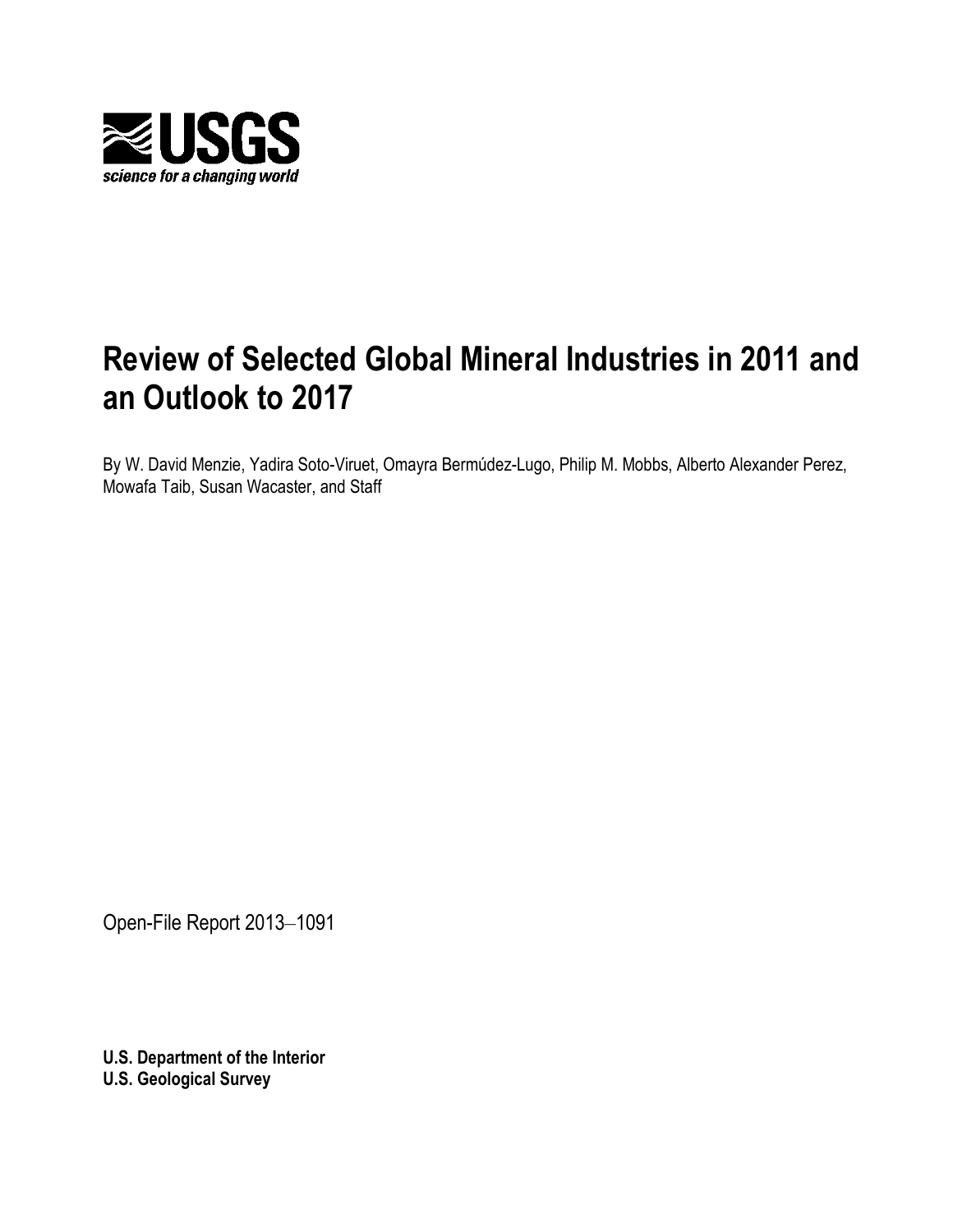USGS

science for a changing world

# Review of Selected Global Mineral Industries in 2011 and an Outlook to 2017

By W. David Menzie, Yadira Soto-Viruet, Omayra Bermúdez-Lugo, Philip M. Mobbs, Alberto Alexander Perez, Mowafa Taib, Susan Wacaster, and Staff

Open-File Report 2013–1091

**U.S. Department of the Interior**
**U.S. Geological Survey**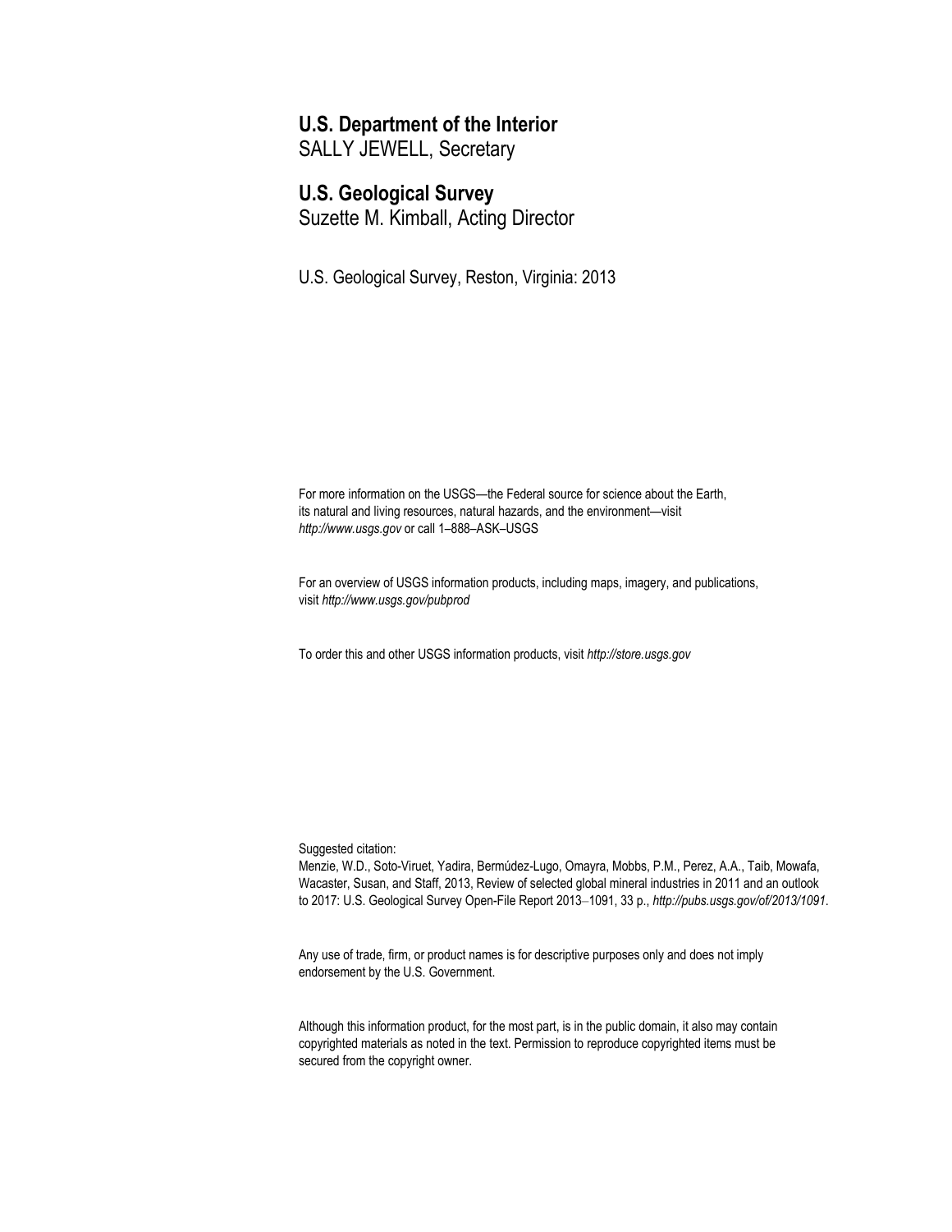**U.S. Department of the Interior**
SALLY JEWELL, Secretary

**U.S. Geological Survey**
Suzette M. Kimball, Acting Director

U.S. Geological Survey, Reston, Virginia: 2013

For more information on the USGS—the Federal source for science about the Earth, its natural and living resources, natural hazards, and the environment—visit *http://www.usgs.gov* or call 1–888–ASK–USGS

For an overview of USGS information products, including maps, imagery, and publications, visit *http://www.usgs.gov/pubprod*

To order this and other USGS information products, visit *http://store.usgs.gov*

Suggested citation:
Menzie, W.D., Soto-Viruet, Yadira, Bermúdez-Lugo, Omayra, Mobbs, P.M., Perez, A.A., Taib, Mowafa, Wacaster, Susan, and Staff, 2013, Review of selected global mineral industries in 2011 and an outlook to 2017: U.S. Geological Survey Open-File Report 2013–1091, 33 p., *http://pubs.usgs.gov/of/2013/1091*.

Any use of trade, firm, or product names is for descriptive purposes only and does not imply endorsement by the U.S. Government.

Although this information product, for the most part, is in the public domain, it also may contain copyrighted materials as noted in the text. Permission to reproduce copyrighted items must be secured from the copyright owner.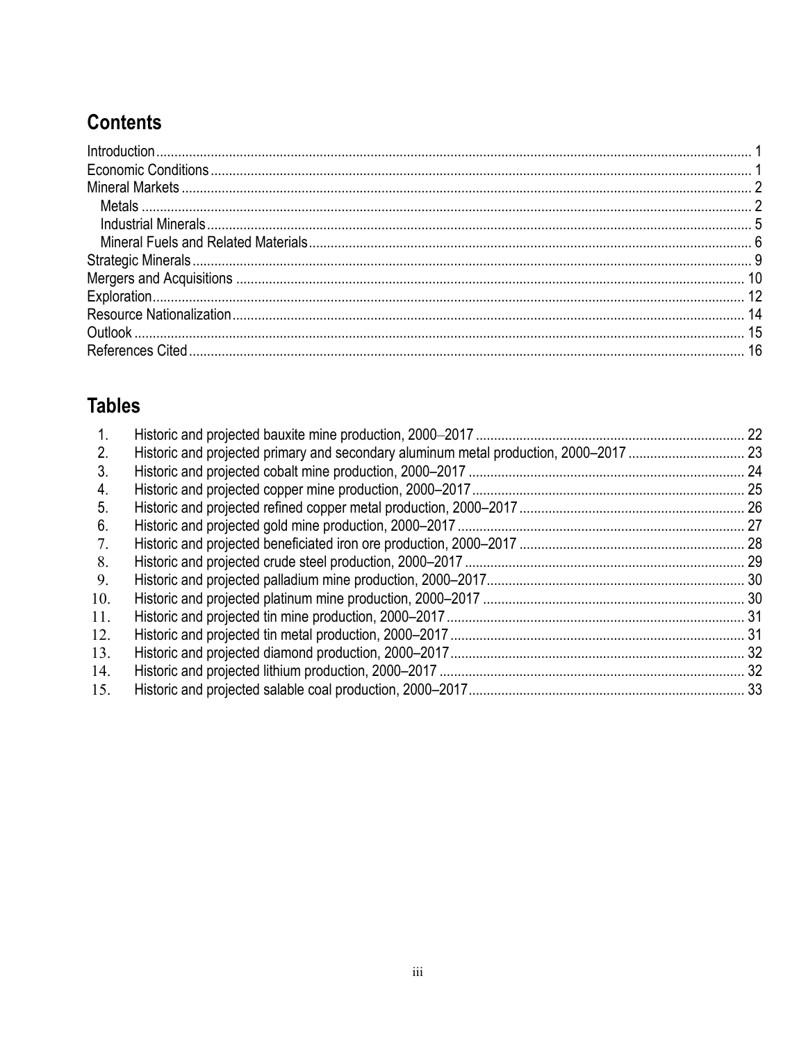## Contents

- Introduction ... 1
- Economic Conditions ... 1
- Mineral Markets ... 2
  - Metals ... 2
  - Industrial Minerals ... 5
  - Mineral Fuels and Related Materials ... 6
- Strategic Minerals ... 9
- Mergers and Acquisitions ... 10
- Exploration ... 12
- Resource Nationalization ... 14
- Outlook ... 15
- References Cited ... 16

## Tables

1. Historic and projected bauxite mine production, 2000–2017 ... 22
2. Historic and projected primary and secondary aluminum metal production, 2000–2017 ... 23
3. Historic and projected cobalt mine production, 2000–2017 ... 24
4. Historic and projected copper mine production, 2000–2017 ... 25
5. Historic and projected refined copper metal production, 2000–2017 ... 26
6. Historic and projected gold mine production, 2000–2017 ... 27
7. Historic and projected beneficiated iron ore production, 2000–2017 ... 28
8. Historic and projected crude steel production, 2000–2017 ... 29
9. Historic and projected palladium mine production, 2000–2017 ... 30
10. Historic and projected platinum mine production, 2000–2017 ... 30
11. Historic and projected tin mine production, 2000–2017 ... 31
12. Historic and projected tin metal production, 2000–2017 ... 31
13. Historic and projected diamond production, 2000–2017 ... 32
14. Historic and projected lithium production, 2000–2017 ... 32
15. Historic and projected salable coal production, 2000–2017 ... 33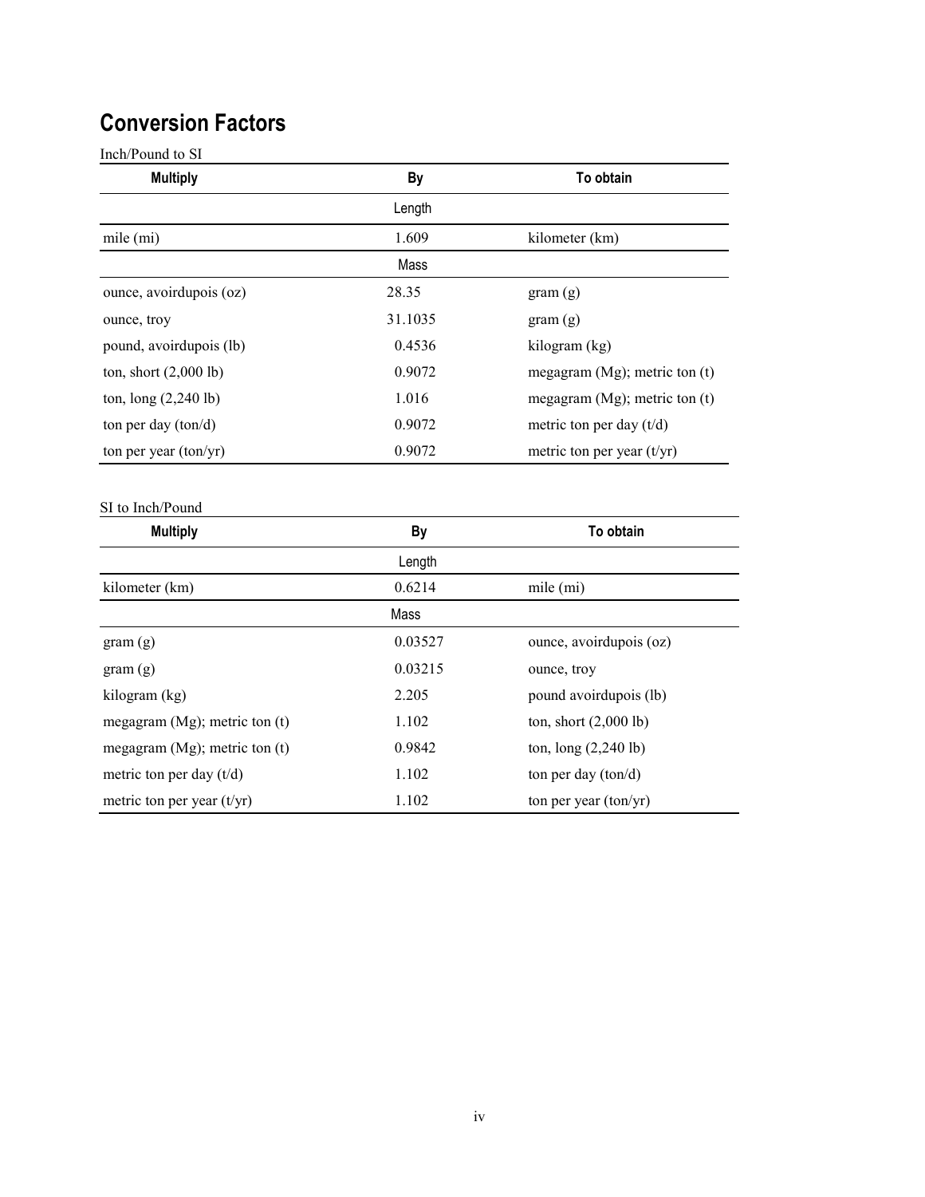## Conversion Factors

Inch/Pound to SI

| Multiply | By | To obtain |
|---|---|---|
| | Length | |
| mile (mi) | 1.609 | kilometer (km) |
| | Mass | |
| ounce, avoirdupois (oz) | 28.35 | gram (g) |
| ounce, troy | 31.1035 | gram (g) |
| pound, avoirdupois (lb) | 0.4536 | kilogram (kg) |
| ton, short (2,000 lb) | 0.9072 | megagram (Mg); metric ton (t) |
| ton, long (2,240 lb) | 1.016 | megagram (Mg); metric ton (t) |
| ton per day (ton/d) | 0.9072 | metric ton per day (t/d) |
| ton per year (ton/yr) | 0.9072 | metric ton per year (t/yr) |

SI to Inch/Pound

| Multiply | By | To obtain |
|---|---|---|
| | Length | |
| kilometer (km) | 0.6214 | mile (mi) |
| | Mass | |
| gram (g) | 0.03527 | ounce, avoirdupois (oz) |
| gram (g) | 0.03215 | ounce, troy |
| kilogram (kg) | 2.205 | pound avoirdupois (lb) |
| megagram (Mg); metric ton (t) | 1.102 | ton, short (2,000 lb) |
| megagram (Mg); metric ton (t) | 0.9842 | ton, long (2,240 lb) |
| metric ton per day (t/d) | 1.102 | ton per day (ton/d) |
| metric ton per year (t/yr) | 1.102 | ton per year (ton/yr) |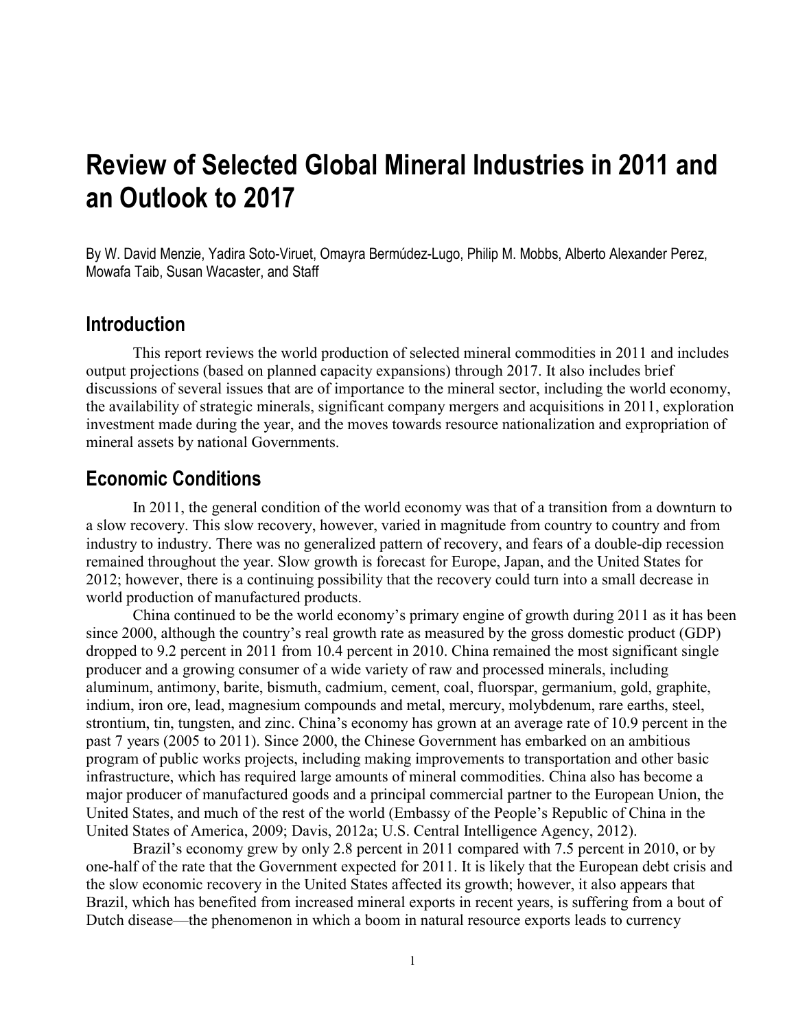# Review of Selected Global Mineral Industries in 2011 and an Outlook to 2017

By W. David Menzie, Yadira Soto-Viruet, Omayra Bermúdez-Lugo, Philip M. Mobbs, Alberto Alexander Perez, Mowafa Taib, Susan Wacaster, and Staff

## Introduction

This report reviews the world production of selected mineral commodities in 2011 and includes output projections (based on planned capacity expansions) through 2017. It also includes brief discussions of several issues that are of importance to the mineral sector, including the world economy, the availability of strategic minerals, significant company mergers and acquisitions in 2011, exploration investment made during the year, and the moves towards resource nationalization and expropriation of mineral assets by national Governments.

## Economic Conditions

In 2011, the general condition of the world economy was that of a transition from a downturn to a slow recovery. This slow recovery, however, varied in magnitude from country to country and from industry to industry. There was no generalized pattern of recovery, and fears of a double-dip recession remained throughout the year. Slow growth is forecast for Europe, Japan, and the United States for 2012; however, there is a continuing possibility that the recovery could turn into a small decrease in world production of manufactured products.

China continued to be the world economy's primary engine of growth during 2011 as it has been since 2000, although the country's real growth rate as measured by the gross domestic product (GDP) dropped to 9.2 percent in 2011 from 10.4 percent in 2010. China remained the most significant single producer and a growing consumer of a wide variety of raw and processed minerals, including aluminum, antimony, barite, bismuth, cadmium, cement, coal, fluorspar, germanium, gold, graphite, indium, iron ore, lead, magnesium compounds and metal, mercury, molybdenum, rare earths, steel, strontium, tin, tungsten, and zinc. China's economy has grown at an average rate of 10.9 percent in the past 7 years (2005 to 2011). Since 2000, the Chinese Government has embarked on an ambitious program of public works projects, including making improvements to transportation and other basic infrastructure, which has required large amounts of mineral commodities. China also has become a major producer of manufactured goods and a principal commercial partner to the European Union, the United States, and much of the rest of the world (Embassy of the People's Republic of China in the United States of America, 2009; Davis, 2012a; U.S. Central Intelligence Agency, 2012).

Brazil's economy grew by only 2.8 percent in 2011 compared with 7.5 percent in 2010, or by one-half of the rate that the Government expected for 2011. It is likely that the European debt crisis and the slow economic recovery in the United States affected its growth; however, it also appears that Brazil, which has benefited from increased mineral exports in recent years, is suffering from a bout of Dutch disease—the phenomenon in which a boom in natural resource exports leads to currency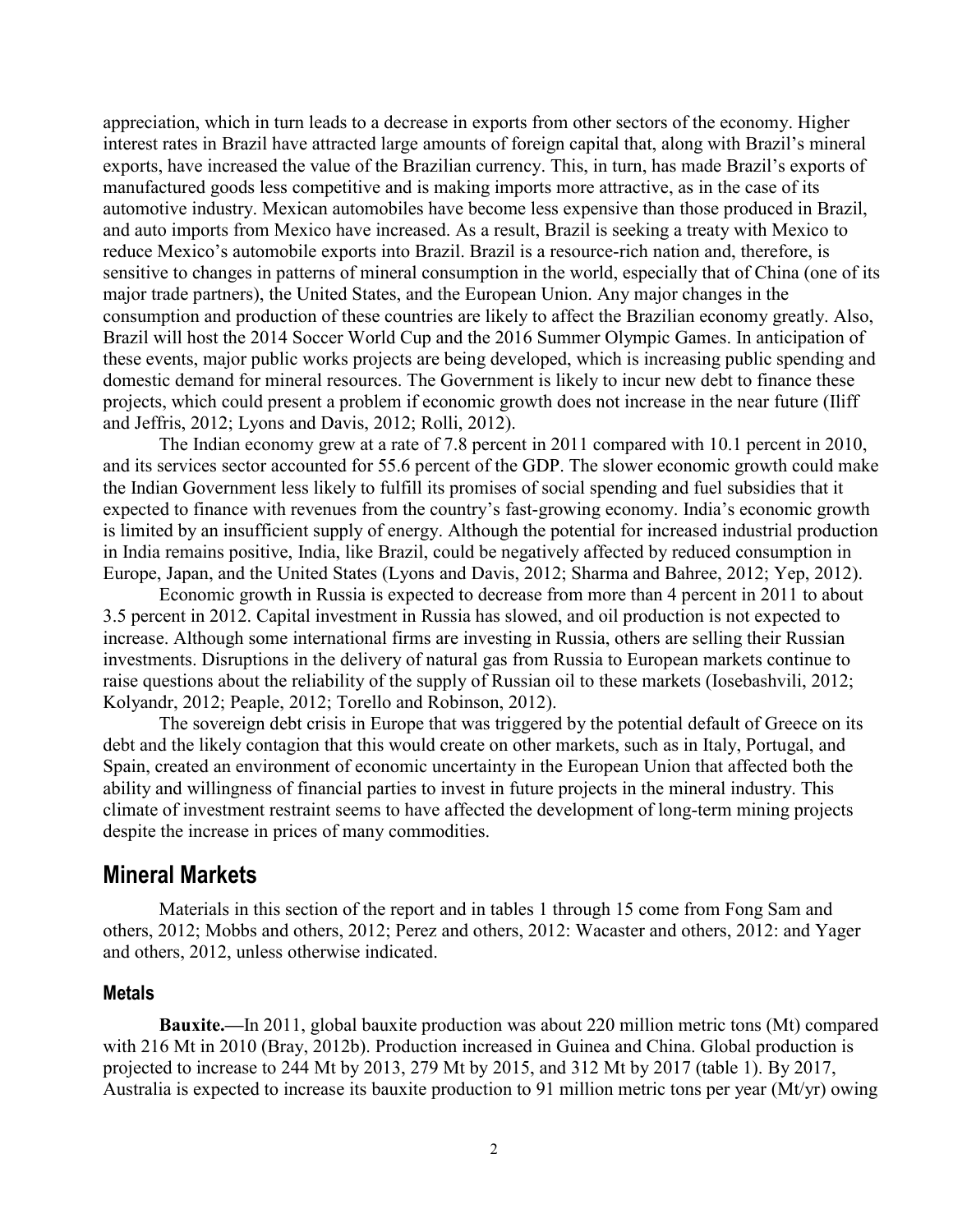appreciation, which in turn leads to a decrease in exports from other sectors of the economy. Higher interest rates in Brazil have attracted large amounts of foreign capital that, along with Brazil's mineral exports, have increased the value of the Brazilian currency. This, in turn, has made Brazil's exports of manufactured goods less competitive and is making imports more attractive, as in the case of its automotive industry. Mexican automobiles have become less expensive than those produced in Brazil, and auto imports from Mexico have increased. As a result, Brazil is seeking a treaty with Mexico to reduce Mexico's automobile exports into Brazil. Brazil is a resource-rich nation and, therefore, is sensitive to changes in patterns of mineral consumption in the world, especially that of China (one of its major trade partners), the United States, and the European Union. Any major changes in the consumption and production of these countries are likely to affect the Brazilian economy greatly. Also, Brazil will host the 2014 Soccer World Cup and the 2016 Summer Olympic Games. In anticipation of these events, major public works projects are being developed, which is increasing public spending and domestic demand for mineral resources. The Government is likely to incur new debt to finance these projects, which could present a problem if economic growth does not increase in the near future (Iliff and Jeffris, 2012; Lyons and Davis, 2012; Rolli, 2012).

The Indian economy grew at a rate of 7.8 percent in 2011 compared with 10.1 percent in 2010, and its services sector accounted for 55.6 percent of the GDP. The slower economic growth could make the Indian Government less likely to fulfill its promises of social spending and fuel subsidies that it expected to finance with revenues from the country's fast-growing economy. India's economic growth is limited by an insufficient supply of energy. Although the potential for increased industrial production in India remains positive, India, like Brazil, could be negatively affected by reduced consumption in Europe, Japan, and the United States (Lyons and Davis, 2012; Sharma and Bahree, 2012; Yep, 2012).

Economic growth in Russia is expected to decrease from more than 4 percent in 2011 to about 3.5 percent in 2012. Capital investment in Russia has slowed, and oil production is not expected to increase. Although some international firms are investing in Russia, others are selling their Russian investments. Disruptions in the delivery of natural gas from Russia to European markets continue to raise questions about the reliability of the supply of Russian oil to these markets (Iosebashvili, 2012; Kolyandr, 2012; Peaple, 2012; Torello and Robinson, 2012).

The sovereign debt crisis in Europe that was triggered by the potential default of Greece on its debt and the likely contagion that this would create on other markets, such as in Italy, Portugal, and Spain, created an environment of economic uncertainty in the European Union that affected both the ability and willingness of financial parties to invest in future projects in the mineral industry. This climate of investment restraint seems to have affected the development of long-term mining projects despite the increase in prices of many commodities.

## Mineral Markets

Materials in this section of the report and in tables 1 through 15 come from Fong Sam and others, 2012; Mobbs and others, 2012; Perez and others, 2012: Wacaster and others, 2012: and Yager and others, 2012, unless otherwise indicated.

### Metals

**Bauxite.—**In 2011, global bauxite production was about 220 million metric tons (Mt) compared with 216 Mt in 2010 (Bray, 2012b). Production increased in Guinea and China. Global production is projected to increase to 244 Mt by 2013, 279 Mt by 2015, and 312 Mt by 2017 (table 1). By 2017, Australia is expected to increase its bauxite production to 91 million metric tons per year (Mt/yr) owing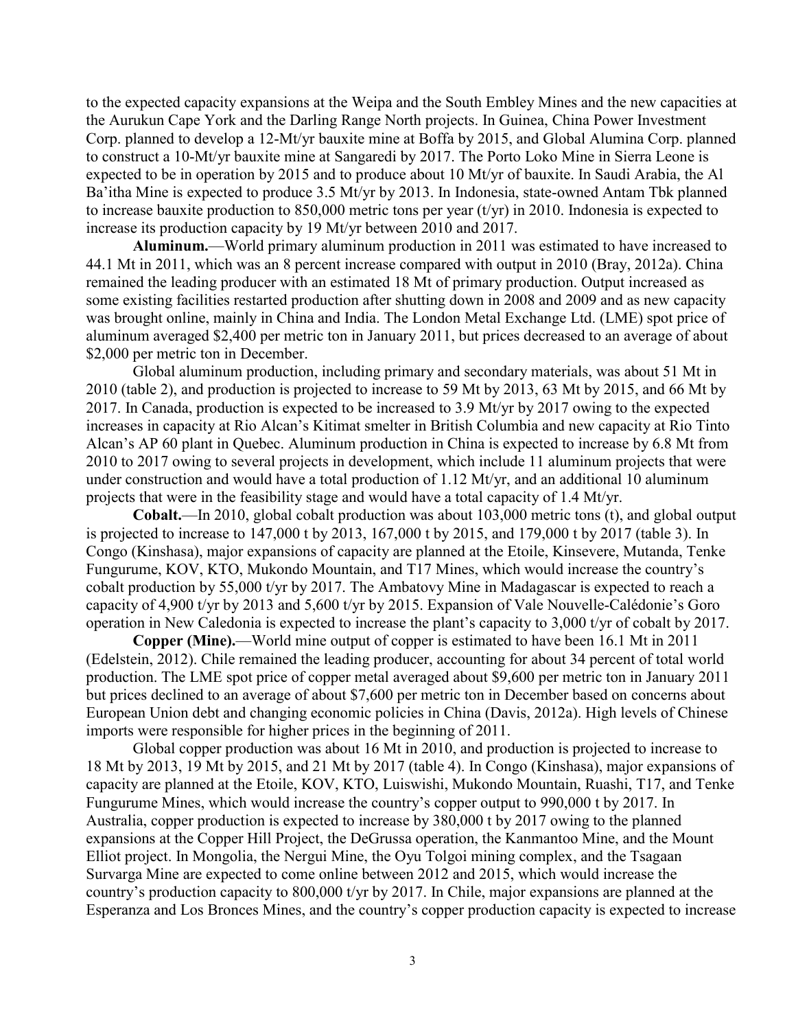to the expected capacity expansions at the Weipa and the South Embley Mines and the new capacities at the Aurukun Cape York and the Darling Range North projects. In Guinea, China Power Investment Corp. planned to develop a 12-Mt/yr bauxite mine at Boffa by 2015, and Global Alumina Corp. planned to construct a 10-Mt/yr bauxite mine at Sangaredi by 2017. The Porto Loko Mine in Sierra Leone is expected to be in operation by 2015 and to produce about 10 Mt/yr of bauxite. In Saudi Arabia, the Al Ba'itha Mine is expected to produce 3.5 Mt/yr by 2013. In Indonesia, state-owned Antam Tbk planned to increase bauxite production to 850,000 metric tons per year (t/yr) in 2010. Indonesia is expected to increase its production capacity by 19 Mt/yr between 2010 and 2017.

**Aluminum.**—World primary aluminum production in 2011 was estimated to have increased to 44.1 Mt in 2011, which was an 8 percent increase compared with output in 2010 (Bray, 2012a). China remained the leading producer with an estimated 18 Mt of primary production. Output increased as some existing facilities restarted production after shutting down in 2008 and 2009 and as new capacity was brought online, mainly in China and India. The London Metal Exchange Ltd. (LME) spot price of aluminum averaged $2,400 per metric ton in January 2011, but prices decreased to an average of about $2,000 per metric ton in December.

Global aluminum production, including primary and secondary materials, was about 51 Mt in 2010 (table 2), and production is projected to increase to 59 Mt by 2013, 63 Mt by 2015, and 66 Mt by 2017. In Canada, production is expected to be increased to 3.9 Mt/yr by 2017 owing to the expected increases in capacity at Rio Alcan's Kitimat smelter in British Columbia and new capacity at Rio Tinto Alcan's AP 60 plant in Quebec. Aluminum production in China is expected to increase by 6.8 Mt from 2010 to 2017 owing to several projects in development, which include 11 aluminum projects that were under construction and would have a total production of 1.12 Mt/yr, and an additional 10 aluminum projects that were in the feasibility stage and would have a total capacity of 1.4 Mt/yr.

**Cobalt.**—In 2010, global cobalt production was about 103,000 metric tons (t), and global output is projected to increase to 147,000 t by 2013, 167,000 t by 2015, and 179,000 t by 2017 (table 3). In Congo (Kinshasa), major expansions of capacity are planned at the Etoile, Kinsevere, Mutanda, Tenke Fungurume, KOV, KTO, Mukondo Mountain, and T17 Mines, which would increase the country's cobalt production by 55,000 t/yr by 2017. The Ambatovy Mine in Madagascar is expected to reach a capacity of 4,900 t/yr by 2013 and 5,600 t/yr by 2015. Expansion of Vale Nouvelle-Calédonie's Goro operation in New Caledonia is expected to increase the plant's capacity to 3,000 t/yr of cobalt by 2017.

**Copper (Mine).**—World mine output of copper is estimated to have been 16.1 Mt in 2011 (Edelstein, 2012). Chile remained the leading producer, accounting for about 34 percent of total world production. The LME spot price of copper metal averaged about $9,600 per metric ton in January 2011 but prices declined to an average of about $7,600 per metric ton in December based on concerns about European Union debt and changing economic policies in China (Davis, 2012a). High levels of Chinese imports were responsible for higher prices in the beginning of 2011.

Global copper production was about 16 Mt in 2010, and production is projected to increase to 18 Mt by 2013, 19 Mt by 2015, and 21 Mt by 2017 (table 4). In Congo (Kinshasa), major expansions of capacity are planned at the Etoile, KOV, KTO, Luiswishi, Mukondo Mountain, Ruashi, T17, and Tenke Fungurume Mines, which would increase the country's copper output to 990,000 t by 2017. In Australia, copper production is expected to increase by 380,000 t by 2017 owing to the planned expansions at the Copper Hill Project, the DeGrussa operation, the Kanmantoo Mine, and the Mount Elliot project. In Mongolia, the Nergui Mine, the Oyu Tolgoi mining complex, and the Tsagaan Survarga Mine are expected to come online between 2012 and 2015, which would increase the country's production capacity to 800,000 t/yr by 2017. In Chile, major expansions are planned at the Esperanza and Los Bronces Mines, and the country's copper production capacity is expected to increase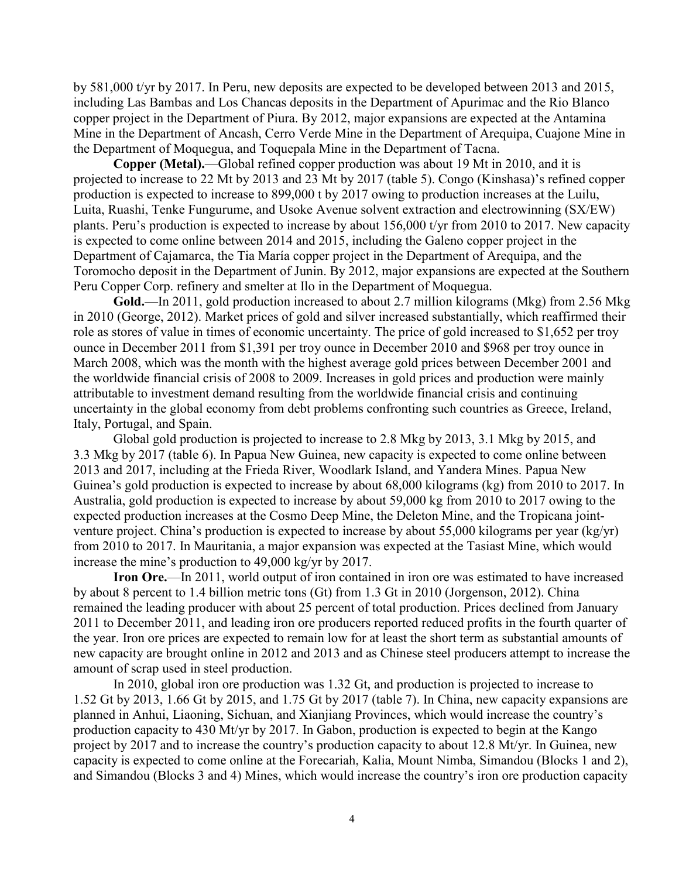by 581,000 t/yr by 2017. In Peru, new deposits are expected to be developed between 2013 and 2015, including Las Bambas and Los Chancas deposits in the Department of Apurimac and the Rio Blanco copper project in the Department of Piura. By 2012, major expansions are expected at the Antamina Mine in the Department of Ancash, Cerro Verde Mine in the Department of Arequipa, Cuajone Mine in the Department of Moquegua, and Toquepala Mine in the Department of Tacna.

**Copper (Metal).**—Global refined copper production was about 19 Mt in 2010, and it is projected to increase to 22 Mt by 2013 and 23 Mt by 2017 (table 5). Congo (Kinshasa)'s refined copper production is expected to increase to 899,000 t by 2017 owing to production increases at the Luilu, Luita, Ruashi, Tenke Fungurume, and Usoke Avenue solvent extraction and electrowinning (SX/EW) plants. Peru's production is expected to increase by about 156,000 t/yr from 2010 to 2017. New capacity is expected to come online between 2014 and 2015, including the Galeno copper project in the Department of Cajamarca, the Tia María copper project in the Department of Arequipa, and the Toromocho deposit in the Department of Junin. By 2012, major expansions are expected at the Southern Peru Copper Corp. refinery and smelter at Ilo in the Department of Moquegua.

**Gold.**—In 2011, gold production increased to about 2.7 million kilograms (Mkg) from 2.56 Mkg in 2010 (George, 2012). Market prices of gold and silver increased substantially, which reaffirmed their role as stores of value in times of economic uncertainty. The price of gold increased to $1,652 per troy ounce in December 2011 from $1,391 per troy ounce in December 2010 and $968 per troy ounce in March 2008, which was the month with the highest average gold prices between December 2001 and the worldwide financial crisis of 2008 to 2009. Increases in gold prices and production were mainly attributable to investment demand resulting from the worldwide financial crisis and continuing uncertainty in the global economy from debt problems confronting such countries as Greece, Ireland, Italy, Portugal, and Spain.

Global gold production is projected to increase to 2.8 Mkg by 2013, 3.1 Mkg by 2015, and 3.3 Mkg by 2017 (table 6). In Papua New Guinea, new capacity is expected to come online between 2013 and 2017, including at the Frieda River, Woodlark Island, and Yandera Mines. Papua New Guinea's gold production is expected to increase by about 68,000 kilograms (kg) from 2010 to 2017. In Australia, gold production is expected to increase by about 59,000 kg from 2010 to 2017 owing to the expected production increases at the Cosmo Deep Mine, the Deleton Mine, and the Tropicana joint-venture project. China's production is expected to increase by about 55,000 kilograms per year (kg/yr) from 2010 to 2017. In Mauritania, a major expansion was expected at the Tasiast Mine, which would increase the mine's production to 49,000 kg/yr by 2017.

**Iron Ore.**—In 2011, world output of iron contained in iron ore was estimated to have increased by about 8 percent to 1.4 billion metric tons (Gt) from 1.3 Gt in 2010 (Jorgenson, 2012). China remained the leading producer with about 25 percent of total production. Prices declined from January 2011 to December 2011, and leading iron ore producers reported reduced profits in the fourth quarter of the year. Iron ore prices are expected to remain low for at least the short term as substantial amounts of new capacity are brought online in 2012 and 2013 and as Chinese steel producers attempt to increase the amount of scrap used in steel production.

In 2010, global iron ore production was 1.32 Gt, and production is projected to increase to 1.52 Gt by 2013, 1.66 Gt by 2015, and 1.75 Gt by 2017 (table 7). In China, new capacity expansions are planned in Anhui, Liaoning, Sichuan, and Xianjiang Provinces, which would increase the country's production capacity to 430 Mt/yr by 2017. In Gabon, production is expected to begin at the Kango project by 2017 and to increase the country's production capacity to about 12.8 Mt/yr. In Guinea, new capacity is expected to come online at the Forecariah, Kalia, Mount Nimba, Simandou (Blocks 1 and 2), and Simandou (Blocks 3 and 4) Mines, which would increase the country's iron ore production capacity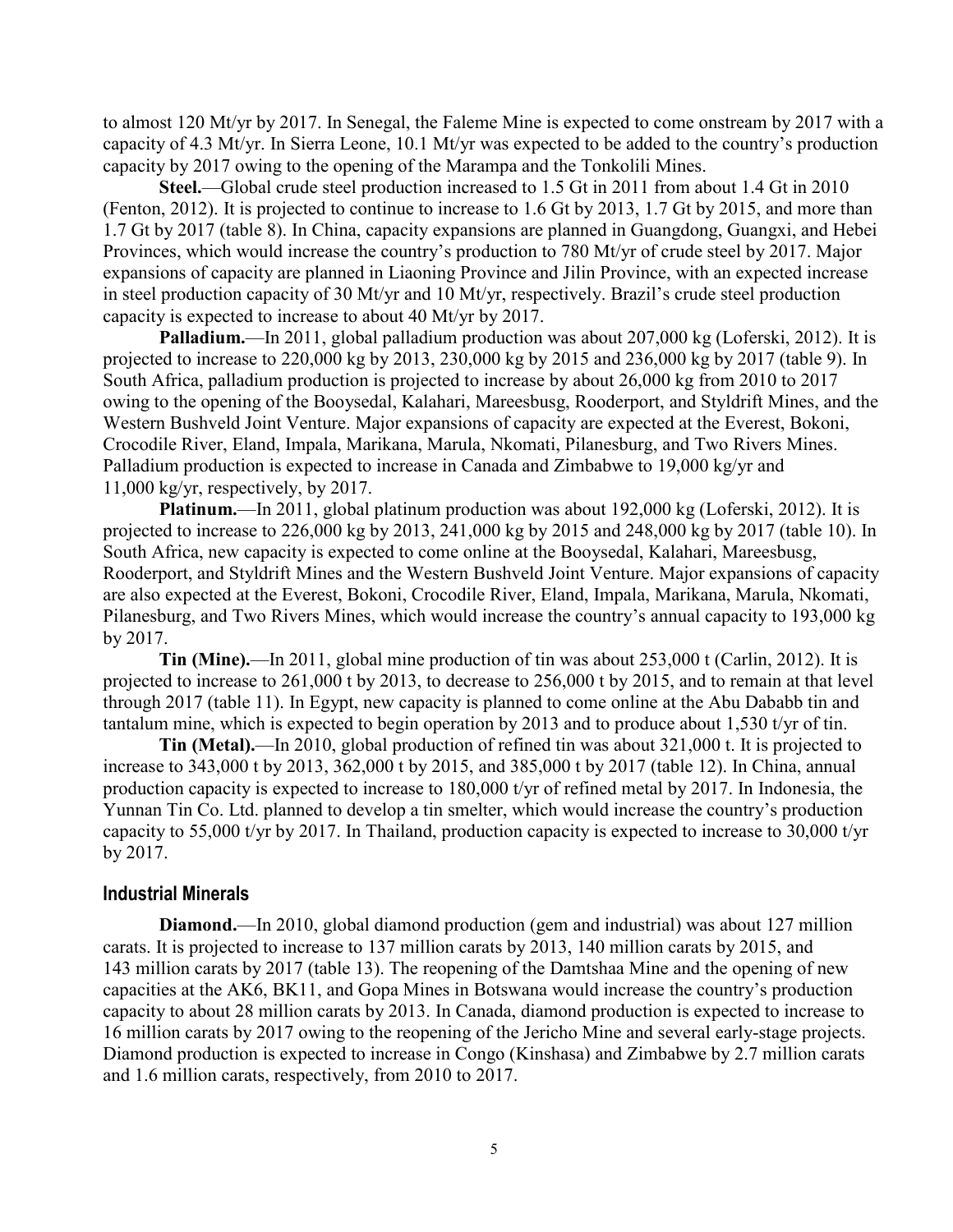to almost 120 Mt/yr by 2017. In Senegal, the Faleme Mine is expected to come onstream by 2017 with a capacity of 4.3 Mt/yr. In Sierra Leone, 10.1 Mt/yr was expected to be added to the country's production capacity by 2017 owing to the opening of the Marampa and the Tonkolili Mines.

**Steel.**—Global crude steel production increased to 1.5 Gt in 2011 from about 1.4 Gt in 2010 (Fenton, 2012). It is projected to continue to increase to 1.6 Gt by 2013, 1.7 Gt by 2015, and more than 1.7 Gt by 2017 (table 8). In China, capacity expansions are planned in Guangdong, Guangxi, and Hebei Provinces, which would increase the country's production to 780 Mt/yr of crude steel by 2017. Major expansions of capacity are planned in Liaoning Province and Jilin Province, with an expected increase in steel production capacity of 30 Mt/yr and 10 Mt/yr, respectively. Brazil's crude steel production capacity is expected to increase to about 40 Mt/yr by 2017.

**Palladium.**—In 2011, global palladium production was about 207,000 kg (Loferski, 2012). It is projected to increase to 220,000 kg by 2013, 230,000 kg by 2015 and 236,000 kg by 2017 (table 9). In South Africa, palladium production is projected to increase by about 26,000 kg from 2010 to 2017 owing to the opening of the Booysedal, Kalahari, Mareesbusg, Rooderport, and Styldrift Mines, and the Western Bushveld Joint Venture. Major expansions of capacity are expected at the Everest, Bokoni, Crocodile River, Eland, Impala, Marikana, Marula, Nkomati, Pilanesburg, and Two Rivers Mines. Palladium production is expected to increase in Canada and Zimbabwe to 19,000 kg/yr and 11,000 kg/yr, respectively, by 2017.

**Platinum.**—In 2011, global platinum production was about 192,000 kg (Loferski, 2012). It is projected to increase to 226,000 kg by 2013, 241,000 kg by 2015 and 248,000 kg by 2017 (table 10). In South Africa, new capacity is expected to come online at the Booysedal, Kalahari, Mareesbusg, Rooderport, and Styldrift Mines and the Western Bushveld Joint Venture. Major expansions of capacity are also expected at the Everest, Bokoni, Crocodile River, Eland, Impala, Marikana, Marula, Nkomati, Pilanesburg, and Two Rivers Mines, which would increase the country's annual capacity to 193,000 kg by 2017.

**Tin (Mine).**—In 2011, global mine production of tin was about 253,000 t (Carlin, 2012). It is projected to increase to 261,000 t by 2013, to decrease to 256,000 t by 2015, and to remain at that level through 2017 (table 11). In Egypt, new capacity is planned to come online at the Abu Dababb tin and tantalum mine, which is expected to begin operation by 2013 and to produce about 1,530 t/yr of tin.

**Tin (Metal).**—In 2010, global production of refined tin was about 321,000 t. It is projected to increase to 343,000 t by 2013, 362,000 t by 2015, and 385,000 t by 2017 (table 12). In China, annual production capacity is expected to increase to 180,000 t/yr of refined metal by 2017. In Indonesia, the Yunnan Tin Co. Ltd. planned to develop a tin smelter, which would increase the country's production capacity to 55,000 t/yr by 2017. In Thailand, production capacity is expected to increase to 30,000 t/yr by 2017.

## Industrial Minerals

**Diamond.**—In 2010, global diamond production (gem and industrial) was about 127 million carats. It is projected to increase to 137 million carats by 2013, 140 million carats by 2015, and 143 million carats by 2017 (table 13). The reopening of the Damtshaa Mine and the opening of new capacities at the AK6, BK11, and Gopa Mines in Botswana would increase the country's production capacity to about 28 million carats by 2013. In Canada, diamond production is expected to increase to 16 million carats by 2017 owing to the reopening of the Jericho Mine and several early-stage projects. Diamond production is expected to increase in Congo (Kinshasa) and Zimbabwe by 2.7 million carats and 1.6 million carats, respectively, from 2010 to 2017.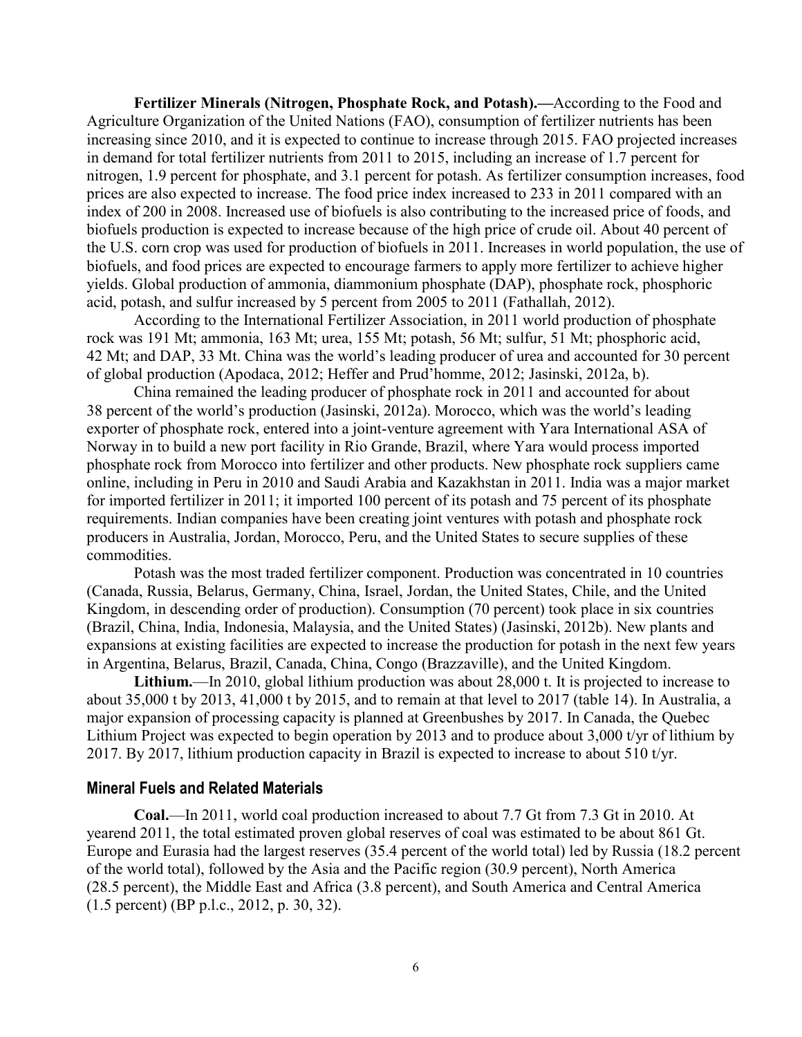**Fertilizer Minerals (Nitrogen, Phosphate Rock, and Potash).—**According to the Food and Agriculture Organization of the United Nations (FAO), consumption of fertilizer nutrients has been increasing since 2010, and it is expected to continue to increase through 2015. FAO projected increases in demand for total fertilizer nutrients from 2011 to 2015, including an increase of 1.7 percent for nitrogen, 1.9 percent for phosphate, and 3.1 percent for potash. As fertilizer consumption increases, food prices are also expected to increase. The food price index increased to 233 in 2011 compared with an index of 200 in 2008. Increased use of biofuels is also contributing to the increased price of foods, and biofuels production is expected to increase because of the high price of crude oil. About 40 percent of the U.S. corn crop was used for production of biofuels in 2011. Increases in world population, the use of biofuels, and food prices are expected to encourage farmers to apply more fertilizer to achieve higher yields. Global production of ammonia, diammonium phosphate (DAP), phosphate rock, phosphoric acid, potash, and sulfur increased by 5 percent from 2005 to 2011 (Fathallah, 2012).

According to the International Fertilizer Association, in 2011 world production of phosphate rock was 191 Mt; ammonia, 163 Mt; urea, 155 Mt; potash, 56 Mt; sulfur, 51 Mt; phosphoric acid, 42 Mt; and DAP, 33 Mt. China was the world's leading producer of urea and accounted for 30 percent of global production (Apodaca, 2012; Heffer and Prud'homme, 2012; Jasinski, 2012a, b).

China remained the leading producer of phosphate rock in 2011 and accounted for about 38 percent of the world's production (Jasinski, 2012a). Morocco, which was the world's leading exporter of phosphate rock, entered into a joint-venture agreement with Yara International ASA of Norway in to build a new port facility in Rio Grande, Brazil, where Yara would process imported phosphate rock from Morocco into fertilizer and other products. New phosphate rock suppliers came online, including in Peru in 2010 and Saudi Arabia and Kazakhstan in 2011. India was a major market for imported fertilizer in 2011; it imported 100 percent of its potash and 75 percent of its phosphate requirements. Indian companies have been creating joint ventures with potash and phosphate rock producers in Australia, Jordan, Morocco, Peru, and the United States to secure supplies of these commodities.

Potash was the most traded fertilizer component. Production was concentrated in 10 countries (Canada, Russia, Belarus, Germany, China, Israel, Jordan, the United States, Chile, and the United Kingdom, in descending order of production). Consumption (70 percent) took place in six countries (Brazil, China, India, Indonesia, Malaysia, and the United States) (Jasinski, 2012b). New plants and expansions at existing facilities are expected to increase the production for potash in the next few years in Argentina, Belarus, Brazil, Canada, China, Congo (Brazzaville), and the United Kingdom.

**Lithium.**—In 2010, global lithium production was about 28,000 t. It is projected to increase to about 35,000 t by 2013, 41,000 t by 2015, and to remain at that level to 2017 (table 14). In Australia, a major expansion of processing capacity is planned at Greenbushes by 2017. In Canada, the Quebec Lithium Project was expected to begin operation by 2013 and to produce about 3,000 t/yr of lithium by 2017. By 2017, lithium production capacity in Brazil is expected to increase to about 510 t/yr.

## Mineral Fuels and Related Materials

**Coal.**—In 2011, world coal production increased to about 7.7 Gt from 7.3 Gt in 2010. At yearend 2011, the total estimated proven global reserves of coal was estimated to be about 861 Gt. Europe and Eurasia had the largest reserves (35.4 percent of the world total) led by Russia (18.2 percent of the world total), followed by the Asia and the Pacific region (30.9 percent), North America (28.5 percent), the Middle East and Africa (3.8 percent), and South America and Central America (1.5 percent) (BP p.l.c., 2012, p. 30, 32).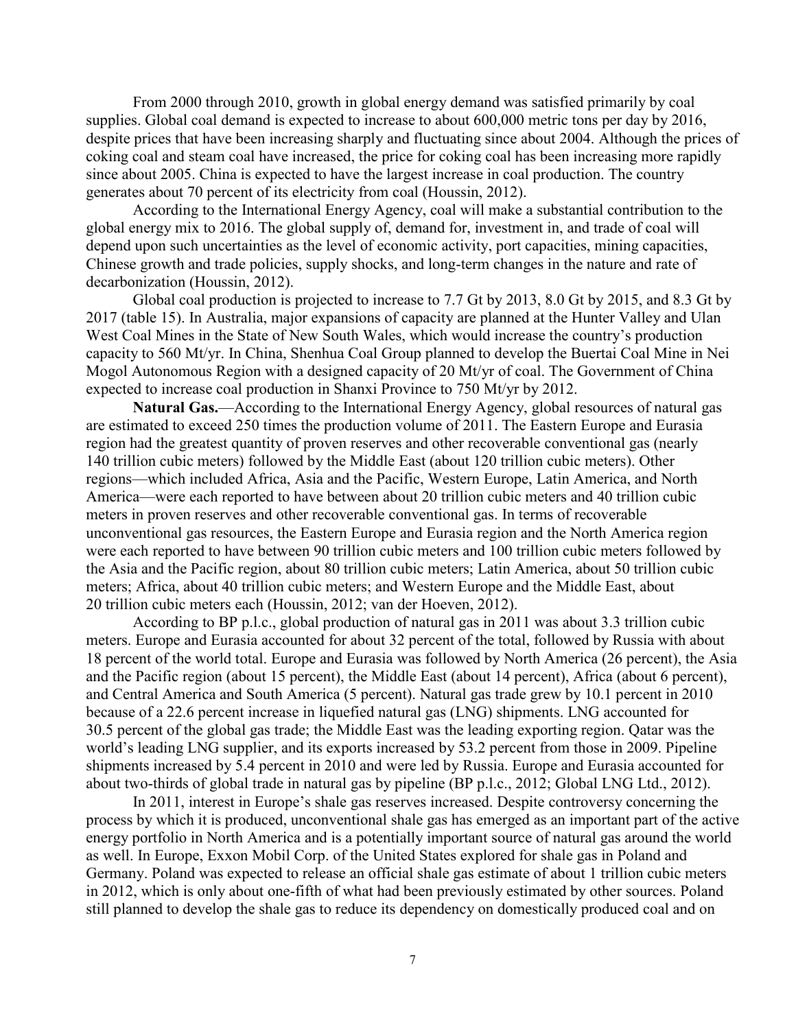From 2000 through 2010, growth in global energy demand was satisfied primarily by coal supplies. Global coal demand is expected to increase to about 600,000 metric tons per day by 2016, despite prices that have been increasing sharply and fluctuating since about 2004. Although the prices of coking coal and steam coal have increased, the price for coking coal has been increasing more rapidly since about 2005. China is expected to have the largest increase in coal production. The country generates about 70 percent of its electricity from coal (Houssin, 2012).

According to the International Energy Agency, coal will make a substantial contribution to the global energy mix to 2016. The global supply of, demand for, investment in, and trade of coal will depend upon such uncertainties as the level of economic activity, port capacities, mining capacities, Chinese growth and trade policies, supply shocks, and long-term changes in the nature and rate of decarbonization (Houssin, 2012).

Global coal production is projected to increase to 7.7 Gt by 2013, 8.0 Gt by 2015, and 8.3 Gt by 2017 (table 15). In Australia, major expansions of capacity are planned at the Hunter Valley and Ulan West Coal Mines in the State of New South Wales, which would increase the country's production capacity to 560 Mt/yr. In China, Shenhua Coal Group planned to develop the Buertai Coal Mine in Nei Mogol Autonomous Region with a designed capacity of 20 Mt/yr of coal. The Government of China expected to increase coal production in Shanxi Province to 750 Mt/yr by 2012.

**Natural Gas.**—According to the International Energy Agency, global resources of natural gas are estimated to exceed 250 times the production volume of 2011. The Eastern Europe and Eurasia region had the greatest quantity of proven reserves and other recoverable conventional gas (nearly 140 trillion cubic meters) followed by the Middle East (about 120 trillion cubic meters). Other regions—which included Africa, Asia and the Pacific, Western Europe, Latin America, and North America—were each reported to have between about 20 trillion cubic meters and 40 trillion cubic meters in proven reserves and other recoverable conventional gas. In terms of recoverable unconventional gas resources, the Eastern Europe and Eurasia region and the North America region were each reported to have between 90 trillion cubic meters and 100 trillion cubic meters followed by the Asia and the Pacific region, about 80 trillion cubic meters; Latin America, about 50 trillion cubic meters; Africa, about 40 trillion cubic meters; and Western Europe and the Middle East, about 20 trillion cubic meters each (Houssin, 2012; van der Hoeven, 2012).

According to BP p.l.c., global production of natural gas in 2011 was about 3.3 trillion cubic meters. Europe and Eurasia accounted for about 32 percent of the total, followed by Russia with about 18 percent of the world total. Europe and Eurasia was followed by North America (26 percent), the Asia and the Pacific region (about 15 percent), the Middle East (about 14 percent), Africa (about 6 percent), and Central America and South America (5 percent). Natural gas trade grew by 10.1 percent in 2010 because of a 22.6 percent increase in liquefied natural gas (LNG) shipments. LNG accounted for 30.5 percent of the global gas trade; the Middle East was the leading exporting region. Qatar was the world's leading LNG supplier, and its exports increased by 53.2 percent from those in 2009. Pipeline shipments increased by 5.4 percent in 2010 and were led by Russia. Europe and Eurasia accounted for about two-thirds of global trade in natural gas by pipeline (BP p.l.c., 2012; Global LNG Ltd., 2012).

In 2011, interest in Europe's shale gas reserves increased. Despite controversy concerning the process by which it is produced, unconventional shale gas has emerged as an important part of the active energy portfolio in North America and is a potentially important source of natural gas around the world as well. In Europe, Exxon Mobil Corp. of the United States explored for shale gas in Poland and Germany. Poland was expected to release an official shale gas estimate of about 1 trillion cubic meters in 2012, which is only about one-fifth of what had been previously estimated by other sources. Poland still planned to develop the shale gas to reduce its dependency on domestically produced coal and on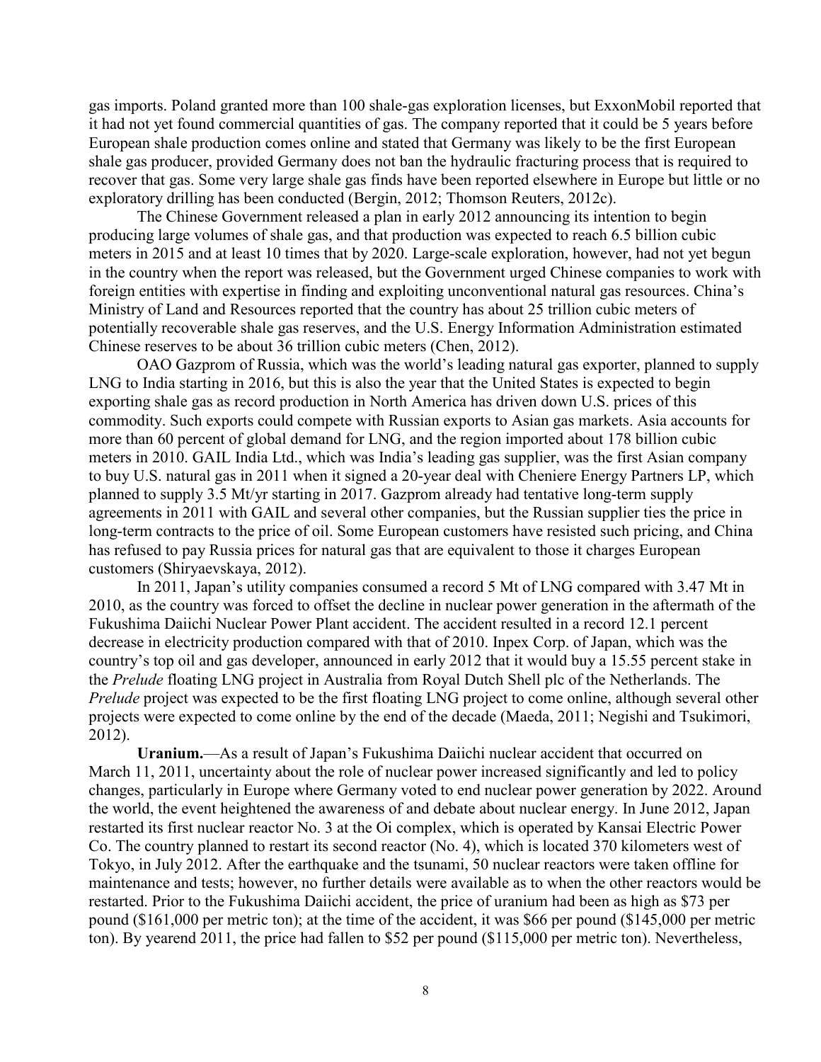gas imports. Poland granted more than 100 shale-gas exploration licenses, but ExxonMobil reported that it had not yet found commercial quantities of gas. The company reported that it could be 5 years before European shale production comes online and stated that Germany was likely to be the first European shale gas producer, provided Germany does not ban the hydraulic fracturing process that is required to recover that gas. Some very large shale gas finds have been reported elsewhere in Europe but little or no exploratory drilling has been conducted (Bergin, 2012; Thomson Reuters, 2012c).

The Chinese Government released a plan in early 2012 announcing its intention to begin producing large volumes of shale gas, and that production was expected to reach 6.5 billion cubic meters in 2015 and at least 10 times that by 2020. Large-scale exploration, however, had not yet begun in the country when the report was released, but the Government urged Chinese companies to work with foreign entities with expertise in finding and exploiting unconventional natural gas resources. China's Ministry of Land and Resources reported that the country has about 25 trillion cubic meters of potentially recoverable shale gas reserves, and the U.S. Energy Information Administration estimated Chinese reserves to be about 36 trillion cubic meters (Chen, 2012).

OAO Gazprom of Russia, which was the world's leading natural gas exporter, planned to supply LNG to India starting in 2016, but this is also the year that the United States is expected to begin exporting shale gas as record production in North America has driven down U.S. prices of this commodity. Such exports could compete with Russian exports to Asian gas markets. Asia accounts for more than 60 percent of global demand for LNG, and the region imported about 178 billion cubic meters in 2010. GAIL India Ltd., which was India's leading gas supplier, was the first Asian company to buy U.S. natural gas in 2011 when it signed a 20-year deal with Cheniere Energy Partners LP, which planned to supply 3.5 Mt/yr starting in 2017. Gazprom already had tentative long-term supply agreements in 2011 with GAIL and several other companies, but the Russian supplier ties the price in long-term contracts to the price of oil. Some European customers have resisted such pricing, and China has refused to pay Russia prices for natural gas that are equivalent to those it charges European customers (Shiryaevskaya, 2012).

In 2011, Japan's utility companies consumed a record 5 Mt of LNG compared with 3.47 Mt in 2010, as the country was forced to offset the decline in nuclear power generation in the aftermath of the Fukushima Daiichi Nuclear Power Plant accident. The accident resulted in a record 12.1 percent decrease in electricity production compared with that of 2010. Inpex Corp. of Japan, which was the country's top oil and gas developer, announced in early 2012 that it would buy a 15.55 percent stake in the *Prelude* floating LNG project in Australia from Royal Dutch Shell plc of the Netherlands. The *Prelude* project was expected to be the first floating LNG project to come online, although several other projects were expected to come online by the end of the decade (Maeda, 2011; Negishi and Tsukimori, 2012).

**Uranium.**—As a result of Japan's Fukushima Daiichi nuclear accident that occurred on March 11, 2011, uncertainty about the role of nuclear power increased significantly and led to policy changes, particularly in Europe where Germany voted to end nuclear power generation by 2022. Around the world, the event heightened the awareness of and debate about nuclear energy. In June 2012, Japan restarted its first nuclear reactor No. 3 at the Oi complex, which is operated by Kansai Electric Power Co. The country planned to restart its second reactor (No. 4), which is located 370 kilometers west of Tokyo, in July 2012. After the earthquake and the tsunami, 50 nuclear reactors were taken offline for maintenance and tests; however, no further details were available as to when the other reactors would be restarted. Prior to the Fukushima Daiichi accident, the price of uranium had been as high as $73 per pound ($161,000 per metric ton); at the time of the accident, it was $66 per pound ($145,000 per metric ton). By yearend 2011, the price had fallen to $52 per pound ($115,000 per metric ton). Nevertheless,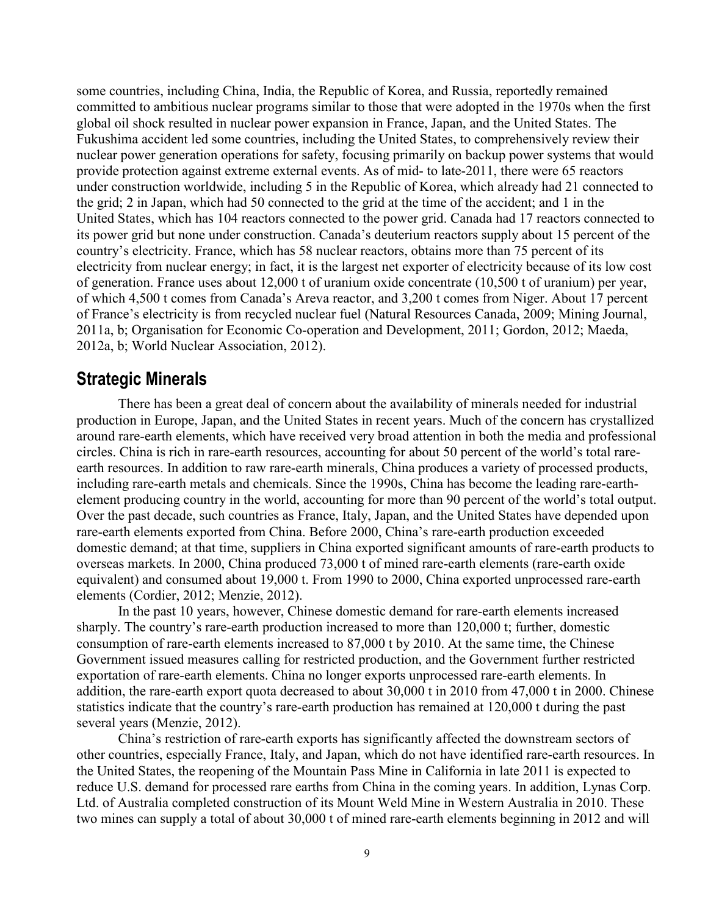some countries, including China, India, the Republic of Korea, and Russia, reportedly remained committed to ambitious nuclear programs similar to those that were adopted in the 1970s when the first global oil shock resulted in nuclear power expansion in France, Japan, and the United States. The Fukushima accident led some countries, including the United States, to comprehensively review their nuclear power generation operations for safety, focusing primarily on backup power systems that would provide protection against extreme external events. As of mid- to late-2011, there were 65 reactors under construction worldwide, including 5 in the Republic of Korea, which already had 21 connected to the grid; 2 in Japan, which had 50 connected to the grid at the time of the accident; and 1 in the United States, which has 104 reactors connected to the power grid. Canada had 17 reactors connected to its power grid but none under construction. Canada's deuterium reactors supply about 15 percent of the country's electricity. France, which has 58 nuclear reactors, obtains more than 75 percent of its electricity from nuclear energy; in fact, it is the largest net exporter of electricity because of its low cost of generation. France uses about 12,000 t of uranium oxide concentrate (10,500 t of uranium) per year, of which 4,500 t comes from Canada's Areva reactor, and 3,200 t comes from Niger. About 17 percent of France's electricity is from recycled nuclear fuel (Natural Resources Canada, 2009; Mining Journal, 2011a, b; Organisation for Economic Co-operation and Development, 2011; Gordon, 2012; Maeda, 2012a, b; World Nuclear Association, 2012).

## Strategic Minerals

There has been a great deal of concern about the availability of minerals needed for industrial production in Europe, Japan, and the United States in recent years. Much of the concern has crystallized around rare-earth elements, which have received very broad attention in both the media and professional circles. China is rich in rare-earth resources, accounting for about 50 percent of the world's total rare-earth resources. In addition to raw rare-earth minerals, China produces a variety of processed products, including rare-earth metals and chemicals. Since the 1990s, China has become the leading rare-earth-element producing country in the world, accounting for more than 90 percent of the world's total output. Over the past decade, such countries as France, Italy, Japan, and the United States have depended upon rare-earth elements exported from China. Before 2000, China's rare-earth production exceeded domestic demand; at that time, suppliers in China exported significant amounts of rare-earth products to overseas markets. In 2000, China produced 73,000 t of mined rare-earth elements (rare-earth oxide equivalent) and consumed about 19,000 t. From 1990 to 2000, China exported unprocessed rare-earth elements (Cordier, 2012; Menzie, 2012).

In the past 10 years, however, Chinese domestic demand for rare-earth elements increased sharply. The country's rare-earth production increased to more than 120,000 t; further, domestic consumption of rare-earth elements increased to 87,000 t by 2010. At the same time, the Chinese Government issued measures calling for restricted production, and the Government further restricted exportation of rare-earth elements. China no longer exports unprocessed rare-earth elements. In addition, the rare-earth export quota decreased to about 30,000 t in 2010 from 47,000 t in 2000. Chinese statistics indicate that the country's rare-earth production has remained at 120,000 t during the past several years (Menzie, 2012).

China's restriction of rare-earth exports has significantly affected the downstream sectors of other countries, especially France, Italy, and Japan, which do not have identified rare-earth resources. In the United States, the reopening of the Mountain Pass Mine in California in late 2011 is expected to reduce U.S. demand for processed rare earths from China in the coming years. In addition, Lynas Corp. Ltd. of Australia completed construction of its Mount Weld Mine in Western Australia in 2010. These two mines can supply a total of about 30,000 t of mined rare-earth elements beginning in 2012 and will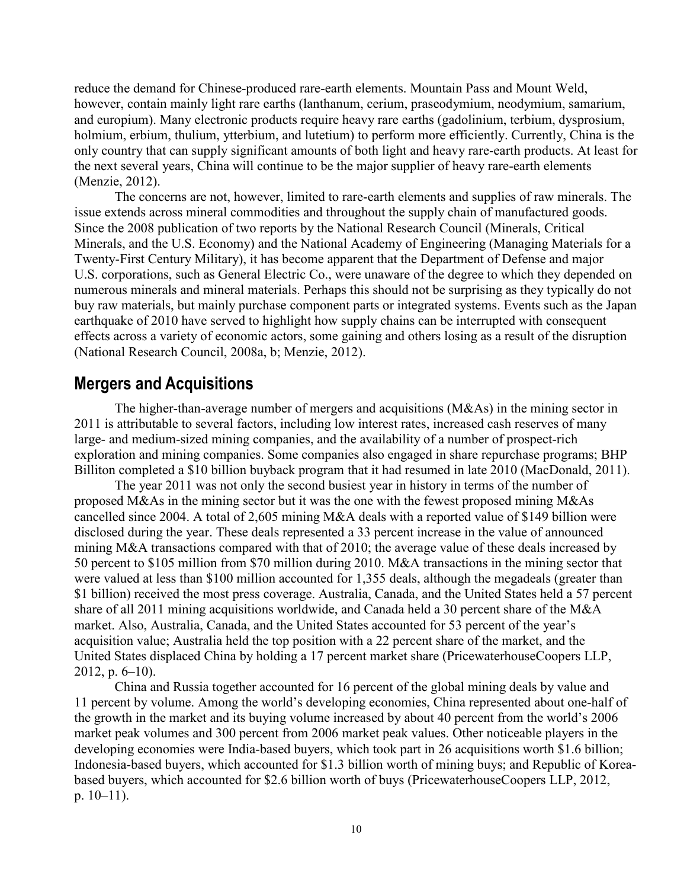reduce the demand for Chinese-produced rare-earth elements. Mountain Pass and Mount Weld, however, contain mainly light rare earths (lanthanum, cerium, praseodymium, neodymium, samarium, and europium). Many electronic products require heavy rare earths (gadolinium, terbium, dysprosium, holmium, erbium, thulium, ytterbium, and lutetium) to perform more efficiently. Currently, China is the only country that can supply significant amounts of both light and heavy rare-earth products. At least for the next several years, China will continue to be the major supplier of heavy rare-earth elements (Menzie, 2012).

The concerns are not, however, limited to rare-earth elements and supplies of raw minerals. The issue extends across mineral commodities and throughout the supply chain of manufactured goods. Since the 2008 publication of two reports by the National Research Council (Minerals, Critical Minerals, and the U.S. Economy) and the National Academy of Engineering (Managing Materials for a Twenty-First Century Military), it has become apparent that the Department of Defense and major U.S. corporations, such as General Electric Co., were unaware of the degree to which they depended on numerous minerals and mineral materials. Perhaps this should not be surprising as they typically do not buy raw materials, but mainly purchase component parts or integrated systems. Events such as the Japan earthquake of 2010 have served to highlight how supply chains can be interrupted with consequent effects across a variety of economic actors, some gaining and others losing as a result of the disruption (National Research Council, 2008a, b; Menzie, 2012).

## Mergers and Acquisitions

The higher-than-average number of mergers and acquisitions (M&As) in the mining sector in 2011 is attributable to several factors, including low interest rates, increased cash reserves of many large- and medium-sized mining companies, and the availability of a number of prospect-rich exploration and mining companies. Some companies also engaged in share repurchase programs; BHP Billiton completed a $10 billion buyback program that it had resumed in late 2010 (MacDonald, 2011).

The year 2011 was not only the second busiest year in history in terms of the number of proposed M&As in the mining sector but it was the one with the fewest proposed mining M&As cancelled since 2004. A total of 2,605 mining M&A deals with a reported value of $149 billion were disclosed during the year. These deals represented a 33 percent increase in the value of announced mining M&A transactions compared with that of 2010; the average value of these deals increased by 50 percent to $105 million from $70 million during 2010. M&A transactions in the mining sector that were valued at less than $100 million accounted for 1,355 deals, although the megadeals (greater than $1 billion) received the most press coverage. Australia, Canada, and the United States held a 57 percent share of all 2011 mining acquisitions worldwide, and Canada held a 30 percent share of the M&A market. Also, Australia, Canada, and the United States accounted for 53 percent of the year's acquisition value; Australia held the top position with a 22 percent share of the market, and the United States displaced China by holding a 17 percent market share (PricewaterhouseCoopers LLP, 2012, p. 6–10).

China and Russia together accounted for 16 percent of the global mining deals by value and 11 percent by volume. Among the world's developing economies, China represented about one-half of the growth in the market and its buying volume increased by about 40 percent from the world's 2006 market peak volumes and 300 percent from 2006 market peak values. Other noticeable players in the developing economies were India-based buyers, which took part in 26 acquisitions worth $1.6 billion; Indonesia-based buyers, which accounted for $1.3 billion worth of mining buys; and Republic of Korea-based buyers, which accounted for $2.6 billion worth of buys (PricewaterhouseCoopers LLP, 2012, p. 10–11).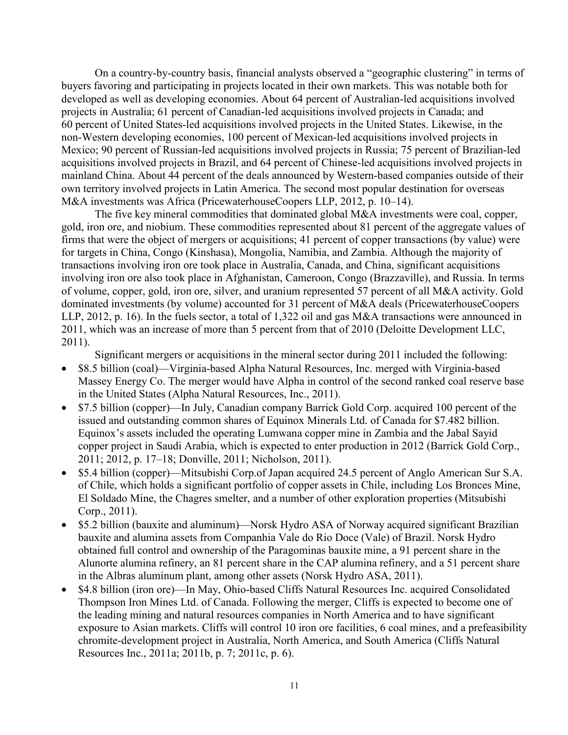On a country-by-country basis, financial analysts observed a "geographic clustering" in terms of buyers favoring and participating in projects located in their own markets. This was notable both for developed as well as developing economies. About 64 percent of Australian-led acquisitions involved projects in Australia; 61 percent of Canadian-led acquisitions involved projects in Canada; and 60 percent of United States-led acquisitions involved projects in the United States. Likewise, in the non-Western developing economies, 100 percent of Mexican-led acquisitions involved projects in Mexico; 90 percent of Russian-led acquisitions involved projects in Russia; 75 percent of Brazilian-led acquisitions involved projects in Brazil, and 64 percent of Chinese-led acquisitions involved projects in mainland China. About 44 percent of the deals announced by Western-based companies outside of their own territory involved projects in Latin America. The second most popular destination for overseas M&A investments was Africa (PricewaterhouseCoopers LLP, 2012, p. 10–14).

The five key mineral commodities that dominated global M&A investments were coal, copper, gold, iron ore, and niobium. These commodities represented about 81 percent of the aggregate values of firms that were the object of mergers or acquisitions; 41 percent of copper transactions (by value) were for targets in China, Congo (Kinshasa), Mongolia, Namibia, and Zambia. Although the majority of transactions involving iron ore took place in Australia, Canada, and China, significant acquisitions involving iron ore also took place in Afghanistan, Cameroon, Congo (Brazzaville), and Russia. In terms of volume, copper, gold, iron ore, silver, and uranium represented 57 percent of all M&A activity. Gold dominated investments (by volume) accounted for 31 percent of M&A deals (PricewaterhouseCoopers LLP, 2012, p. 16). In the fuels sector, a total of 1,322 oil and gas M&A transactions were announced in 2011, which was an increase of more than 5 percent from that of 2010 (Deloitte Development LLC, 2011).

Significant mergers or acquisitions in the mineral sector during 2011 included the following:

- \$8.5 billion (coal)—Virginia-based Alpha Natural Resources, Inc. merged with Virginia-based Massey Energy Co. The merger would have Alpha in control of the second ranked coal reserve base in the United States (Alpha Natural Resources, Inc., 2011).
- \$7.5 billion (copper)—In July, Canadian company Barrick Gold Corp. acquired 100 percent of the issued and outstanding common shares of Equinox Minerals Ltd. of Canada for \$7.482 billion. Equinox's assets included the operating Lumwana copper mine in Zambia and the Jabal Sayid copper project in Saudi Arabia, which is expected to enter production in 2012 (Barrick Gold Corp., 2011; 2012, p. 17–18; Donville, 2011; Nicholson, 2011).
- \$5.4 billion (copper)—Mitsubishi Corp.of Japan acquired 24.5 percent of Anglo American Sur S.A. of Chile, which holds a significant portfolio of copper assets in Chile, including Los Bronces Mine, El Soldado Mine, the Chagres smelter, and a number of other exploration properties (Mitsubishi Corp., 2011).
- \$5.2 billion (bauxite and aluminum)—Norsk Hydro ASA of Norway acquired significant Brazilian bauxite and alumina assets from Companhia Vale do Rio Doce (Vale) of Brazil. Norsk Hydro obtained full control and ownership of the Paragominas bauxite mine, a 91 percent share in the Alunorte alumina refinery, an 81 percent share in the CAP alumina refinery, and a 51 percent share in the Albras aluminum plant, among other assets (Norsk Hydro ASA, 2011).
- \$4.8 billion (iron ore)—In May, Ohio-based Cliffs Natural Resources Inc. acquired Consolidated Thompson Iron Mines Ltd. of Canada. Following the merger, Cliffs is expected to become one of the leading mining and natural resources companies in North America and to have significant exposure to Asian markets. Cliffs will control 10 iron ore facilities, 6 coal mines, and a prefeasibility chromite-development project in Australia, North America, and South America (Cliffs Natural Resources Inc., 2011a; 2011b, p. 7; 2011c, p. 6).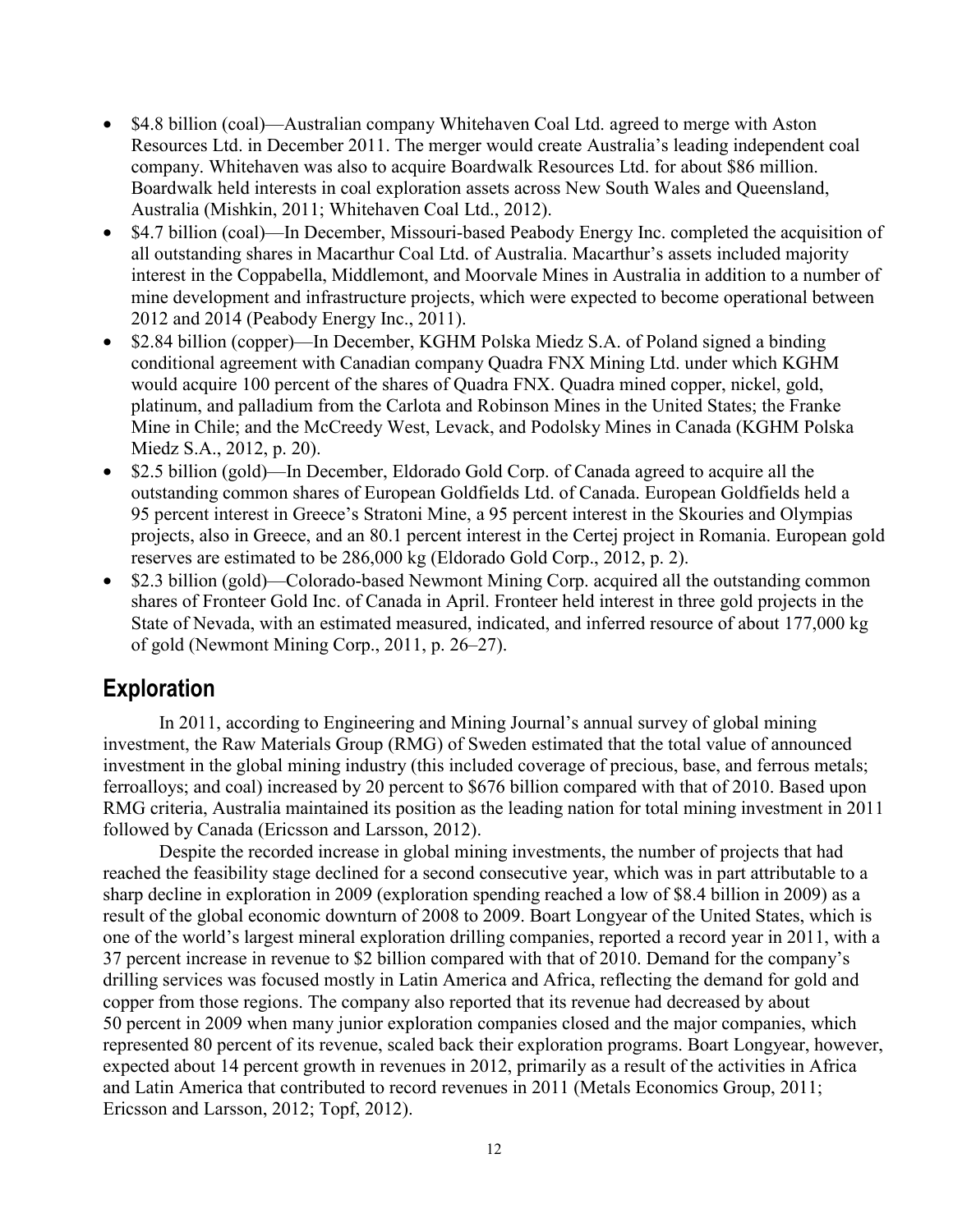- \$4.8 billion (coal)—Australian company Whitehaven Coal Ltd. agreed to merge with Aston Resources Ltd. in December 2011. The merger would create Australia's leading independent coal company. Whitehaven was also to acquire Boardwalk Resources Ltd. for about \$86 million. Boardwalk held interests in coal exploration assets across New South Wales and Queensland, Australia (Mishkin, 2011; Whitehaven Coal Ltd., 2012).
- \$4.7 billion (coal)—In December, Missouri-based Peabody Energy Inc. completed the acquisition of all outstanding shares in Macarthur Coal Ltd. of Australia. Macarthur's assets included majority interest in the Coppabella, Middlemont, and Moorvale Mines in Australia in addition to a number of mine development and infrastructure projects, which were expected to become operational between 2012 and 2014 (Peabody Energy Inc., 2011).
- \$2.84 billion (copper)—In December, KGHM Polska Miedz S.A. of Poland signed a binding conditional agreement with Canadian company Quadra FNX Mining Ltd. under which KGHM would acquire 100 percent of the shares of Quadra FNX. Quadra mined copper, nickel, gold, platinum, and palladium from the Carlota and Robinson Mines in the United States; the Franke Mine in Chile; and the McCreedy West, Levack, and Podolsky Mines in Canada (KGHM Polska Miedz S.A., 2012, p. 20).
- \$2.5 billion (gold)—In December, Eldorado Gold Corp. of Canada agreed to acquire all the outstanding common shares of European Goldfields Ltd. of Canada. European Goldfields held a 95 percent interest in Greece's Stratoni Mine, a 95 percent interest in the Skouries and Olympias projects, also in Greece, and an 80.1 percent interest in the Certej project in Romania. European gold reserves are estimated to be 286,000 kg (Eldorado Gold Corp., 2012, p. 2).
- \$2.3 billion (gold)—Colorado-based Newmont Mining Corp. acquired all the outstanding common shares of Fronteer Gold Inc. of Canada in April. Fronteer held interest in three gold projects in the State of Nevada, with an estimated measured, indicated, and inferred resource of about 177,000 kg of gold (Newmont Mining Corp., 2011, p. 26–27).

## Exploration

In 2011, according to Engineering and Mining Journal's annual survey of global mining investment, the Raw Materials Group (RMG) of Sweden estimated that the total value of announced investment in the global mining industry (this included coverage of precious, base, and ferrous metals; ferroalloys; and coal) increased by 20 percent to \$676 billion compared with that of 2010. Based upon RMG criteria, Australia maintained its position as the leading nation for total mining investment in 2011 followed by Canada (Ericsson and Larsson, 2012).

Despite the recorded increase in global mining investments, the number of projects that had reached the feasibility stage declined for a second consecutive year, which was in part attributable to a sharp decline in exploration in 2009 (exploration spending reached a low of \$8.4 billion in 2009) as a result of the global economic downturn of 2008 to 2009. Boart Longyear of the United States, which is one of the world's largest mineral exploration drilling companies, reported a record year in 2011, with a 37 percent increase in revenue to \$2 billion compared with that of 2010. Demand for the company's drilling services was focused mostly in Latin America and Africa, reflecting the demand for gold and copper from those regions. The company also reported that its revenue had decreased by about 50 percent in 2009 when many junior exploration companies closed and the major companies, which represented 80 percent of its revenue, scaled back their exploration programs. Boart Longyear, however, expected about 14 percent growth in revenues in 2012, primarily as a result of the activities in Africa and Latin America that contributed to record revenues in 2011 (Metals Economics Group, 2011; Ericsson and Larsson, 2012; Topf, 2012).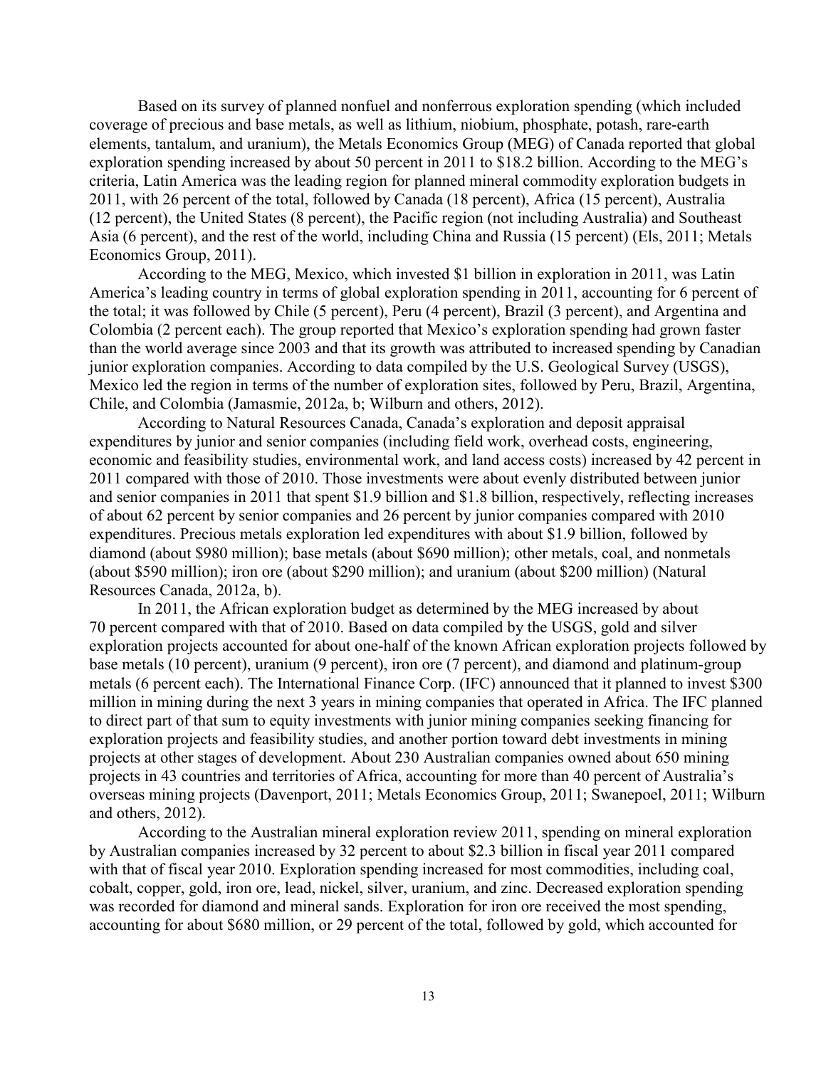Based on its survey of planned nonfuel and nonferrous exploration spending (which included coverage of precious and base metals, as well as lithium, niobium, phosphate, potash, rare-earth elements, tantalum, and uranium), the Metals Economics Group (MEG) of Canada reported that global exploration spending increased by about 50 percent in 2011 to \$18.2 billion. According to the MEG's criteria, Latin America was the leading region for planned mineral commodity exploration budgets in 2011, with 26 percent of the total, followed by Canada (18 percent), Africa (15 percent), Australia (12 percent), the United States (8 percent), the Pacific region (not including Australia) and Southeast Asia (6 percent), and the rest of the world, including China and Russia (15 percent) (Els, 2011; Metals Economics Group, 2011).

According to the MEG, Mexico, which invested \$1 billion in exploration in 2011, was Latin America's leading country in terms of global exploration spending in 2011, accounting for 6 percent of the total; it was followed by Chile (5 percent), Peru (4 percent), Brazil (3 percent), and Argentina and Colombia (2 percent each). The group reported that Mexico's exploration spending had grown faster than the world average since 2003 and that its growth was attributed to increased spending by Canadian junior exploration companies. According to data compiled by the U.S. Geological Survey (USGS), Mexico led the region in terms of the number of exploration sites, followed by Peru, Brazil, Argentina, Chile, and Colombia (Jamasmie, 2012a, b; Wilburn and others, 2012).

According to Natural Resources Canada, Canada's exploration and deposit appraisal expenditures by junior and senior companies (including field work, overhead costs, engineering, economic and feasibility studies, environmental work, and land access costs) increased by 42 percent in 2011 compared with those of 2010. Those investments were about evenly distributed between junior and senior companies in 2011 that spent \$1.9 billion and \$1.8 billion, respectively, reflecting increases of about 62 percent by senior companies and 26 percent by junior companies compared with 2010 expenditures. Precious metals exploration led expenditures with about \$1.9 billion, followed by diamond (about \$980 million); base metals (about \$690 million); other metals, coal, and nonmetals (about \$590 million); iron ore (about \$290 million); and uranium (about \$200 million) (Natural Resources Canada, 2012a, b).

In 2011, the African exploration budget as determined by the MEG increased by about 70 percent compared with that of 2010. Based on data compiled by the USGS, gold and silver exploration projects accounted for about one-half of the known African exploration projects followed by base metals (10 percent), uranium (9 percent), iron ore (7 percent), and diamond and platinum-group metals (6 percent each). The International Finance Corp. (IFC) announced that it planned to invest \$300 million in mining during the next 3 years in mining companies that operated in Africa. The IFC planned to direct part of that sum to equity investments with junior mining companies seeking financing for exploration projects and feasibility studies, and another portion toward debt investments in mining projects at other stages of development. About 230 Australian companies owned about 650 mining projects in 43 countries and territories of Africa, accounting for more than 40 percent of Australia's overseas mining projects (Davenport, 2011; Metals Economics Group, 2011; Swanepoel, 2011; Wilburn and others, 2012).

According to the Australian mineral exploration review 2011, spending on mineral exploration by Australian companies increased by 32 percent to about \$2.3 billion in fiscal year 2011 compared with that of fiscal year 2010. Exploration spending increased for most commodities, including coal, cobalt, copper, gold, iron ore, lead, nickel, silver, uranium, and zinc. Decreased exploration spending was recorded for diamond and mineral sands. Exploration for iron ore received the most spending, accounting for about \$680 million, or 29 percent of the total, followed by gold, which accounted for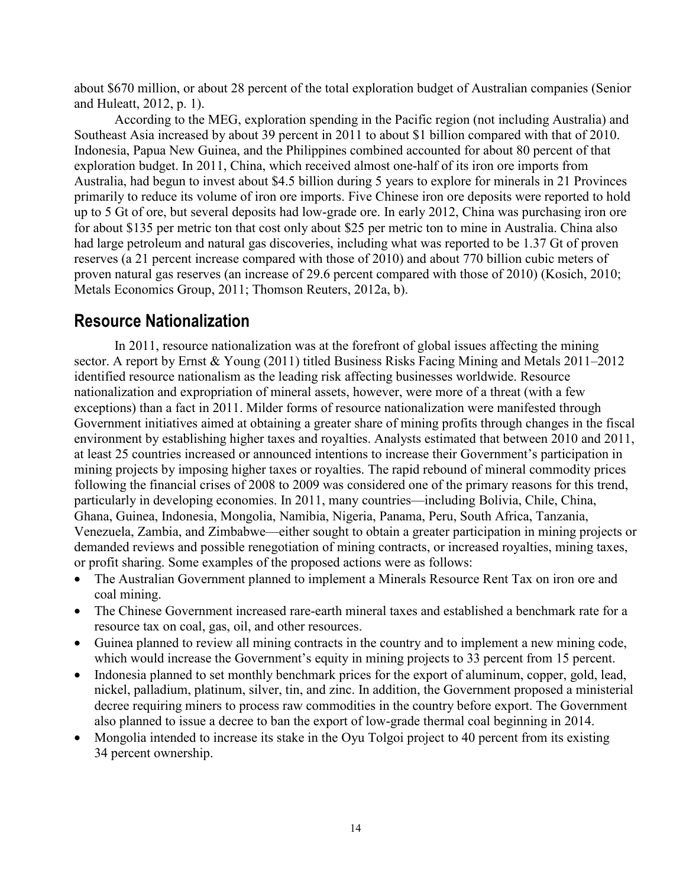about $670 million, or about 28 percent of the total exploration budget of Australian companies (Senior and Huleatt, 2012, p. 1).

According to the MEG, exploration spending in the Pacific region (not including Australia) and Southeast Asia increased by about 39 percent in 2011 to about $1 billion compared with that of 2010. Indonesia, Papua New Guinea, and the Philippines combined accounted for about 80 percent of that exploration budget. In 2011, China, which received almost one-half of its iron ore imports from Australia, had begun to invest about $4.5 billion during 5 years to explore for minerals in 21 Provinces primarily to reduce its volume of iron ore imports. Five Chinese iron ore deposits were reported to hold up to 5 Gt of ore, but several deposits had low-grade ore. In early 2012, China was purchasing iron ore for about $135 per metric ton that cost only about $25 per metric ton to mine in Australia. China also had large petroleum and natural gas discoveries, including what was reported to be 1.37 Gt of proven reserves (a 21 percent increase compared with those of 2010) and about 770 billion cubic meters of proven natural gas reserves (an increase of 29.6 percent compared with those of 2010) (Kosich, 2010; Metals Economics Group, 2011; Thomson Reuters, 2012a, b).

## Resource Nationalization

In 2011, resource nationalization was at the forefront of global issues affecting the mining sector. A report by Ernst & Young (2011) titled Business Risks Facing Mining and Metals 2011–2012 identified resource nationalism as the leading risk affecting businesses worldwide. Resource nationalization and expropriation of mineral assets, however, were more of a threat (with a few exceptions) than a fact in 2011. Milder forms of resource nationalization were manifested through Government initiatives aimed at obtaining a greater share of mining profits through changes in the fiscal environment by establishing higher taxes and royalties. Analysts estimated that between 2010 and 2011, at least 25 countries increased or announced intentions to increase their Government's participation in mining projects by imposing higher taxes or royalties. The rapid rebound of mineral commodity prices following the financial crises of 2008 to 2009 was considered one of the primary reasons for this trend, particularly in developing economies. In 2011, many countries—including Bolivia, Chile, China, Ghana, Guinea, Indonesia, Mongolia, Namibia, Nigeria, Panama, Peru, South Africa, Tanzania, Venezuela, Zambia, and Zimbabwe—either sought to obtain a greater participation in mining projects or demanded reviews and possible renegotiation of mining contracts, or increased royalties, mining taxes, or profit sharing. Some examples of the proposed actions were as follows:

- The Australian Government planned to implement a Minerals Resource Rent Tax on iron ore and coal mining.
- The Chinese Government increased rare-earth mineral taxes and established a benchmark rate for a resource tax on coal, gas, oil, and other resources.
- Guinea planned to review all mining contracts in the country and to implement a new mining code, which would increase the Government's equity in mining projects to 33 percent from 15 percent.
- Indonesia planned to set monthly benchmark prices for the export of aluminum, copper, gold, lead, nickel, palladium, platinum, silver, tin, and zinc. In addition, the Government proposed a ministerial decree requiring miners to process raw commodities in the country before export. The Government also planned to issue a decree to ban the export of low-grade thermal coal beginning in 2014.
- Mongolia intended to increase its stake in the Oyu Tolgoi project to 40 percent from its existing 34 percent ownership.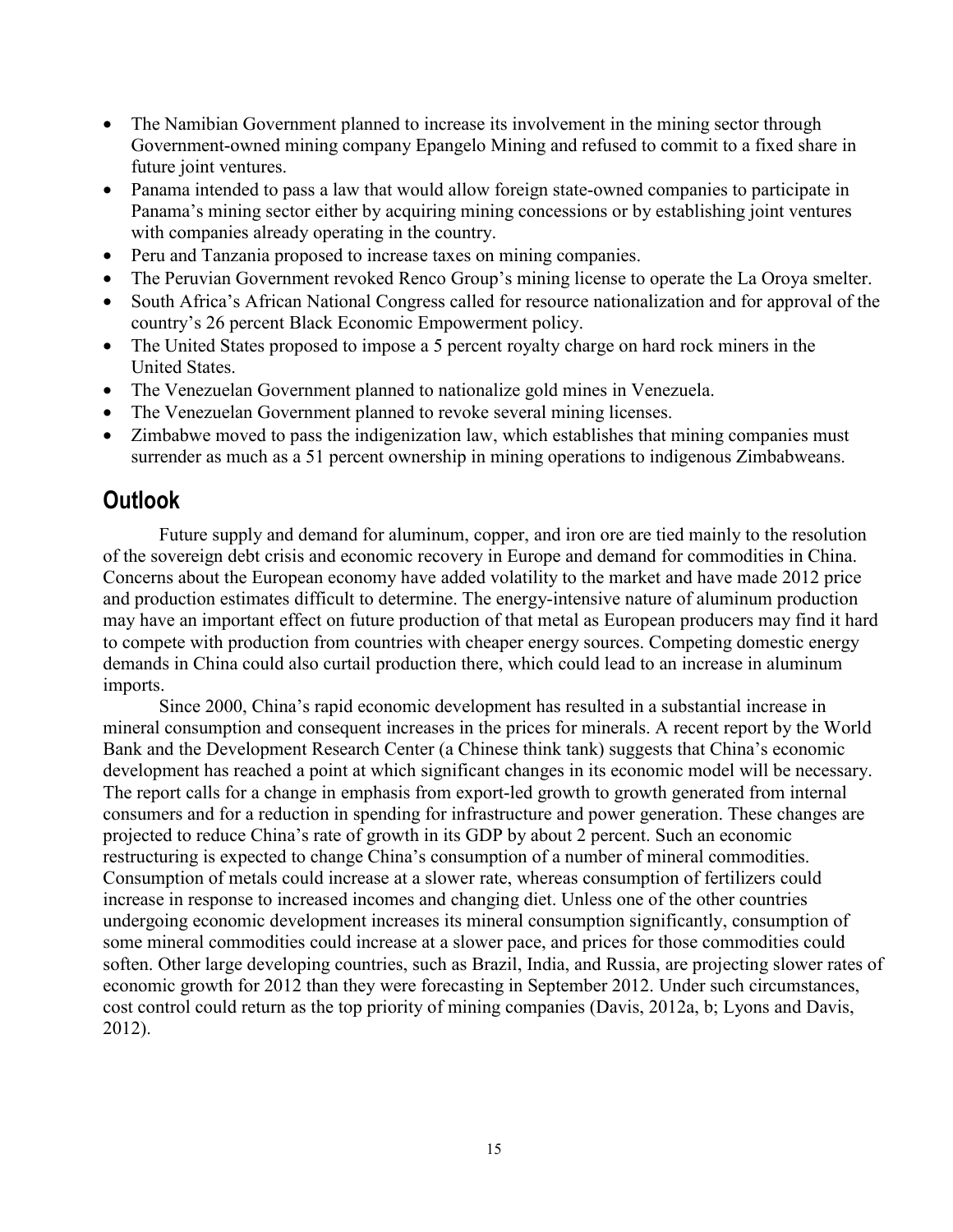- The Namibian Government planned to increase its involvement in the mining sector through Government-owned mining company Epangelo Mining and refused to commit to a fixed share in future joint ventures.
- Panama intended to pass a law that would allow foreign state-owned companies to participate in Panama's mining sector either by acquiring mining concessions or by establishing joint ventures with companies already operating in the country.
- Peru and Tanzania proposed to increase taxes on mining companies.
- The Peruvian Government revoked Renco Group's mining license to operate the La Oroya smelter.
- South Africa's African National Congress called for resource nationalization and for approval of the country's 26 percent Black Economic Empowerment policy.
- The United States proposed to impose a 5 percent royalty charge on hard rock miners in the United States.
- The Venezuelan Government planned to nationalize gold mines in Venezuela.
- The Venezuelan Government planned to revoke several mining licenses.
- Zimbabwe moved to pass the indigenization law, which establishes that mining companies must surrender as much as a 51 percent ownership in mining operations to indigenous Zimbabweans.

## Outlook

Future supply and demand for aluminum, copper, and iron ore are tied mainly to the resolution of the sovereign debt crisis and economic recovery in Europe and demand for commodities in China. Concerns about the European economy have added volatility to the market and have made 2012 price and production estimates difficult to determine. The energy-intensive nature of aluminum production may have an important effect on future production of that metal as European producers may find it hard to compete with production from countries with cheaper energy sources. Competing domestic energy demands in China could also curtail production there, which could lead to an increase in aluminum imports.

Since 2000, China's rapid economic development has resulted in a substantial increase in mineral consumption and consequent increases in the prices for minerals. A recent report by the World Bank and the Development Research Center (a Chinese think tank) suggests that China's economic development has reached a point at which significant changes in its economic model will be necessary. The report calls for a change in emphasis from export-led growth to growth generated from internal consumers and for a reduction in spending for infrastructure and power generation. These changes are projected to reduce China's rate of growth in its GDP by about 2 percent. Such an economic restructuring is expected to change China's consumption of a number of mineral commodities. Consumption of metals could increase at a slower rate, whereas consumption of fertilizers could increase in response to increased incomes and changing diet. Unless one of the other countries undergoing economic development increases its mineral consumption significantly, consumption of some mineral commodities could increase at a slower pace, and prices for those commodities could soften. Other large developing countries, such as Brazil, India, and Russia, are projecting slower rates of economic growth for 2012 than they were forecasting in September 2012. Under such circumstances, cost control could return as the top priority of mining companies (Davis, 2012a, b; Lyons and Davis, 2012).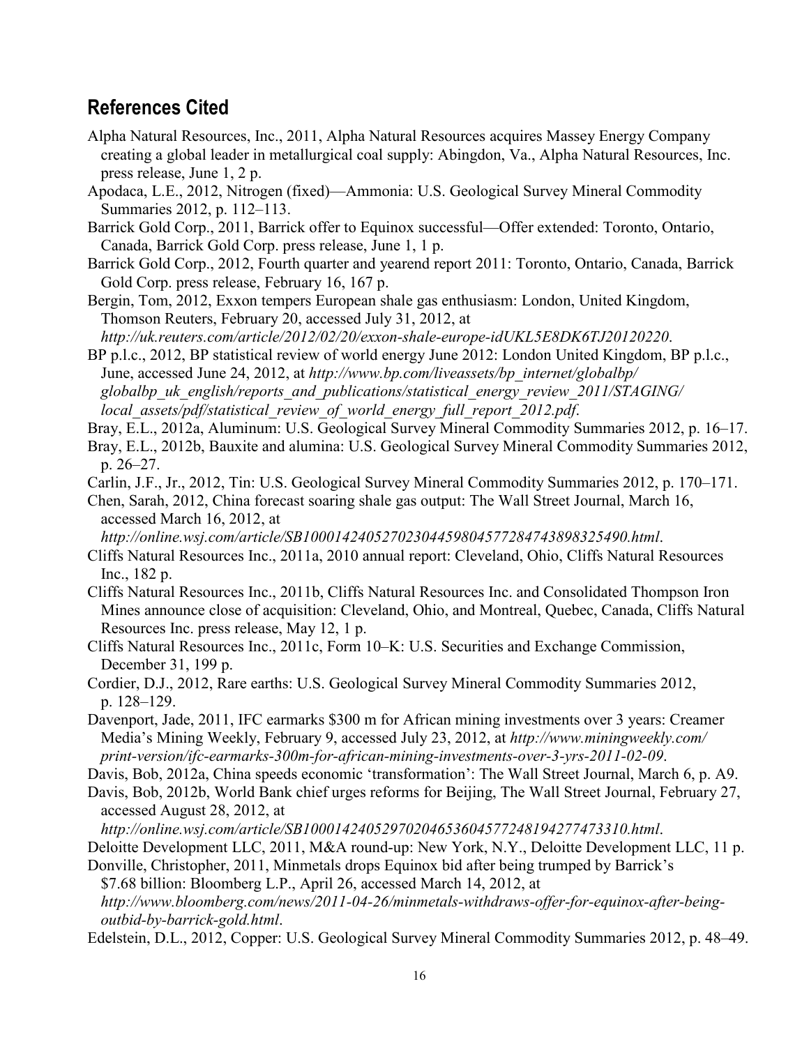## References Cited

Alpha Natural Resources, Inc., 2011, Alpha Natural Resources acquires Massey Energy Company creating a global leader in metallurgical coal supply: Abingdon, Va., Alpha Natural Resources, Inc. press release, June 1, 2 p.

Apodaca, L.E., 2012, Nitrogen (fixed)—Ammonia: U.S. Geological Survey Mineral Commodity Summaries 2012, p. 112–113.

Barrick Gold Corp., 2011, Barrick offer to Equinox successful—Offer extended: Toronto, Ontario, Canada, Barrick Gold Corp. press release, June 1, 1 p.

Barrick Gold Corp., 2012, Fourth quarter and yearend report 2011: Toronto, Ontario, Canada, Barrick Gold Corp. press release, February 16, 167 p.

Bergin, Tom, 2012, Exxon tempers European shale gas enthusiasm: London, United Kingdom, Thomson Reuters, February 20, accessed July 31, 2012, at *http://uk.reuters.com/article/2012/02/20/exxon-shale-europe-idUKL5E8DK6TJ20120220*.

BP p.l.c., 2012, BP statistical review of world energy June 2012: London United Kingdom, BP p.l.c., June, accessed June 24, 2012, at *http://www.bp.com/liveassets/bp_internet/globalbp/globalbp_uk_english/reports_and_publications/statistical_energy_review_2011/STAGING/local_assets/pdf/statistical_review_of_world_energy_full_report_2012.pdf*.

Bray, E.L., 2012a, Aluminum: U.S. Geological Survey Mineral Commodity Summaries 2012, p. 16–17.

Bray, E.L., 2012b, Bauxite and alumina: U.S. Geological Survey Mineral Commodity Summaries 2012, p. 26–27.

Carlin, J.F., Jr., 2012, Tin: U.S. Geological Survey Mineral Commodity Summaries 2012, p. 170–171.

Chen, Sarah, 2012, China forecast soaring shale gas output: The Wall Street Journal, March 16, accessed March 16, 2012, at *http://online.wsj.com/article/SB10001424052702304459804577284743898325490.html*.

Cliffs Natural Resources Inc., 2011a, 2010 annual report: Cleveland, Ohio, Cliffs Natural Resources Inc., 182 p.

Cliffs Natural Resources Inc., 2011b, Cliffs Natural Resources Inc. and Consolidated Thompson Iron Mines announce close of acquisition: Cleveland, Ohio, and Montreal, Quebec, Canada, Cliffs Natural Resources Inc. press release, May 12, 1 p.

Cliffs Natural Resources Inc., 2011c, Form 10–K: U.S. Securities and Exchange Commission, December 31, 199 p.

Cordier, D.J., 2012, Rare earths: U.S. Geological Survey Mineral Commodity Summaries 2012, p. 128–129.

Davenport, Jade, 2011, IFC earmarks $300 m for African mining investments over 3 years: Creamer Media's Mining Weekly, February 9, accessed July 23, 2012, at *http://www.miningweekly.com/print-version/ifc-earmarks-300m-for-african-mining-investments-over-3-yrs-2011-02-09*.

Davis, Bob, 2012a, China speeds economic 'transformation': The Wall Street Journal, March 6, p. A9.

Davis, Bob, 2012b, World Bank chief urges reforms for Beijing, The Wall Street Journal, February 27, accessed August 28, 2012, at *http://online.wsj.com/article/SB10001424052970204653604577248194277473310.html*.

Deloitte Development LLC, 2011, M&A round-up: New York, N.Y., Deloitte Development LLC, 11 p.

Donville, Christopher, 2011, Minmetals drops Equinox bid after being trumped by Barrick's $7.68 billion: Bloomberg L.P., April 26, accessed March 14, 2012, at *http://www.bloomberg.com/news/2011-04-26/minmetals-withdraws-offer-for-equinox-after-being-outbid-by-barrick-gold.html*.

Edelstein, D.L., 2012, Copper: U.S. Geological Survey Mineral Commodity Summaries 2012, p. 48–49.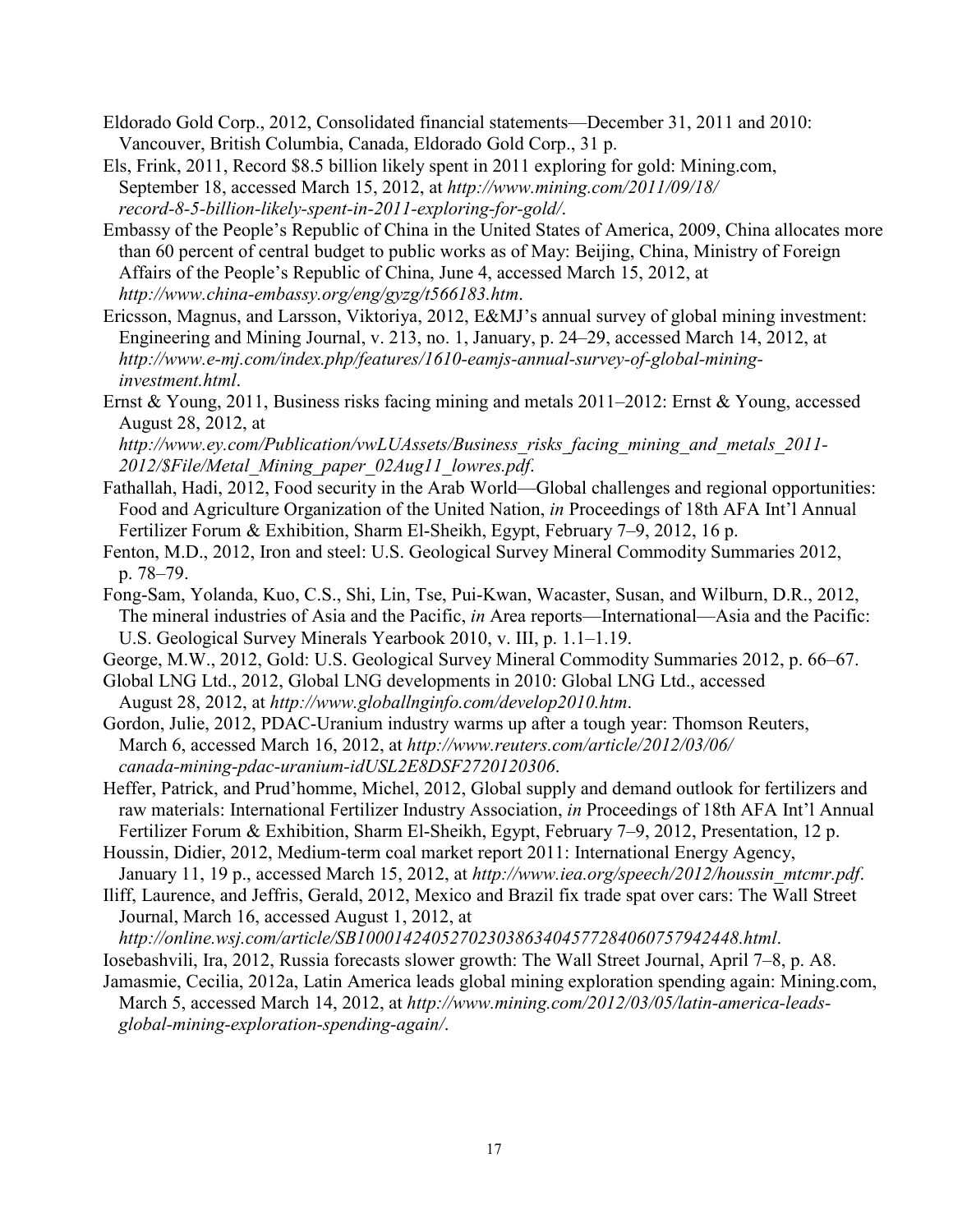Eldorado Gold Corp., 2012, Consolidated financial statements—December 31, 2011 and 2010: Vancouver, British Columbia, Canada, Eldorado Gold Corp., 31 p.

Els, Frink, 2011, Record $8.5 billion likely spent in 2011 exploring for gold: Mining.com, September 18, accessed March 15, 2012, at *http://www.mining.com/2011/09/18/record-8-5-billion-likely-spent-in-2011-exploring-for-gold/*.

Embassy of the People's Republic of China in the United States of America, 2009, China allocates more than 60 percent of central budget to public works as of May: Beijing, China, Ministry of Foreign Affairs of the People's Republic of China, June 4, accessed March 15, 2012, at *http://www.china-embassy.org/eng/gyzg/t566183.htm*.

Ericsson, Magnus, and Larsson, Viktoriya, 2012, E&MJ's annual survey of global mining investment: Engineering and Mining Journal, v. 213, no. 1, January, p. 24–29, accessed March 14, 2012, at *http://www.e-mj.com/index.php/features/1610-eamjs-annual-survey-of-global-mining-investment.html*.

Ernst & Young, 2011, Business risks facing mining and metals 2011–2012: Ernst & Young, accessed August 28, 2012, at *http://www.ey.com/Publication/vwLUAssets/Business_risks_facing_mining_and_metals_2011-2012/$File/Metal_Mining_paper_02Aug11_lowres.pdf*.

Fathallah, Hadi, 2012, Food security in the Arab World—Global challenges and regional opportunities: Food and Agriculture Organization of the United Nation, *in* Proceedings of 18th AFA Int'l Annual Fertilizer Forum & Exhibition, Sharm El-Sheikh, Egypt, February 7–9, 2012, 16 p.

Fenton, M.D., 2012, Iron and steel: U.S. Geological Survey Mineral Commodity Summaries 2012, p. 78–79.

Fong-Sam, Yolanda, Kuo, C.S., Shi, Lin, Tse, Pui-Kwan, Wacaster, Susan, and Wilburn, D.R., 2012, The mineral industries of Asia and the Pacific, *in* Area reports—International—Asia and the Pacific: U.S. Geological Survey Minerals Yearbook 2010, v. III, p. 1.1–1.19.

George, M.W., 2012, Gold: U.S. Geological Survey Mineral Commodity Summaries 2012, p. 66–67.

Global LNG Ltd., 2012, Global LNG developments in 2010: Global LNG Ltd., accessed August 28, 2012, at *http://www.globallnginfo.com/develop2010.htm*.

Gordon, Julie, 2012, PDAC-Uranium industry warms up after a tough year: Thomson Reuters, March 6, accessed March 16, 2012, at *http://www.reuters.com/article/2012/03/06/canada-mining-pdac-uranium-idUSL2E8DSF2720120306*.

Heffer, Patrick, and Prud'homme, Michel, 2012, Global supply and demand outlook for fertilizers and raw materials: International Fertilizer Industry Association, *in* Proceedings of 18th AFA Int'l Annual Fertilizer Forum & Exhibition, Sharm El-Sheikh, Egypt, February 7–9, 2012, Presentation, 12 p.

Houssin, Didier, 2012, Medium-term coal market report 2011: International Energy Agency, January 11, 19 p., accessed March 15, 2012, at *http://www.iea.org/speech/2012/houssin_mtcmr.pdf*.

Iliff, Laurence, and Jeffris, Gerald, 2012, Mexico and Brazil fix trade spat over cars: The Wall Street Journal, March 16, accessed August 1, 2012, at *http://online.wsj.com/article/SB10001424052702303863404577284060757942448.html*.

Iosebashvili, Ira, 2012, Russia forecasts slower growth: The Wall Street Journal, April 7–8, p. A8.

Jamasmie, Cecilia, 2012a, Latin America leads global mining exploration spending again: Mining.com, March 5, accessed March 14, 2012, at *http://www.mining.com/2012/03/05/latin-america-leads-global-mining-exploration-spending-again/*.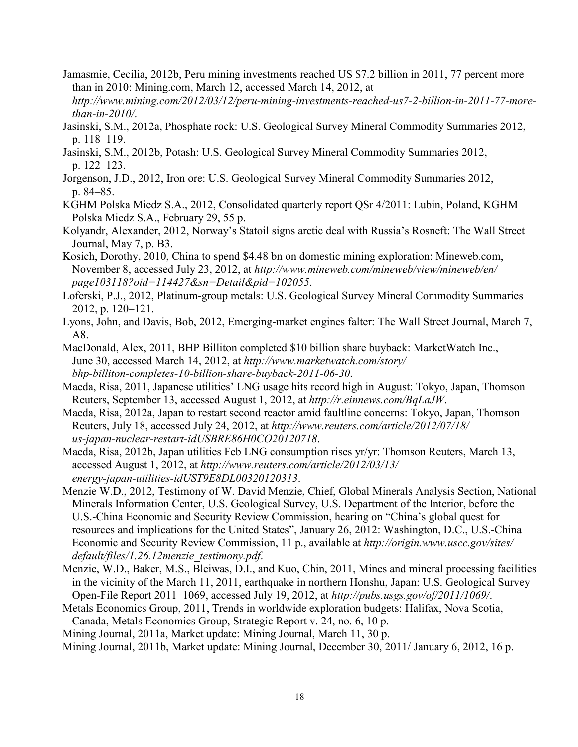Jamasmie, Cecilia, 2012b, Peru mining investments reached US $7.2 billion in 2011, 77 percent more than in 2010: Mining.com, March 12, accessed March 14, 2012, at *http://www.mining.com/2012/03/12/peru-mining-investments-reached-us7-2-billion-in-2011-77-more-than-in-2010/*.

Jasinski, S.M., 2012a, Phosphate rock: U.S. Geological Survey Mineral Commodity Summaries 2012, p. 118–119.

Jasinski, S.M., 2012b, Potash: U.S. Geological Survey Mineral Commodity Summaries 2012, p. 122–123.

Jorgenson, J.D., 2012, Iron ore: U.S. Geological Survey Mineral Commodity Summaries 2012, p. 84–85.

KGHM Polska Miedz S.A., 2012, Consolidated quarterly report QSr 4/2011: Lubin, Poland, KGHM Polska Miedz S.A., February 29, 55 p.

Kolyandr, Alexander, 2012, Norway's Statoil signs arctic deal with Russia's Rosneft: The Wall Street Journal, May 7, p. B3.

Kosich, Dorothy, 2010, China to spend $4.48 bn on domestic mining exploration: Mineweb.com, November 8, accessed July 23, 2012, at *http://www.mineweb.com/mineweb/view/mineweb/en/page103118?oid=114427&sn=Detail&pid=102055*.

Loferski, P.J., 2012, Platinum-group metals: U.S. Geological Survey Mineral Commodity Summaries 2012, p. 120–121.

Lyons, John, and Davis, Bob, 2012, Emerging-market engines falter: The Wall Street Journal, March 7, A8.

MacDonald, Alex, 2011, BHP Billiton completed $10 billion share buyback: MarketWatch Inc., June 30, accessed March 14, 2012, at *http://www.marketwatch.com/story/bhp-billiton-completes-10-billion-share-buyback-2011-06-30*.

Maeda, Risa, 2011, Japanese utilities' LNG usage hits record high in August: Tokyo, Japan, Thomson Reuters, September 13, accessed August 1, 2012, at *http://r.einnews.com/BqLaJW*.

Maeda, Risa, 2012a, Japan to restart second reactor amid faultline concerns: Tokyo, Japan, Thomson Reuters, July 18, accessed July 24, 2012, at *http://www.reuters.com/article/2012/07/18/us-japan-nuclear-restart-idUSBRE86H0CO20120718*.

Maeda, Risa, 2012b, Japan utilities Feb LNG consumption rises yr/yr: Thomson Reuters, March 13, accessed August 1, 2012, at *http://www.reuters.com/article/2012/03/13/energy-japan-utilities-idUST9E8DL00320120313*.

Menzie W.D., 2012, Testimony of W. David Menzie, Chief, Global Minerals Analysis Section, National Minerals Information Center, U.S. Geological Survey, U.S. Department of the Interior, before the U.S.-China Economic and Security Review Commission, hearing on "China's global quest for resources and implications for the United States", January 26, 2012: Washington, D.C., U.S.-China Economic and Security Review Commission, 11 p., available at *http://origin.www.uscc.gov/sites/default/files/1.26.12menzie_testimony.pdf*.

Menzie, W.D., Baker, M.S., Bleiwas, D.I., and Kuo, Chin, 2011, Mines and mineral processing facilities in the vicinity of the March 11, 2011, earthquake in northern Honshu, Japan: U.S. Geological Survey Open-File Report 2011–1069, accessed July 19, 2012, at *http://pubs.usgs.gov/of/2011/1069/*.

Metals Economics Group, 2011, Trends in worldwide exploration budgets: Halifax, Nova Scotia, Canada, Metals Economics Group, Strategic Report v. 24, no. 6, 10 p.

Mining Journal, 2011a, Market update: Mining Journal, March 11, 30 p.

Mining Journal, 2011b, Market update: Mining Journal, December 30, 2011/ January 6, 2012, 16 p.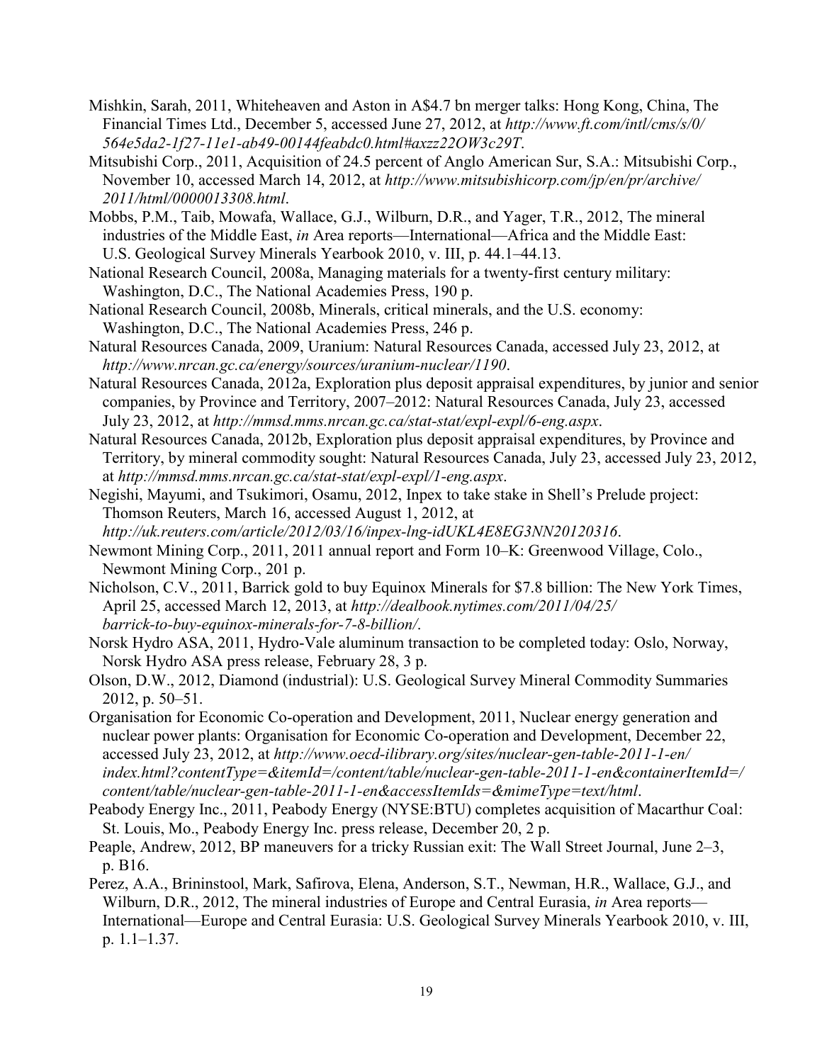Mishkin, Sarah, 2011, Whiteheaven and Aston in A$4.7 bn merger talks: Hong Kong, China, The Financial Times Ltd., December 5, accessed June 27, 2012, at *http://www.ft.com/intl/cms/s/0/564e5da2-1f27-11e1-ab49-00144feabdc0.html#axzz22OW3c29T*.

Mitsubishi Corp., 2011, Acquisition of 24.5 percent of Anglo American Sur, S.A.: Mitsubishi Corp., November 10, accessed March 14, 2012, at *http://www.mitsubishicorp.com/jp/en/pr/archive/2011/html/0000013308.html*.

Mobbs, P.M., Taib, Mowafa, Wallace, G.J., Wilburn, D.R., and Yager, T.R., 2012, The mineral industries of the Middle East, *in* Area reports—International—Africa and the Middle East: U.S. Geological Survey Minerals Yearbook 2010, v. III, p. 44.1–44.13.

National Research Council, 2008a, Managing materials for a twenty-first century military: Washington, D.C., The National Academies Press, 190 p.

National Research Council, 2008b, Minerals, critical minerals, and the U.S. economy: Washington, D.C., The National Academies Press, 246 p.

Natural Resources Canada, 2009, Uranium: Natural Resources Canada, accessed July 23, 2012, at *http://www.nrcan.gc.ca/energy/sources/uranium-nuclear/1190*.

Natural Resources Canada, 2012a, Exploration plus deposit appraisal expenditures, by junior and senior companies, by Province and Territory, 2007–2012: Natural Resources Canada, July 23, accessed July 23, 2012, at *http://mmsd.mms.nrcan.gc.ca/stat-stat/expl-expl/6-eng.aspx*.

Natural Resources Canada, 2012b, Exploration plus deposit appraisal expenditures, by Province and Territory, by mineral commodity sought: Natural Resources Canada, July 23, accessed July 23, 2012, at *http://mmsd.mms.nrcan.gc.ca/stat-stat/expl-expl/1-eng.aspx*.

Negishi, Mayumi, and Tsukimori, Osamu, 2012, Inpex to take stake in Shell's Prelude project: Thomson Reuters, March 16, accessed August 1, 2012, at *http://uk.reuters.com/article/2012/03/16/inpex-lng-idUKL4E8EG3NN20120316*.

Newmont Mining Corp., 2011, 2011 annual report and Form 10–K: Greenwood Village, Colo., Newmont Mining Corp., 201 p.

Nicholson, C.V., 2011, Barrick gold to buy Equinox Minerals for $7.8 billion: The New York Times, April 25, accessed March 12, 2013, at *http://dealbook.nytimes.com/2011/04/25/barrick-to-buy-equinox-minerals-for-7-8-billion/*.

Norsk Hydro ASA, 2011, Hydro-Vale aluminum transaction to be completed today: Oslo, Norway, Norsk Hydro ASA press release, February 28, 3 p.

Olson, D.W., 2012, Diamond (industrial): U.S. Geological Survey Mineral Commodity Summaries 2012, p. 50–51.

Organisation for Economic Co-operation and Development, 2011, Nuclear energy generation and nuclear power plants: Organisation for Economic Co-operation and Development, December 22, accessed July 23, 2012, at *http://www.oecd-ilibrary.org/sites/nuclear-gen-table-2011-1-en/index.html?contentType=&itemId=/content/table/nuclear-gen-table-2011-1-en&containerItemId=/content/table/nuclear-gen-table-2011-1-en&accessItemIds=&mimeType=text/html*.

Peabody Energy Inc., 2011, Peabody Energy (NYSE:BTU) completes acquisition of Macarthur Coal: St. Louis, Mo., Peabody Energy Inc. press release, December 20, 2 p.

Peaple, Andrew, 2012, BP maneuvers for a tricky Russian exit: The Wall Street Journal, June 2–3, p. B16.

Perez, A.A., Brininstool, Mark, Safirova, Elena, Anderson, S.T., Newman, H.R., Wallace, G.J., and Wilburn, D.R., 2012, The mineral industries of Europe and Central Eurasia, *in* Area reports—International—Europe and Central Eurasia: U.S. Geological Survey Minerals Yearbook 2010, v. III, p. 1.1–1.37.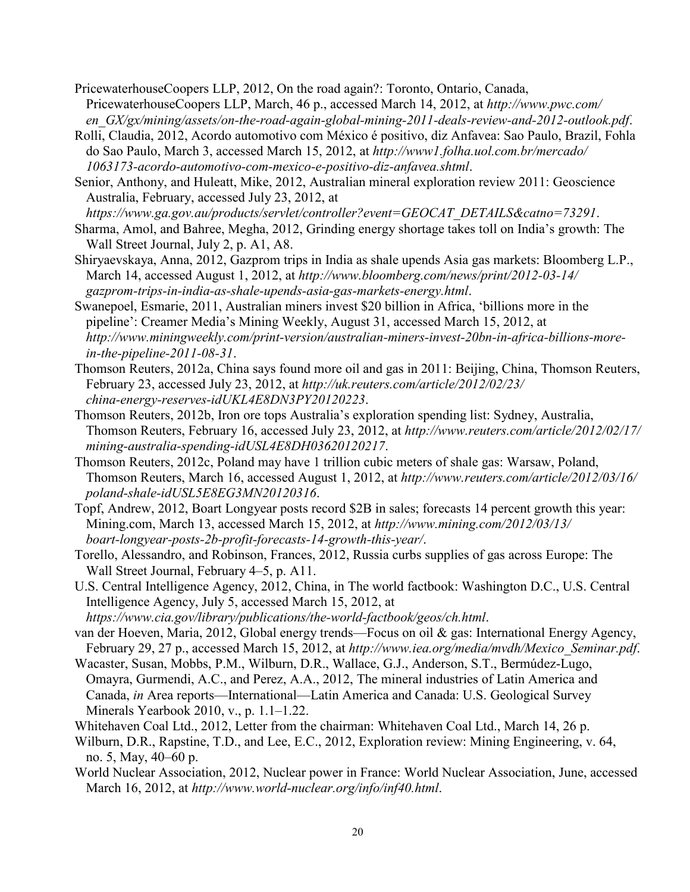PricewaterhouseCoopers LLP, 2012, On the road again?: Toronto, Ontario, Canada, PricewaterhouseCoopers LLP, March, 46 p., accessed March 14, 2012, at *http://www.pwc.com/en_GX/gx/mining/assets/on-the-road-again-global-mining-2011-deals-review-and-2012-outlook.pdf*.

Rolli, Claudia, 2012, Acordo automotivo com México é positivo, diz Anfavea: Sao Paulo, Brazil, Fohla do Sao Paulo, March 3, accessed March 15, 2012, at *http://www1.folha.uol.com.br/mercado/1063173-acordo-automotivo-com-mexico-e-positivo-diz-anfavea.shtml*.

Senior, Anthony, and Huleatt, Mike, 2012, Australian mineral exploration review 2011: Geoscience Australia, February, accessed July 23, 2012, at *https://www.ga.gov.au/products/servlet/controller?event=GEOCAT_DETAILS&catno=73291*.

Sharma, Amol, and Bahree, Megha, 2012, Grinding energy shortage takes toll on India's growth: The Wall Street Journal, July 2, p. A1, A8.

Shiryaevskaya, Anna, 2012, Gazprom trips in India as shale upends Asia gas markets: Bloomberg L.P., March 14, accessed August 1, 2012, at *http://www.bloomberg.com/news/print/2012-03-14/gazprom-trips-in-india-as-shale-upends-asia-gas-markets-energy.html*.

Swanepoel, Esmarie, 2011, Australian miners invest $20 billion in Africa, 'billions more in the pipeline': Creamer Media's Mining Weekly, August 31, accessed March 15, 2012, at *http://www.miningweekly.com/print-version/australian-miners-invest-20bn-in-africa-billions-more-in-the-pipeline-2011-08-31*.

Thomson Reuters, 2012a, China says found more oil and gas in 2011: Beijing, China, Thomson Reuters, February 23, accessed July 23, 2012, at *http://uk.reuters.com/article/2012/02/23/china-energy-reserves-idUKL4E8DN3PY20120223*.

Thomson Reuters, 2012b, Iron ore tops Australia's exploration spending list: Sydney, Australia, Thomson Reuters, February 16, accessed July 23, 2012, at *http://www.reuters.com/article/2012/02/17/mining-australia-spending-idUSL4E8DH03620120217*.

Thomson Reuters, 2012c, Poland may have 1 trillion cubic meters of shale gas: Warsaw, Poland, Thomson Reuters, March 16, accessed August 1, 2012, at *http://www.reuters.com/article/2012/03/16/poland-shale-idUSL5E8EG3MN20120316*.

Topf, Andrew, 2012, Boart Longyear posts record $2B in sales; forecasts 14 percent growth this year: Mining.com, March 13, accessed March 15, 2012, at *http://www.mining.com/2012/03/13/boart-longyear-posts-2b-profit-forecasts-14-growth-this-year/*.

Torello, Alessandro, and Robinson, Frances, 2012, Russia curbs supplies of gas across Europe: The Wall Street Journal, February 4–5, p. A11.

U.S. Central Intelligence Agency, 2012, China, in The world factbook: Washington D.C., U.S. Central Intelligence Agency, July 5, accessed March 15, 2012, at *https://www.cia.gov/library/publications/the-world-factbook/geos/ch.html*.

van der Hoeven, Maria, 2012, Global energy trends—Focus on oil & gas: International Energy Agency, February 29, 27 p., accessed March 15, 2012, at *http://www.iea.org/media/mvdh/Mexico_Seminar.pdf*.

Wacaster, Susan, Mobbs, P.M., Wilburn, D.R., Wallace, G.J., Anderson, S.T., Bermúdez-Lugo, Omayra, Gurmendi, A.C., and Perez, A.A., 2012, The mineral industries of Latin America and Canada, *in* Area reports—International—Latin America and Canada: U.S. Geological Survey Minerals Yearbook 2010, v., p. 1.1–1.22.

Whitehaven Coal Ltd., 2012, Letter from the chairman: Whitehaven Coal Ltd., March 14, 26 p.

Wilburn, D.R., Rapstine, T.D., and Lee, E.C., 2012, Exploration review: Mining Engineering, v. 64, no. 5, May, 40–60 p.

World Nuclear Association, 2012, Nuclear power in France: World Nuclear Association, June, accessed March 16, 2012, at *http://www.world-nuclear.org/info/inf40.html*.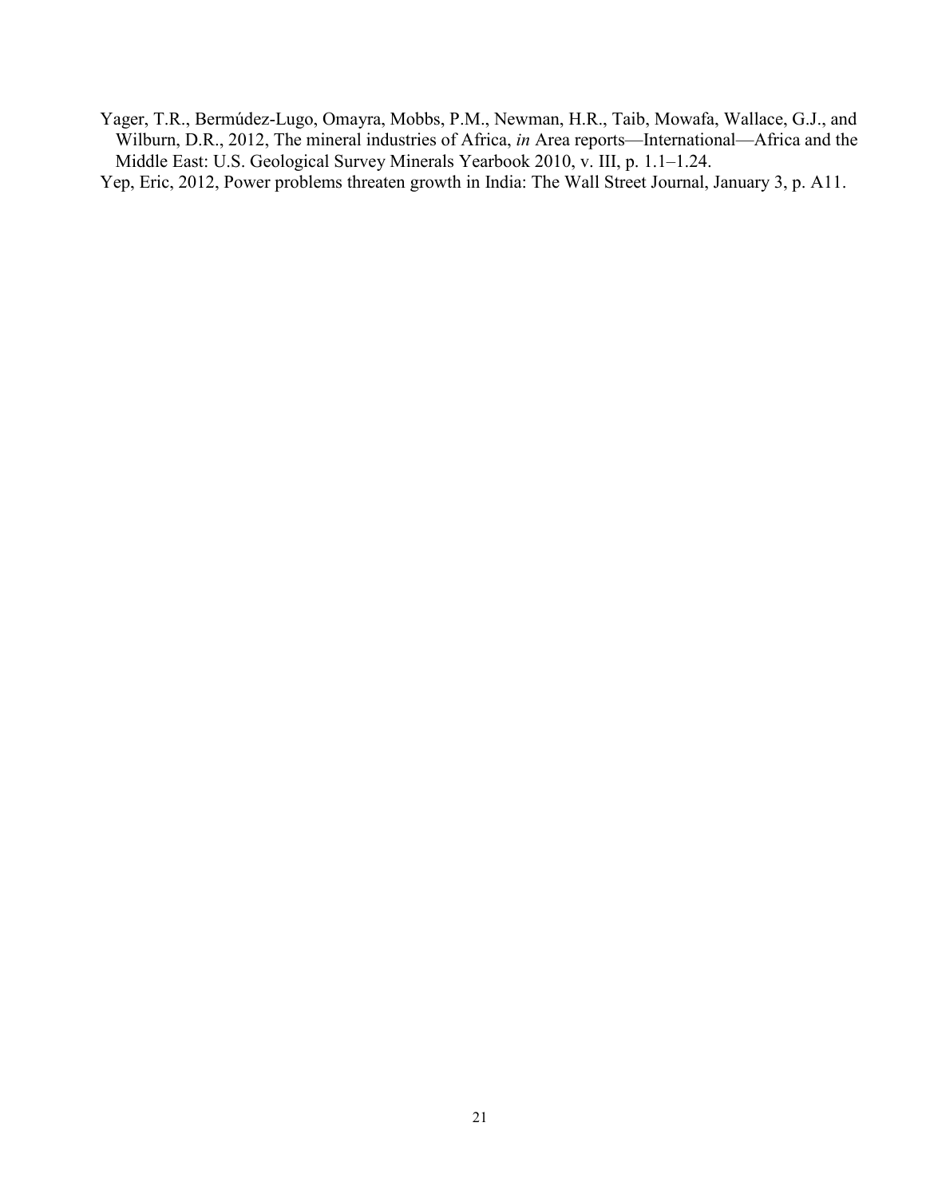Yager, T.R., Bermúdez-Lugo, Omayra, Mobbs, P.M., Newman, H.R., Taib, Mowafa, Wallace, G.J., and Wilburn, D.R., 2012, The mineral industries of Africa, *in* Area reports—International—Africa and the Middle East: U.S. Geological Survey Minerals Yearbook 2010, v. III, p. 1.1–1.24.

Yep, Eric, 2012, Power problems threaten growth in India: The Wall Street Journal, January 3, p. A11.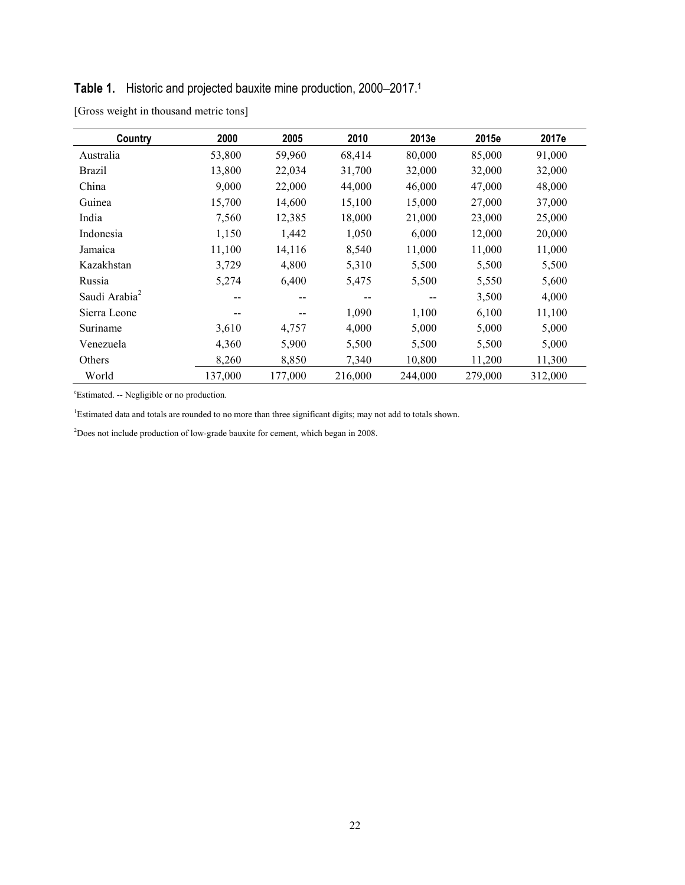**Table 1.** Historic and projected bauxite mine production, 2000–2017.[1]

[Gross weight in thousand metric tons]

| Country | 2000 | 2005 | 2010 | 2013e | 2015e | 2017e |
|---|---|---|---|---|---|---|
| Australia | 53,800 | 59,960 | 68,414 | 80,000 | 85,000 | 91,000 |
| Brazil | 13,800 | 22,034 | 31,700 | 32,000 | 32,000 | 32,000 |
| China | 9,000 | 22,000 | 44,000 | 46,000 | 47,000 | 48,000 |
| Guinea | 15,700 | 14,600 | 15,100 | 15,000 | 27,000 | 37,000 |
| India | 7,560 | 12,385 | 18,000 | 21,000 | 23,000 | 25,000 |
| Indonesia | 1,150 | 1,442 | 1,050 | 6,000 | 12,000 | 20,000 |
| Jamaica | 11,100 | 14,116 | 8,540 | 11,000 | 11,000 | 11,000 |
| Kazakhstan | 3,729 | 4,800 | 5,310 | 5,500 | 5,500 | 5,500 |
| Russia | 5,274 | 6,400 | 5,475 | 5,500 | 5,550 | 5,600 |
| Saudi Arabia[2] | -- | -- | -- | -- | 3,500 | 4,000 |
| Sierra Leone | -- | -- | 1,090 | 1,100 | 6,100 | 11,100 |
| Suriname | 3,610 | 4,757 | 4,000 | 5,000 | 5,000 | 5,000 |
| Venezuela | 4,360 | 5,900 | 5,500 | 5,500 | 5,500 | 5,000 |
| Others | 8,260 | 8,850 | 7,340 | 10,800 | 11,200 | 11,300 |
| World | 137,000 | 177,000 | 216,000 | 244,000 | 279,000 | 312,000 |

[e]Estimated. -- Negligible or no production.

[1]Estimated data and totals are rounded to no more than three significant digits; may not add to totals shown.

[2]Does not include production of low-grade bauxite for cement, which began in 2008.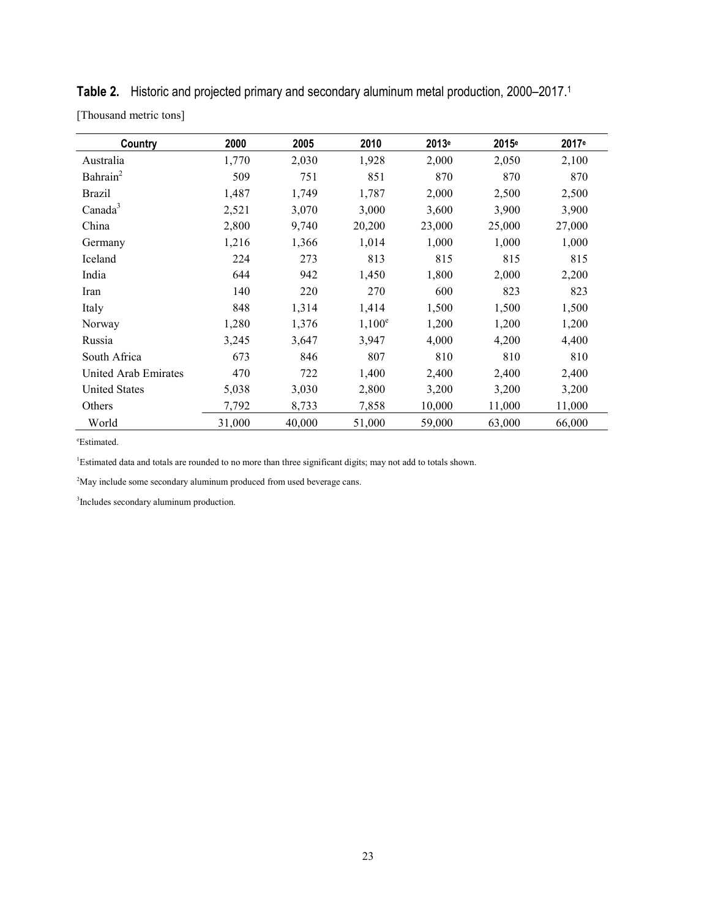**Table 2.** Historic and projected primary and secondary aluminum metal production, 2000–2017.[1]

[Thousand metric tons]

| Country | 2000 | 2005 | 2010 | 2013[e] | 2015[e] | 2017[e] |
|---|---|---|---|---|---|---|
| Australia | 1,770 | 2,030 | 1,928 | 2,000 | 2,050 | 2,100 |
| Bahrain[2] | 509 | 751 | 851 | 870 | 870 | 870 |
| Brazil | 1,487 | 1,749 | 1,787 | 2,000 | 2,500 | 2,500 |
| Canada[3] | 2,521 | 3,070 | 3,000 | 3,600 | 3,900 | 3,900 |
| China | 2,800 | 9,740 | 20,200 | 23,000 | 25,000 | 27,000 |
| Germany | 1,216 | 1,366 | 1,014 | 1,000 | 1,000 | 1,000 |
| Iceland | 224 | 273 | 813 | 815 | 815 | 815 |
| India | 644 | 942 | 1,450 | 1,800 | 2,000 | 2,200 |
| Iran | 140 | 220 | 270 | 600 | 823 | 823 |
| Italy | 848 | 1,314 | 1,414 | 1,500 | 1,500 | 1,500 |
| Norway | 1,280 | 1,376 | 1,100[e] | 1,200 | 1,200 | 1,200 |
| Russia | 3,245 | 3,647 | 3,947 | 4,000 | 4,200 | 4,400 |
| South Africa | 673 | 846 | 807 | 810 | 810 | 810 |
| United Arab Emirates | 470 | 722 | 1,400 | 2,400 | 2,400 | 2,400 |
| United States | 5,038 | 3,030 | 2,800 | 3,200 | 3,200 | 3,200 |
| Others | 7,792 | 8,733 | 7,858 | 10,000 | 11,000 | 11,000 |
| World | 31,000 | 40,000 | 51,000 | 59,000 | 63,000 | 66,000 |

[e]Estimated.

[1]Estimated data and totals are rounded to no more than three significant digits; may not add to totals shown.

[2]May include some secondary aluminum produced from used beverage cans.

[3]Includes secondary aluminum production.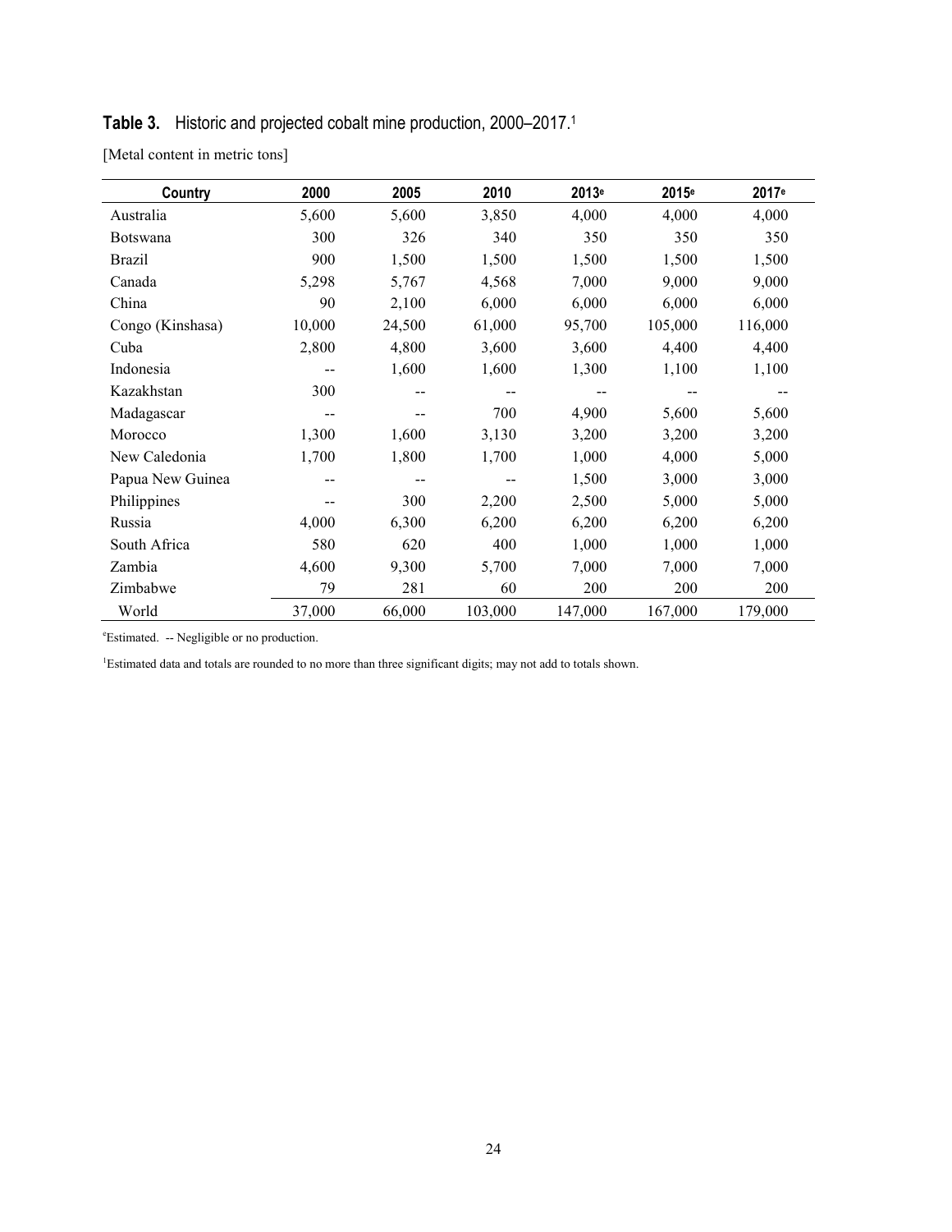**Table 3.** Historic and projected cobalt mine production, 2000–2017.[1]

[Metal content in metric tons]

| Country | 2000 | 2005 | 2010 | 2013[e] | 2015[e] | 2017[e] |
|---|---|---|---|---|---|---|
| Australia | 5,600 | 5,600 | 3,850 | 4,000 | 4,000 | 4,000 |
| Botswana | 300 | 326 | 340 | 350 | 350 | 350 |
| Brazil | 900 | 1,500 | 1,500 | 1,500 | 1,500 | 1,500 |
| Canada | 5,298 | 5,767 | 4,568 | 7,000 | 9,000 | 9,000 |
| China | 90 | 2,100 | 6,000 | 6,000 | 6,000 | 6,000 |
| Congo (Kinshasa) | 10,000 | 24,500 | 61,000 | 95,700 | 105,000 | 116,000 |
| Cuba | 2,800 | 4,800 | 3,600 | 3,600 | 4,400 | 4,400 |
| Indonesia | -- | 1,600 | 1,600 | 1,300 | 1,100 | 1,100 |
| Kazakhstan | 300 | -- | -- | -- | -- | -- |
| Madagascar | -- | -- | 700 | 4,900 | 5,600 | 5,600 |
| Morocco | 1,300 | 1,600 | 3,130 | 3,200 | 3,200 | 3,200 |
| New Caledonia | 1,700 | 1,800 | 1,700 | 1,000 | 4,000 | 5,000 |
| Papua New Guinea | -- | -- | -- | 1,500 | 3,000 | 3,000 |
| Philippines | -- | 300 | 2,200 | 2,500 | 5,000 | 5,000 |
| Russia | 4,000 | 6,300 | 6,200 | 6,200 | 6,200 | 6,200 |
| South Africa | 580 | 620 | 400 | 1,000 | 1,000 | 1,000 |
| Zambia | 4,600 | 9,300 | 5,700 | 7,000 | 7,000 | 7,000 |
| Zimbabwe | 79 | 281 | 60 | 200 | 200 | 200 |
| World | 37,000 | 66,000 | 103,000 | 147,000 | 167,000 | 179,000 |

[e]Estimated. -- Negligible or no production.

[1]Estimated data and totals are rounded to no more than three significant digits; may not add to totals shown.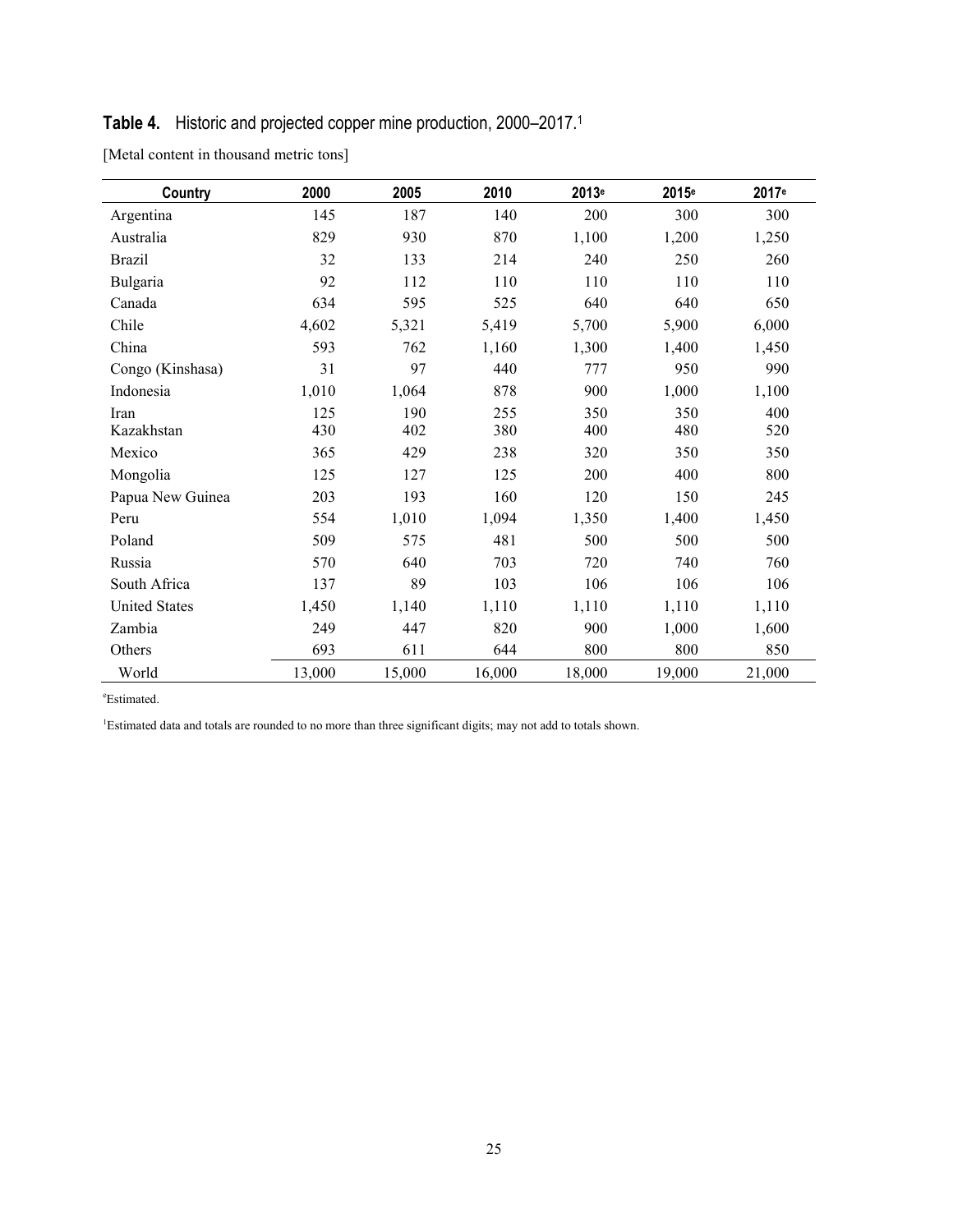**Table 4.** Historic and projected copper mine production, 2000–2017.[1]

[Metal content in thousand metric tons]

| Country | 2000 | 2005 | 2010 | 2013[e] | 2015[e] | 2017[e] |
|---|---|---|---|---|---|---|
| Argentina | 145 | 187 | 140 | 200 | 300 | 300 |
| Australia | 829 | 930 | 870 | 1,100 | 1,200 | 1,250 |
| Brazil | 32 | 133 | 214 | 240 | 250 | 260 |
| Bulgaria | 92 | 112 | 110 | 110 | 110 | 110 |
| Canada | 634 | 595 | 525 | 640 | 640 | 650 |
| Chile | 4,602 | 5,321 | 5,419 | 5,700 | 5,900 | 6,000 |
| China | 593 | 762 | 1,160 | 1,300 | 1,400 | 1,450 |
| Congo (Kinshasa) | 31 | 97 | 440 | 777 | 950 | 990 |
| Indonesia | 1,010 | 1,064 | 878 | 900 | 1,000 | 1,100 |
| Iran | 125 | 190 | 255 | 350 | 350 | 400 |
| Kazakhstan | 430 | 402 | 380 | 400 | 480 | 520 |
| Mexico | 365 | 429 | 238 | 320 | 350 | 350 |
| Mongolia | 125 | 127 | 125 | 200 | 400 | 800 |
| Papua New Guinea | 203 | 193 | 160 | 120 | 150 | 245 |
| Peru | 554 | 1,010 | 1,094 | 1,350 | 1,400 | 1,450 |
| Poland | 509 | 575 | 481 | 500 | 500 | 500 |
| Russia | 570 | 640 | 703 | 720 | 740 | 760 |
| South Africa | 137 | 89 | 103 | 106 | 106 | 106 |
| United States | 1,450 | 1,140 | 1,110 | 1,110 | 1,110 | 1,110 |
| Zambia | 249 | 447 | 820 | 900 | 1,000 | 1,600 |
| Others | 693 | 611 | 644 | 800 | 800 | 850 |
| World | 13,000 | 15,000 | 16,000 | 18,000 | 19,000 | 21,000 |

[e]Estimated.

[1]Estimated data and totals are rounded to no more than three significant digits; may not add to totals shown.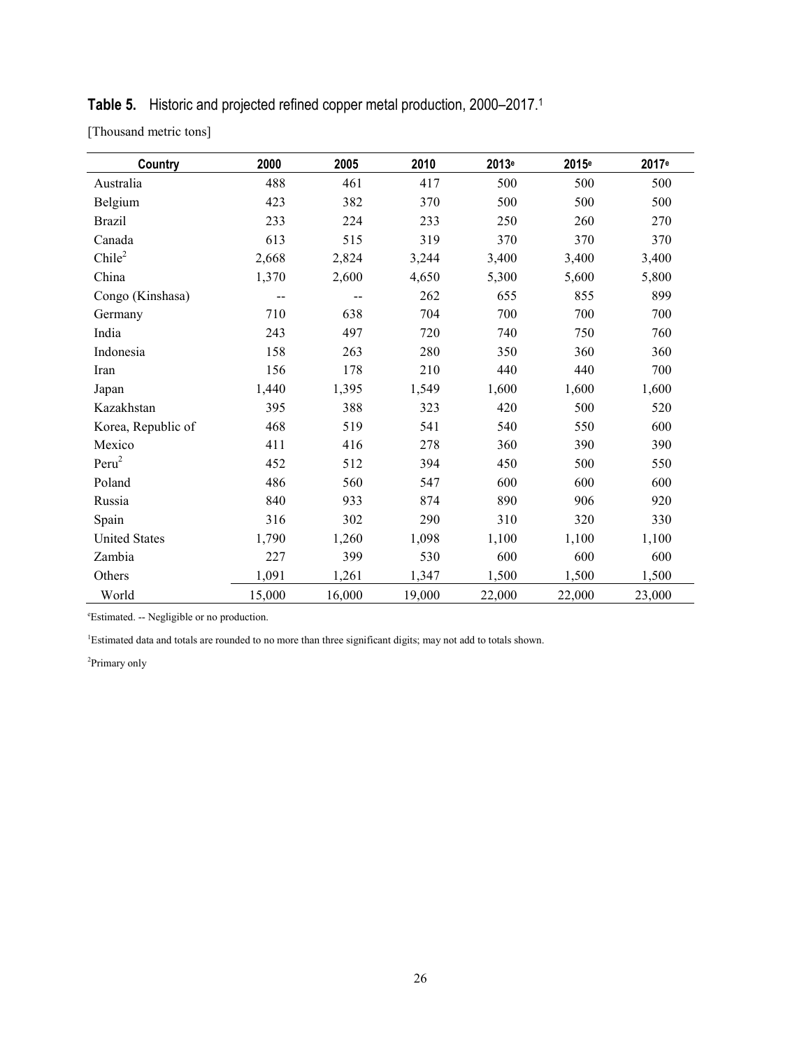**Table 5.** Historic and projected refined copper metal production, 2000–2017.[1]

[Thousand metric tons]

| Country | 2000 | 2005 | 2010 | 2013[e] | 2015[e] | 2017[e] |
|---|---|---|---|---|---|---|
| Australia | 488 | 461 | 417 | 500 | 500 | 500 |
| Belgium | 423 | 382 | 370 | 500 | 500 | 500 |
| Brazil | 233 | 224 | 233 | 250 | 260 | 270 |
| Canada | 613 | 515 | 319 | 370 | 370 | 370 |
| Chile[2] | 2,668 | 2,824 | 3,244 | 3,400 | 3,400 | 3,400 |
| China | 1,370 | 2,600 | 4,650 | 5,300 | 5,600 | 5,800 |
| Congo (Kinshasa) | -- | -- | 262 | 655 | 855 | 899 |
| Germany | 710 | 638 | 704 | 700 | 700 | 700 |
| India | 243 | 497 | 720 | 740 | 750 | 760 |
| Indonesia | 158 | 263 | 280 | 350 | 360 | 360 |
| Iran | 156 | 178 | 210 | 440 | 440 | 700 |
| Japan | 1,440 | 1,395 | 1,549 | 1,600 | 1,600 | 1,600 |
| Kazakhstan | 395 | 388 | 323 | 420 | 500 | 520 |
| Korea, Republic of | 468 | 519 | 541 | 540 | 550 | 600 |
| Mexico | 411 | 416 | 278 | 360 | 390 | 390 |
| Peru[2] | 452 | 512 | 394 | 450 | 500 | 550 |
| Poland | 486 | 560 | 547 | 600 | 600 | 600 |
| Russia | 840 | 933 | 874 | 890 | 906 | 920 |
| Spain | 316 | 302 | 290 | 310 | 320 | 330 |
| United States | 1,790 | 1,260 | 1,098 | 1,100 | 1,100 | 1,100 |
| Zambia | 227 | 399 | 530 | 600 | 600 | 600 |
| Others | 1,091 | 1,261 | 1,347 | 1,500 | 1,500 | 1,500 |
| World | 15,000 | 16,000 | 19,000 | 22,000 | 22,000 | 23,000 |

[e]Estimated. -- Negligible or no production.

[1]Estimated data and totals are rounded to no more than three significant digits; may not add to totals shown.

[2]Primary only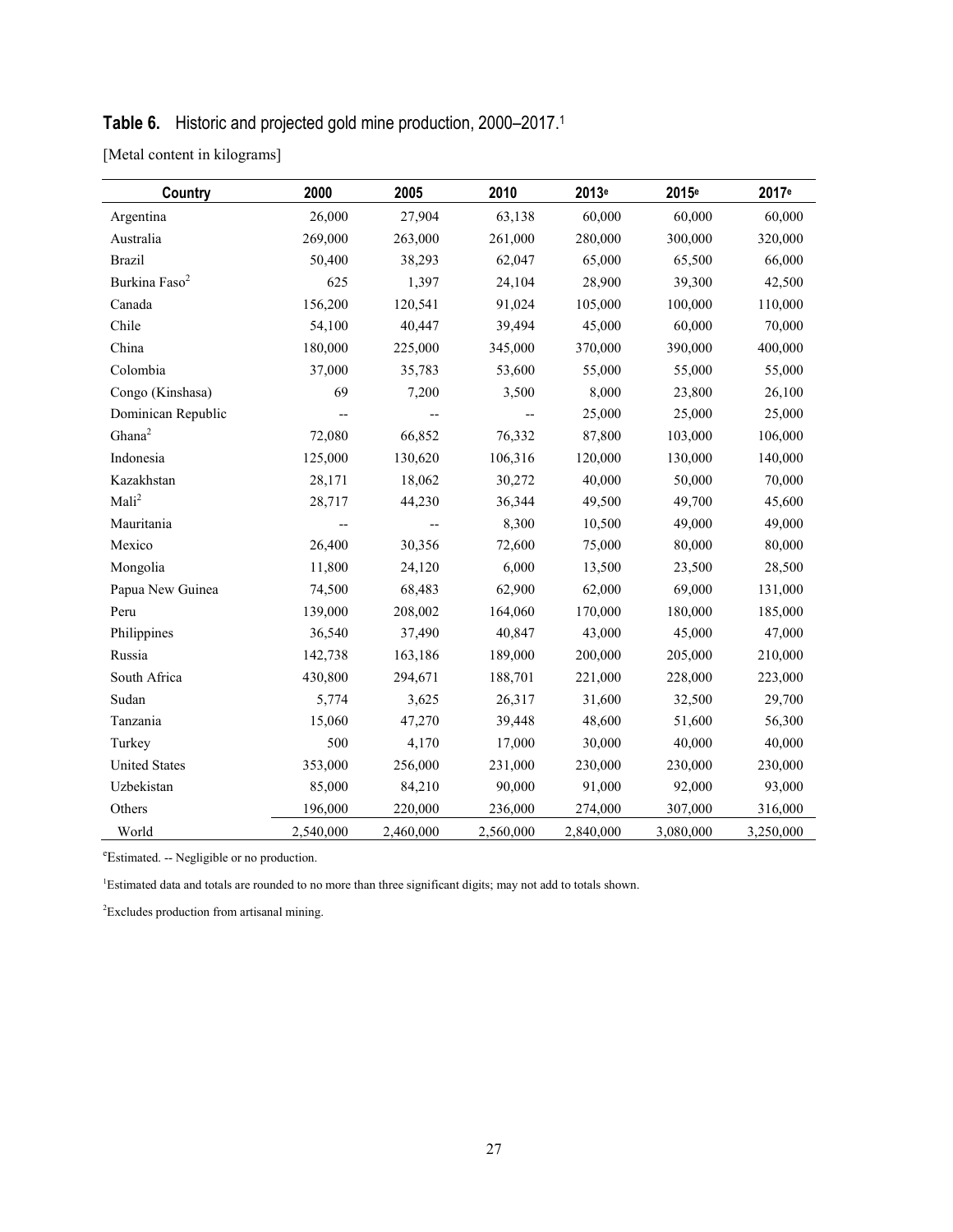**Table 6.** Historic and projected gold mine production, 2000–2017.[1]

[Metal content in kilograms]

| Country | 2000 | 2005 | 2010 | 2013[e] | 2015[e] | 2017[e] |
|---|---|---|---|---|---|---|
| Argentina | 26,000 | 27,904 | 63,138 | 60,000 | 60,000 | 60,000 |
| Australia | 269,000 | 263,000 | 261,000 | 280,000 | 300,000 | 320,000 |
| Brazil | 50,400 | 38,293 | 62,047 | 65,000 | 65,500 | 66,000 |
| Burkina Faso[2] | 625 | 1,397 | 24,104 | 28,900 | 39,300 | 42,500 |
| Canada | 156,200 | 120,541 | 91,024 | 105,000 | 100,000 | 110,000 |
| Chile | 54,100 | 40,447 | 39,494 | 45,000 | 60,000 | 70,000 |
| China | 180,000 | 225,000 | 345,000 | 370,000 | 390,000 | 400,000 |
| Colombia | 37,000 | 35,783 | 53,600 | 55,000 | 55,000 | 55,000 |
| Congo (Kinshasa) | 69 | 7,200 | 3,500 | 8,000 | 23,800 | 26,100 |
| Dominican Republic | -- | -- | -- | 25,000 | 25,000 | 25,000 |
| Ghana[2] | 72,080 | 66,852 | 76,332 | 87,800 | 103,000 | 106,000 |
| Indonesia | 125,000 | 130,620 | 106,316 | 120,000 | 130,000 | 140,000 |
| Kazakhstan | 28,171 | 18,062 | 30,272 | 40,000 | 50,000 | 70,000 |
| Mali[2] | 28,717 | 44,230 | 36,344 | 49,500 | 49,700 | 45,600 |
| Mauritania | -- | -- | 8,300 | 10,500 | 49,000 | 49,000 |
| Mexico | 26,400 | 30,356 | 72,600 | 75,000 | 80,000 | 80,000 |
| Mongolia | 11,800 | 24,120 | 6,000 | 13,500 | 23,500 | 28,500 |
| Papua New Guinea | 74,500 | 68,483 | 62,900 | 62,000 | 69,000 | 131,000 |
| Peru | 139,000 | 208,002 | 164,060 | 170,000 | 180,000 | 185,000 |
| Philippines | 36,540 | 37,490 | 40,847 | 43,000 | 45,000 | 47,000 |
| Russia | 142,738 | 163,186 | 189,000 | 200,000 | 205,000 | 210,000 |
| South Africa | 430,800 | 294,671 | 188,701 | 221,000 | 228,000 | 223,000 |
| Sudan | 5,774 | 3,625 | 26,317 | 31,600 | 32,500 | 29,700 |
| Tanzania | 15,060 | 47,270 | 39,448 | 48,600 | 51,600 | 56,300 |
| Turkey | 500 | 4,170 | 17,000 | 30,000 | 40,000 | 40,000 |
| United States | 353,000 | 256,000 | 231,000 | 230,000 | 230,000 | 230,000 |
| Uzbekistan | 85,000 | 84,210 | 90,000 | 91,000 | 92,000 | 93,000 |
| Others | 196,000 | 220,000 | 236,000 | 274,000 | 307,000 | 316,000 |
| World | 2,540,000 | 2,460,000 | 2,560,000 | 2,840,000 | 3,080,000 | 3,250,000 |

[e]Estimated. -- Negligible or no production.

[1]Estimated data and totals are rounded to no more than three significant digits; may not add to totals shown.

[2]Excludes production from artisanal mining.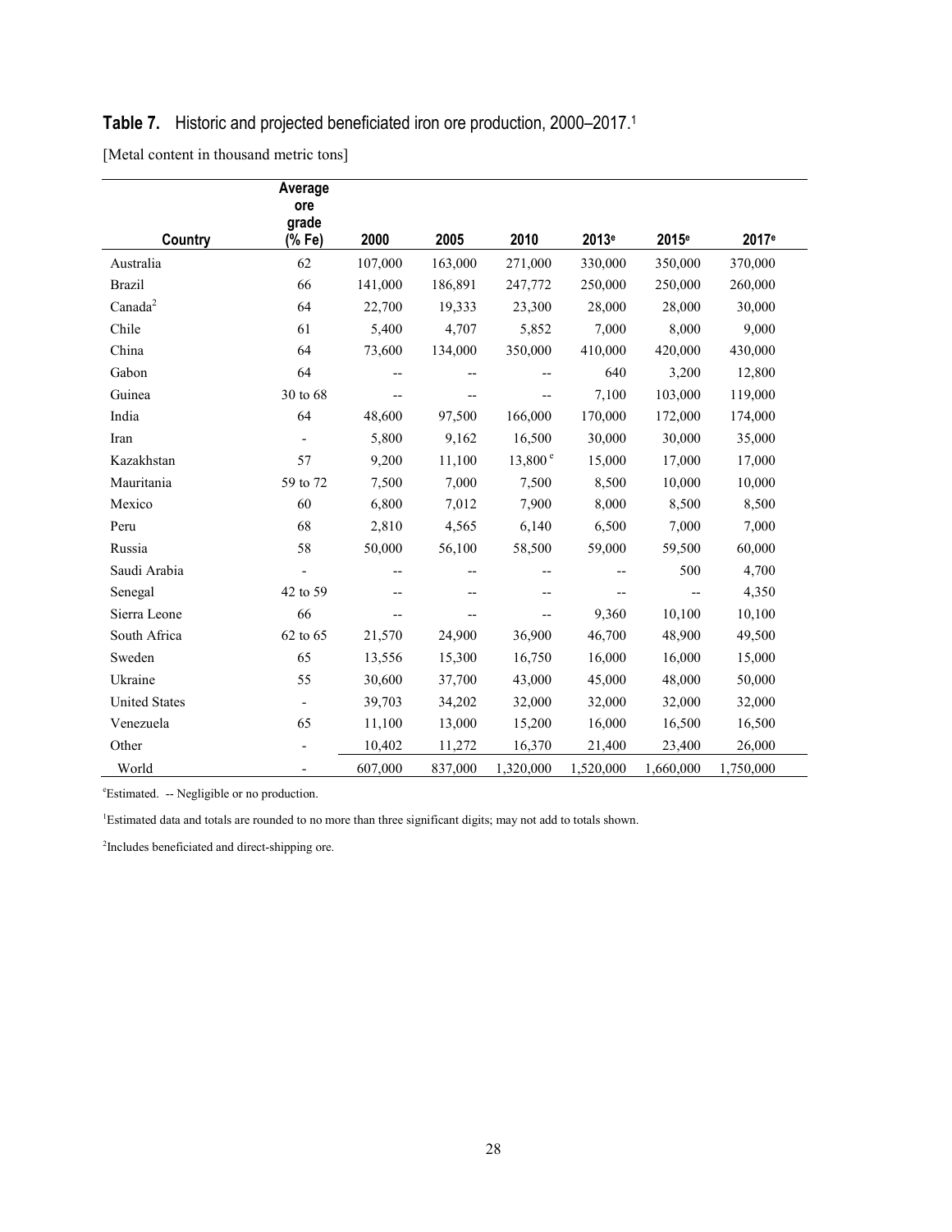**Table 7.** Historic and projected beneficiated iron ore production, 2000–2017.[1]

[Metal content in thousand metric tons]

| Country | Average ore grade (% Fe) | 2000 | 2005 | 2010 | 2013[e] | 2015[e] | 2017[e] |
|---|---|---|---|---|---|---|---|
| Australia | 62 | 107,000 | 163,000 | 271,000 | 330,000 | 350,000 | 370,000 |
| Brazil | 66 | 141,000 | 186,891 | 247,772 | 250,000 | 250,000 | 260,000 |
| Canada[2] | 64 | 22,700 | 19,333 | 23,300 | 28,000 | 28,000 | 30,000 |
| Chile | 61 | 5,400 | 4,707 | 5,852 | 7,000 | 8,000 | 9,000 |
| China | 64 | 73,600 | 134,000 | 350,000 | 410,000 | 420,000 | 430,000 |
| Gabon | 64 | -- | -- | -- | 640 | 3,200 | 12,800 |
| Guinea | 30 to 68 | -- | -- | -- | 7,100 | 103,000 | 119,000 |
| India | 64 | 48,600 | 97,500 | 166,000 | 170,000 | 172,000 | 174,000 |
| Iran | - | 5,800 | 9,162 | 16,500 | 30,000 | 30,000 | 35,000 |
| Kazakhstan | 57 | 9,200 | 11,100 | 13,800 [e] | 15,000 | 17,000 | 17,000 |
| Mauritania | 59 to 72 | 7,500 | 7,000 | 7,500 | 8,500 | 10,000 | 10,000 |
| Mexico | 60 | 6,800 | 7,012 | 7,900 | 8,000 | 8,500 | 8,500 |
| Peru | 68 | 2,810 | 4,565 | 6,140 | 6,500 | 7,000 | 7,000 |
| Russia | 58 | 50,000 | 56,100 | 58,500 | 59,000 | 59,500 | 60,000 |
| Saudi Arabia | - | -- | -- | -- | -- | 500 | 4,700 |
| Senegal | 42 to 59 | -- | -- | -- | -- | -- | 4,350 |
| Sierra Leone | 66 | -- | -- | -- | 9,360 | 10,100 | 10,100 |
| South Africa | 62 to 65 | 21,570 | 24,900 | 36,900 | 46,700 | 48,900 | 49,500 |
| Sweden | 65 | 13,556 | 15,300 | 16,750 | 16,000 | 16,000 | 15,000 |
| Ukraine | 55 | 30,600 | 37,700 | 43,000 | 45,000 | 48,000 | 50,000 |
| United States | - | 39,703 | 34,202 | 32,000 | 32,000 | 32,000 | 32,000 |
| Venezuela | 65 | 11,100 | 13,000 | 15,200 | 16,000 | 16,500 | 16,500 |
| Other | - | 10,402 | 11,272 | 16,370 | 21,400 | 23,400 | 26,000 |
| World | - | 607,000 | 837,000 | 1,320,000 | 1,520,000 | 1,660,000 | 1,750,000 |

[e]Estimated. -- Negligible or no production.

[1]Estimated data and totals are rounded to no more than three significant digits; may not add to totals shown.

[2]Includes beneficiated and direct-shipping ore.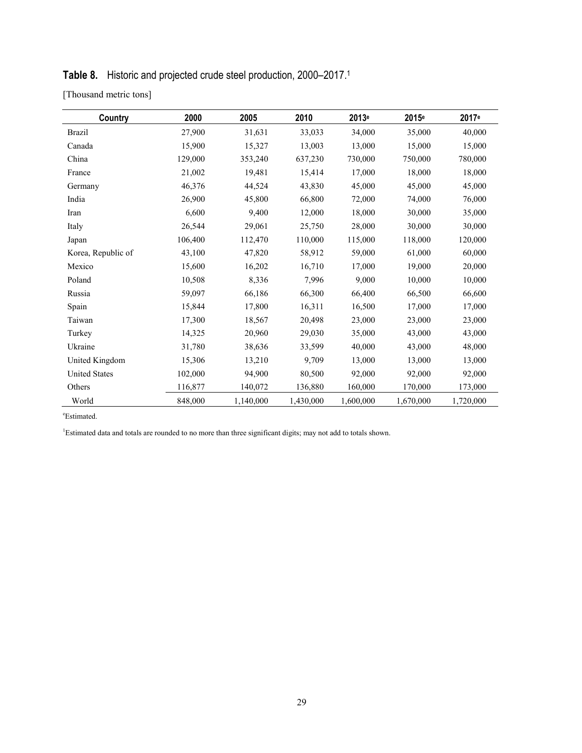**Table 8.** Historic and projected crude steel production, 2000–2017.[1]

[Thousand metric tons]

| Country | 2000 | 2005 | 2010 | 2013[e] | 2015[e] | 2017[e] |
|---|---|---|---|---|---|---|
| Brazil | 27,900 | 31,631 | 33,033 | 34,000 | 35,000 | 40,000 |
| Canada | 15,900 | 15,327 | 13,003 | 13,000 | 15,000 | 15,000 |
| China | 129,000 | 353,240 | 637,230 | 730,000 | 750,000 | 780,000 |
| France | 21,002 | 19,481 | 15,414 | 17,000 | 18,000 | 18,000 |
| Germany | 46,376 | 44,524 | 43,830 | 45,000 | 45,000 | 45,000 |
| India | 26,900 | 45,800 | 66,800 | 72,000 | 74,000 | 76,000 |
| Iran | 6,600 | 9,400 | 12,000 | 18,000 | 30,000 | 35,000 |
| Italy | 26,544 | 29,061 | 25,750 | 28,000 | 30,000 | 30,000 |
| Japan | 106,400 | 112,470 | 110,000 | 115,000 | 118,000 | 120,000 |
| Korea, Republic of | 43,100 | 47,820 | 58,912 | 59,000 | 61,000 | 60,000 |
| Mexico | 15,600 | 16,202 | 16,710 | 17,000 | 19,000 | 20,000 |
| Poland | 10,508 | 8,336 | 7,996 | 9,000 | 10,000 | 10,000 |
| Russia | 59,097 | 66,186 | 66,300 | 66,400 | 66,500 | 66,600 |
| Spain | 15,844 | 17,800 | 16,311 | 16,500 | 17,000 | 17,000 |
| Taiwan | 17,300 | 18,567 | 20,498 | 23,000 | 23,000 | 23,000 |
| Turkey | 14,325 | 20,960 | 29,030 | 35,000 | 43,000 | 43,000 |
| Ukraine | 31,780 | 38,636 | 33,599 | 40,000 | 43,000 | 48,000 |
| United Kingdom | 15,306 | 13,210 | 9,709 | 13,000 | 13,000 | 13,000 |
| United States | 102,000 | 94,900 | 80,500 | 92,000 | 92,000 | 92,000 |
| Others | 116,877 | 140,072 | 136,880 | 160,000 | 170,000 | 173,000 |
| World | 848,000 | 1,140,000 | 1,430,000 | 1,600,000 | 1,670,000 | 1,720,000 |

[e]Estimated.

[1]Estimated data and totals are rounded to no more than three significant digits; may not add to totals shown.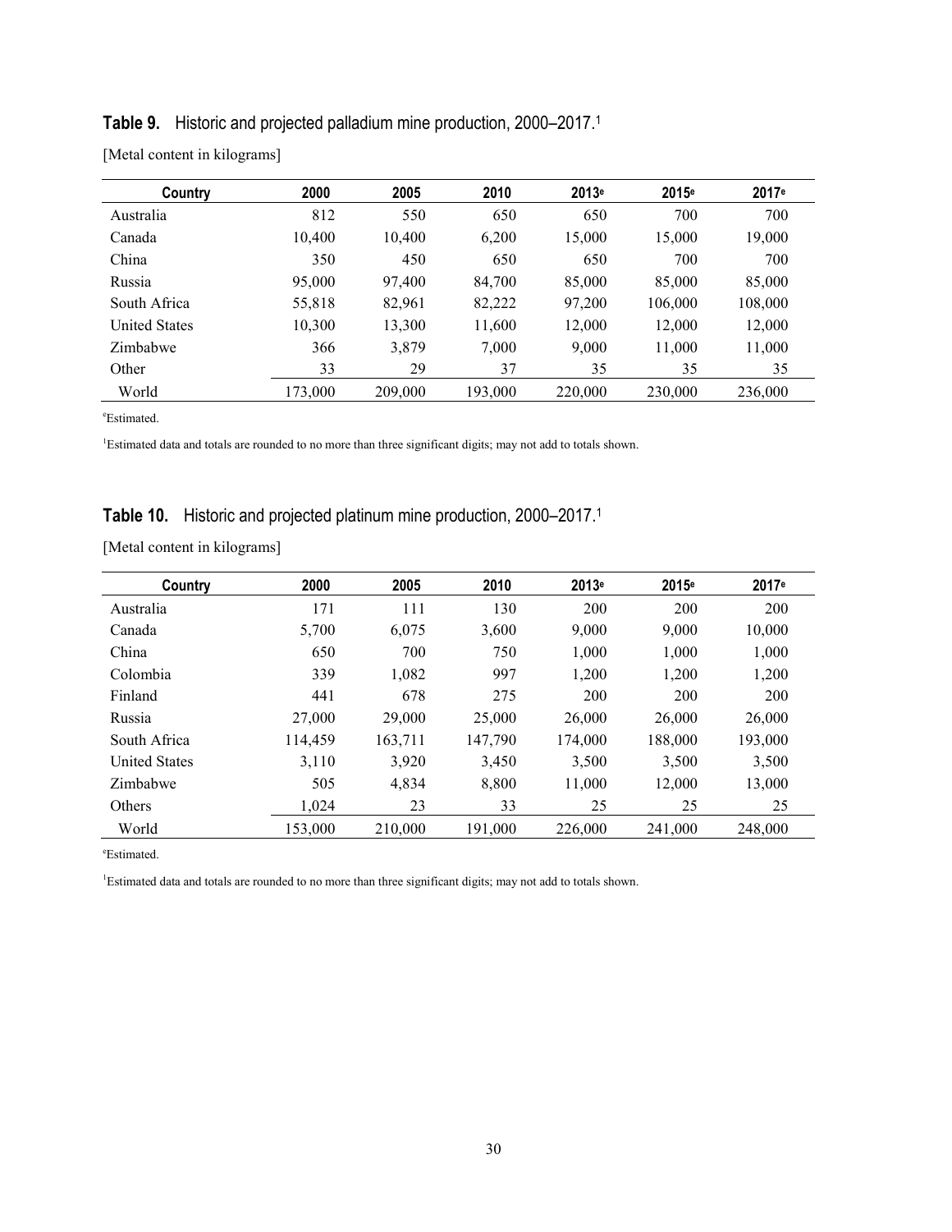**Table 9.** Historic and projected palladium mine production, 2000–2017.[1]

[Metal content in kilograms]

| Country | 2000 | 2005 | 2010 | 2013[e] | 2015[e] | 2017[e] |
|---|---|---|---|---|---|---|
| Australia | 812 | 550 | 650 | 650 | 700 | 700 |
| Canada | 10,400 | 10,400 | 6,200 | 15,000 | 15,000 | 19,000 |
| China | 350 | 450 | 650 | 650 | 700 | 700 |
| Russia | 95,000 | 97,400 | 84,700 | 85,000 | 85,000 | 85,000 |
| South Africa | 55,818 | 82,961 | 82,222 | 97,200 | 106,000 | 108,000 |
| United States | 10,300 | 13,300 | 11,600 | 12,000 | 12,000 | 12,000 |
| Zimbabwe | 366 | 3,879 | 7,000 | 9,000 | 11,000 | 11,000 |
| Other | 33 | 29 | 37 | 35 | 35 | 35 |
| World | 173,000 | 209,000 | 193,000 | 220,000 | 230,000 | 236,000 |

[e]Estimated.

[1]Estimated data and totals are rounded to no more than three significant digits; may not add to totals shown.

**Table 10.** Historic and projected platinum mine production, 2000–2017.[1]

[Metal content in kilograms]

| Country | 2000 | 2005 | 2010 | 2013[e] | 2015[e] | 2017[e] |
|---|---|---|---|---|---|---|
| Australia | 171 | 111 | 130 | 200 | 200 | 200 |
| Canada | 5,700 | 6,075 | 3,600 | 9,000 | 9,000 | 10,000 |
| China | 650 | 700 | 750 | 1,000 | 1,000 | 1,000 |
| Colombia | 339 | 1,082 | 997 | 1,200 | 1,200 | 1,200 |
| Finland | 441 | 678 | 275 | 200 | 200 | 200 |
| Russia | 27,000 | 29,000 | 25,000 | 26,000 | 26,000 | 26,000 |
| South Africa | 114,459 | 163,711 | 147,790 | 174,000 | 188,000 | 193,000 |
| United States | 3,110 | 3,920 | 3,450 | 3,500 | 3,500 | 3,500 |
| Zimbabwe | 505 | 4,834 | 8,800 | 11,000 | 12,000 | 13,000 |
| Others | 1,024 | 23 | 33 | 25 | 25 | 25 |
| World | 153,000 | 210,000 | 191,000 | 226,000 | 241,000 | 248,000 |

[e]Estimated.

[1]Estimated data and totals are rounded to no more than three significant digits; may not add to totals shown.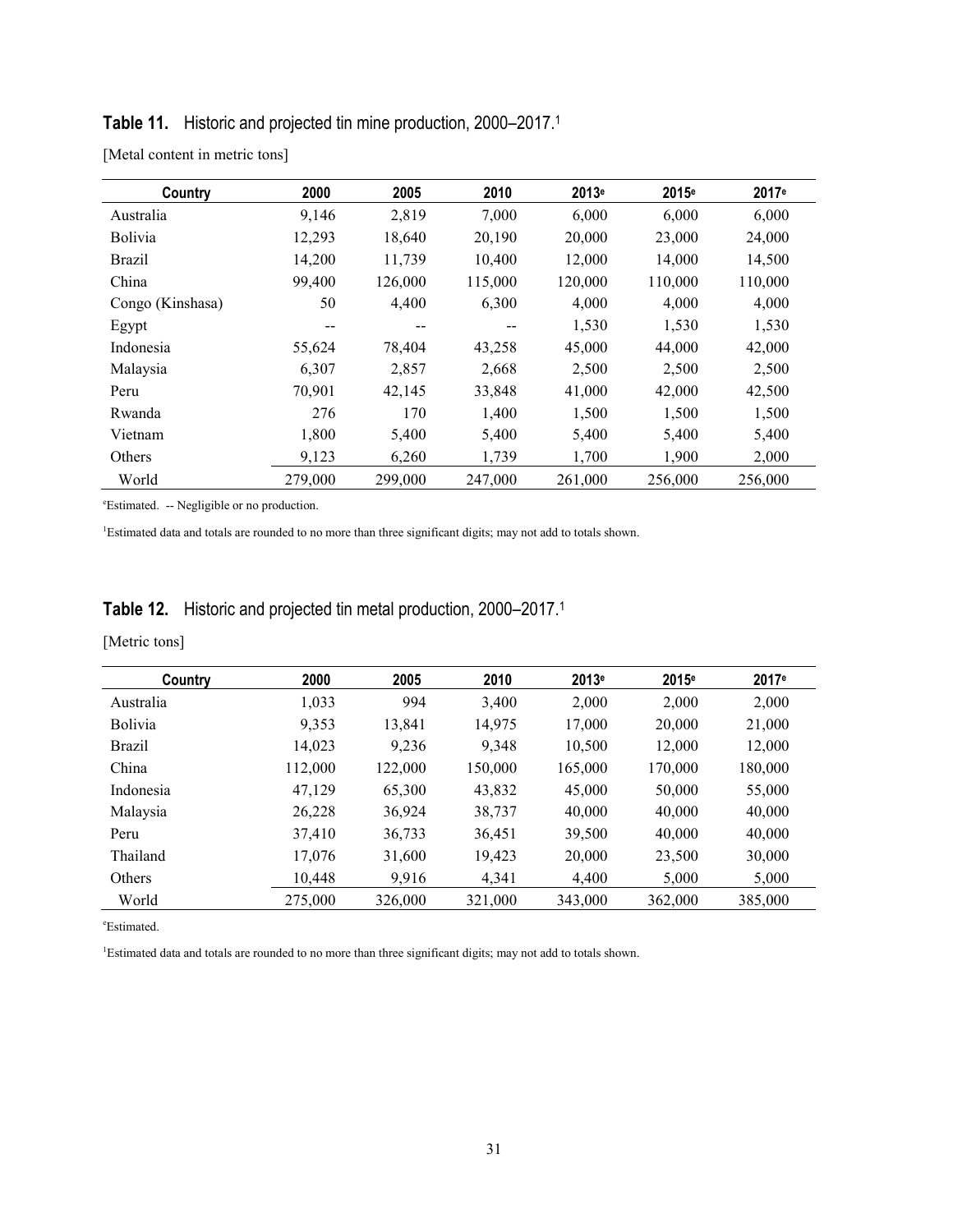**Table 11.** Historic and projected tin mine production, 2000–2017.[1]

[Metal content in metric tons]

| Country | 2000 | 2005 | 2010 | 2013[e] | 2015[e] | 2017[e] |
|---|---|---|---|---|---|---|
| Australia | 9,146 | 2,819 | 7,000 | 6,000 | 6,000 | 6,000 |
| Bolivia | 12,293 | 18,640 | 20,190 | 20,000 | 23,000 | 24,000 |
| Brazil | 14,200 | 11,739 | 10,400 | 12,000 | 14,000 | 14,500 |
| China | 99,400 | 126,000 | 115,000 | 120,000 | 110,000 | 110,000 |
| Congo (Kinshasa) | 50 | 4,400 | 6,300 | 4,000 | 4,000 | 4,000 |
| Egypt | -- | -- | -- | 1,530 | 1,530 | 1,530 |
| Indonesia | 55,624 | 78,404 | 43,258 | 45,000 | 44,000 | 42,000 |
| Malaysia | 6,307 | 2,857 | 2,668 | 2,500 | 2,500 | 2,500 |
| Peru | 70,901 | 42,145 | 33,848 | 41,000 | 42,000 | 42,500 |
| Rwanda | 276 | 170 | 1,400 | 1,500 | 1,500 | 1,500 |
| Vietnam | 1,800 | 5,400 | 5,400 | 5,400 | 5,400 | 5,400 |
| Others | 9,123 | 6,260 | 1,739 | 1,700 | 1,900 | 2,000 |
| World | 279,000 | 299,000 | 247,000 | 261,000 | 256,000 | 256,000 |

[e]Estimated. -- Negligible or no production.

[1]Estimated data and totals are rounded to no more than three significant digits; may not add to totals shown.

**Table 12.** Historic and projected tin metal production, 2000–2017.[1]

[Metric tons]

| Country | 2000 | 2005 | 2010 | 2013[e] | 2015[e] | 2017[e] |
|---|---|---|---|---|---|---|
| Australia | 1,033 | 994 | 3,400 | 2,000 | 2,000 | 2,000 |
| Bolivia | 9,353 | 13,841 | 14,975 | 17,000 | 20,000 | 21,000 |
| Brazil | 14,023 | 9,236 | 9,348 | 10,500 | 12,000 | 12,000 |
| China | 112,000 | 122,000 | 150,000 | 165,000 | 170,000 | 180,000 |
| Indonesia | 47,129 | 65,300 | 43,832 | 45,000 | 50,000 | 55,000 |
| Malaysia | 26,228 | 36,924 | 38,737 | 40,000 | 40,000 | 40,000 |
| Peru | 37,410 | 36,733 | 36,451 | 39,500 | 40,000 | 40,000 |
| Thailand | 17,076 | 31,600 | 19,423 | 20,000 | 23,500 | 30,000 |
| Others | 10,448 | 9,916 | 4,341 | 4,400 | 5,000 | 5,000 |
| World | 275,000 | 326,000 | 321,000 | 343,000 | 362,000 | 385,000 |

[e]Estimated.

[1]Estimated data and totals are rounded to no more than three significant digits; may not add to totals shown.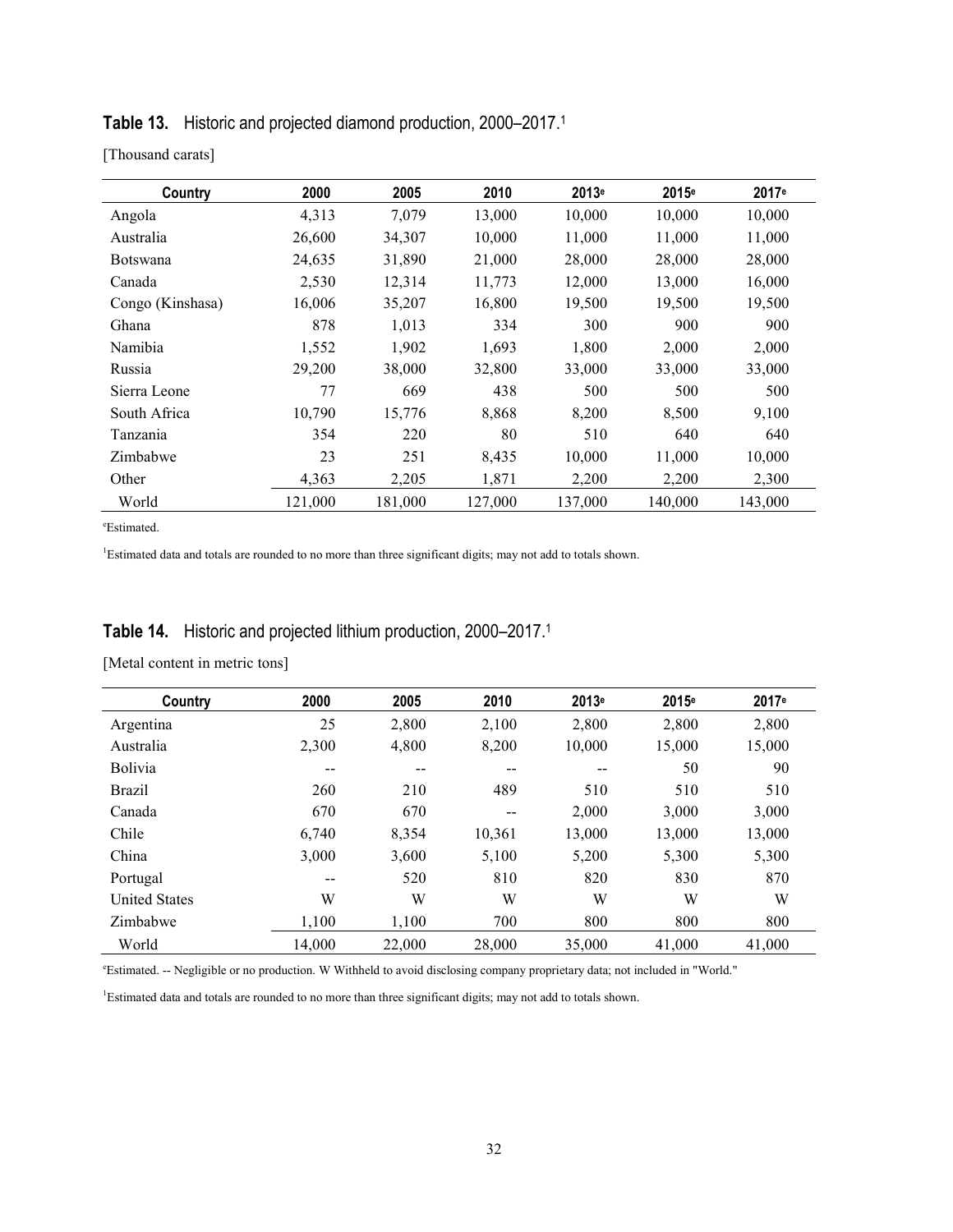**Table 13.** Historic and projected diamond production, 2000–2017.[1]

[Thousand carats]

| Country | 2000 | 2005 | 2010 | 2013[e] | 2015[e] | 2017[e] |
|---|---|---|---|---|---|---|
| Angola | 4,313 | 7,079 | 13,000 | 10,000 | 10,000 | 10,000 |
| Australia | 26,600 | 34,307 | 10,000 | 11,000 | 11,000 | 11,000 |
| Botswana | 24,635 | 31,890 | 21,000 | 28,000 | 28,000 | 28,000 |
| Canada | 2,530 | 12,314 | 11,773 | 12,000 | 13,000 | 16,000 |
| Congo (Kinshasa) | 16,006 | 35,207 | 16,800 | 19,500 | 19,500 | 19,500 |
| Ghana | 878 | 1,013 | 334 | 300 | 900 | 900 |
| Namibia | 1,552 | 1,902 | 1,693 | 1,800 | 2,000 | 2,000 |
| Russia | 29,200 | 38,000 | 32,800 | 33,000 | 33,000 | 33,000 |
| Sierra Leone | 77 | 669 | 438 | 500 | 500 | 500 |
| South Africa | 10,790 | 15,776 | 8,868 | 8,200 | 8,500 | 9,100 |
| Tanzania | 354 | 220 | 80 | 510 | 640 | 640 |
| Zimbabwe | 23 | 251 | 8,435 | 10,000 | 11,000 | 10,000 |
| Other | 4,363 | 2,205 | 1,871 | 2,200 | 2,200 | 2,300 |
| World | 121,000 | 181,000 | 127,000 | 137,000 | 140,000 | 143,000 |

[e]Estimated.

[1]Estimated data and totals are rounded to no more than three significant digits; may not add to totals shown.

**Table 14.** Historic and projected lithium production, 2000–2017.[1]

[Metal content in metric tons]

| Country | 2000 | 2005 | 2010 | 2013[e] | 2015[e] | 2017[e] |
|---|---|---|---|---|---|---|
| Argentina | 25 | 2,800 | 2,100 | 2,800 | 2,800 | 2,800 |
| Australia | 2,300 | 4,800 | 8,200 | 10,000 | 15,000 | 15,000 |
| Bolivia | -- | -- | -- | -- | 50 | 90 |
| Brazil | 260 | 210 | 489 | 510 | 510 | 510 |
| Canada | 670 | 670 | -- | 2,000 | 3,000 | 3,000 |
| Chile | 6,740 | 8,354 | 10,361 | 13,000 | 13,000 | 13,000 |
| China | 3,000 | 3,600 | 5,100 | 5,200 | 5,300 | 5,300 |
| Portugal | -- | 520 | 810 | 820 | 830 | 870 |
| United States | W | W | W | W | W | W |
| Zimbabwe | 1,100 | 1,100 | 700 | 800 | 800 | 800 |
| World | 14,000 | 22,000 | 28,000 | 35,000 | 41,000 | 41,000 |

[e]Estimated. -- Negligible or no production. W Withheld to avoid disclosing company proprietary data; not included in "World."

[1]Estimated data and totals are rounded to no more than three significant digits; may not add to totals shown.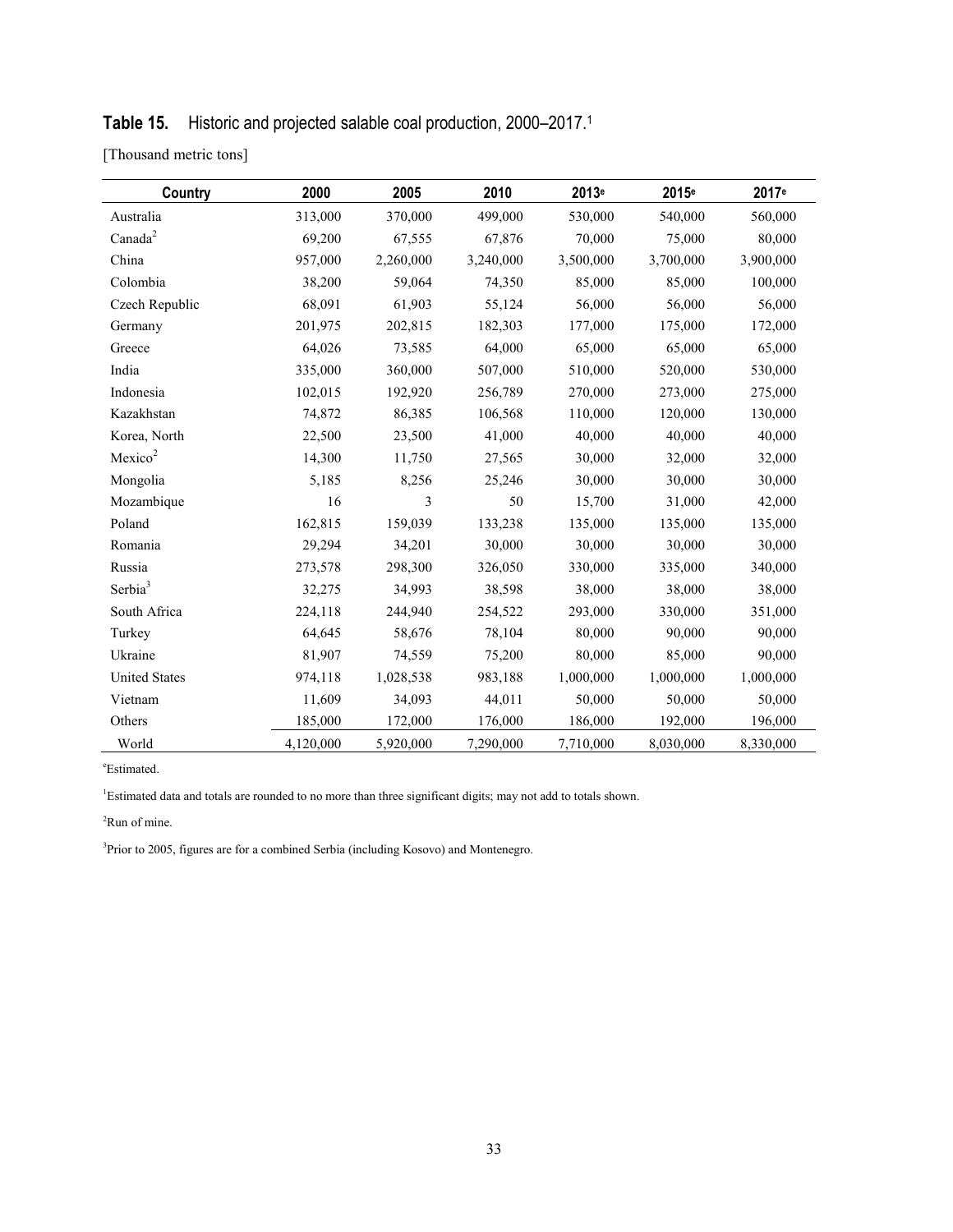**Table 15.** Historic and projected salable coal production, 2000–2017.[1]

[Thousand metric tons]

| Country | 2000 | 2005 | 2010 | 2013[e] | 2015[e] | 2017[e] |
|---|---|---|---|---|---|---|
| Australia | 313,000 | 370,000 | 499,000 | 530,000 | 540,000 | 560,000 |
| Canada[2] | 69,200 | 67,555 | 67,876 | 70,000 | 75,000 | 80,000 |
| China | 957,000 | 2,260,000 | 3,240,000 | 3,500,000 | 3,700,000 | 3,900,000 |
| Colombia | 38,200 | 59,064 | 74,350 | 85,000 | 85,000 | 100,000 |
| Czech Republic | 68,091 | 61,903 | 55,124 | 56,000 | 56,000 | 56,000 |
| Germany | 201,975 | 202,815 | 182,303 | 177,000 | 175,000 | 172,000 |
| Greece | 64,026 | 73,585 | 64,000 | 65,000 | 65,000 | 65,000 |
| India | 335,000 | 360,000 | 507,000 | 510,000 | 520,000 | 530,000 |
| Indonesia | 102,015 | 192,920 | 256,789 | 270,000 | 273,000 | 275,000 |
| Kazakhstan | 74,872 | 86,385 | 106,568 | 110,000 | 120,000 | 130,000 |
| Korea, North | 22,500 | 23,500 | 41,000 | 40,000 | 40,000 | 40,000 |
| Mexico[2] | 14,300 | 11,750 | 27,565 | 30,000 | 32,000 | 32,000 |
| Mongolia | 5,185 | 8,256 | 25,246 | 30,000 | 30,000 | 30,000 |
| Mozambique | 16 | 3 | 50 | 15,700 | 31,000 | 42,000 |
| Poland | 162,815 | 159,039 | 133,238 | 135,000 | 135,000 | 135,000 |
| Romania | 29,294 | 34,201 | 30,000 | 30,000 | 30,000 | 30,000 |
| Russia | 273,578 | 298,300 | 326,050 | 330,000 | 335,000 | 340,000 |
| Serbia[3] | 32,275 | 34,993 | 38,598 | 38,000 | 38,000 | 38,000 |
| South Africa | 224,118 | 244,940 | 254,522 | 293,000 | 330,000 | 351,000 |
| Turkey | 64,645 | 58,676 | 78,104 | 80,000 | 90,000 | 90,000 |
| Ukraine | 81,907 | 74,559 | 75,200 | 80,000 | 85,000 | 90,000 |
| United States | 974,118 | 1,028,538 | 983,188 | 1,000,000 | 1,000,000 | 1,000,000 |
| Vietnam | 11,609 | 34,093 | 44,011 | 50,000 | 50,000 | 50,000 |
| Others | 185,000 | 172,000 | 176,000 | 186,000 | 192,000 | 196,000 |
| World | 4,120,000 | 5,920,000 | 7,290,000 | 7,710,000 | 8,030,000 | 8,330,000 |

[e]Estimated.

[1]Estimated data and totals are rounded to no more than three significant digits; may not add to totals shown.

[2]Run of mine.

[3]Prior to 2005, figures are for a combined Serbia (including Kosovo) and Montenegro.